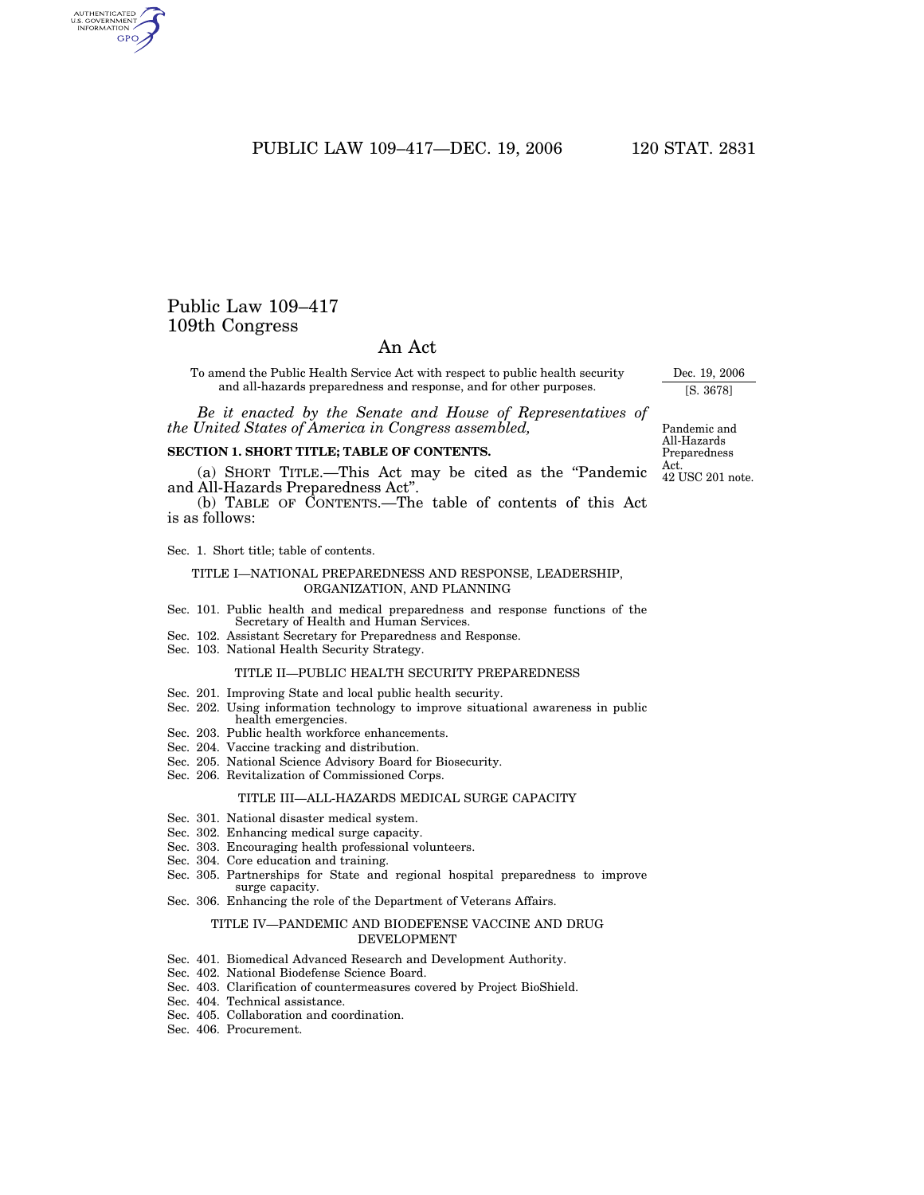# Public Law 109–417
# 109th Congress

## An Act

To amend the Public Health Service Act with respect to public health security and all-hazards preparedness and response, and for other purposes.

Dec. 19, 2006
[S. 3678]

*Be it enacted by the Senate and House of Representatives of the United States of America in Congress assembled,*

Pandemic and All-Hazards Preparedness Act.
42 USC 201 note.

**SECTION 1. SHORT TITLE; TABLE OF CONTENTS.**

(a) SHORT TITLE.—This Act may be cited as the "Pandemic and All-Hazards Preparedness Act".

(b) TABLE OF CONTENTS.—The table of contents of this Act is as follows:

Sec. 1. Short title; table of contents.

TITLE I—NATIONAL PREPAREDNESS AND RESPONSE, LEADERSHIP, ORGANIZATION, AND PLANNING

Sec. 101. Public health and medical preparedness and response functions of the Secretary of Health and Human Services.
Sec. 102. Assistant Secretary for Preparedness and Response.
Sec. 103. National Health Security Strategy.

TITLE II—PUBLIC HEALTH SECURITY PREPAREDNESS

Sec. 201. Improving State and local public health security.
Sec. 202. Using information technology to improve situational awareness in public health emergencies.
Sec. 203. Public health workforce enhancements.
Sec. 204. Vaccine tracking and distribution.
Sec. 205. National Science Advisory Board for Biosecurity.
Sec. 206. Revitalization of Commissioned Corps.

TITLE III—ALL-HAZARDS MEDICAL SURGE CAPACITY

Sec. 301. National disaster medical system.
Sec. 302. Enhancing medical surge capacity.
Sec. 303. Encouraging health professional volunteers.
Sec. 304. Core education and training.
Sec. 305. Partnerships for State and regional hospital preparedness to improve surge capacity.
Sec. 306. Enhancing the role of the Department of Veterans Affairs.

TITLE IV—PANDEMIC AND BIODEFENSE VACCINE AND DRUG DEVELOPMENT

Sec. 401. Biomedical Advanced Research and Development Authority.
Sec. 402. National Biodefense Science Board.
Sec. 403. Clarification of countermeasures covered by Project BioShield.
Sec. 404. Technical assistance.
Sec. 405. Collaboration and coordination.
Sec. 406. Procurement.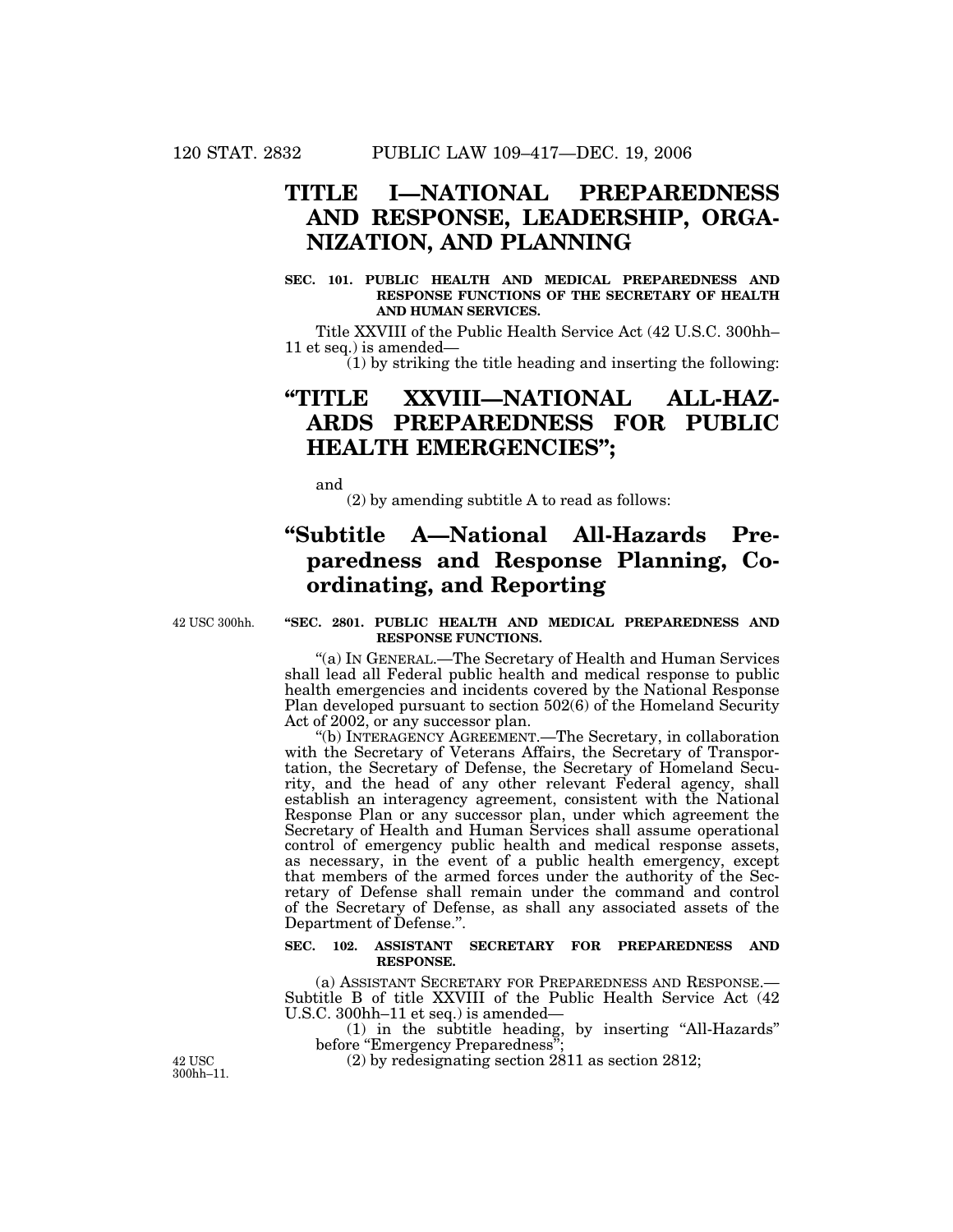# TITLE I—NATIONAL PREPAREDNESS AND RESPONSE, LEADERSHIP, ORGANIZATION, AND PLANNING

**SEC. 101. PUBLIC HEALTH AND MEDICAL PREPAREDNESS AND RESPONSE FUNCTIONS OF THE SECRETARY OF HEALTH AND HUMAN SERVICES.**

Title XXVIII of the Public Health Service Act (42 U.S.C. 300hh–11 et seq.) is amended—

(1) by striking the title heading and inserting the following:

# "TITLE XXVIII—NATIONAL ALL-HAZARDS PREPAREDNESS FOR PUBLIC HEALTH EMERGENCIES";

and

(2) by amending subtitle A to read as follows:

## "Subtitle A—National All-Hazards Preparedness and Response Planning, Coordinating, and Reporting

42 USC 300hh.

**"SEC. 2801. PUBLIC HEALTH AND MEDICAL PREPAREDNESS AND RESPONSE FUNCTIONS.**

"(a) IN GENERAL.—The Secretary of Health and Human Services shall lead all Federal public health and medical response to public health emergencies and incidents covered by the National Response Plan developed pursuant to section 502(6) of the Homeland Security Act of 2002, or any successor plan.

"(b) INTERAGENCY AGREEMENT.—The Secretary, in collaboration with the Secretary of Veterans Affairs, the Secretary of Transportation, the Secretary of Defense, the Secretary of Homeland Security, and the head of any other relevant Federal agency, shall establish an interagency agreement, consistent with the National Response Plan or any successor plan, under which agreement the Secretary of Health and Human Services shall assume operational control of emergency public health and medical response assets, as necessary, in the event of a public health emergency, except that members of the armed forces under the authority of the Secretary of Defense shall remain under the command and control of the Secretary of Defense, as shall any associated assets of the Department of Defense.".

**SEC. 102. ASSISTANT SECRETARY FOR PREPAREDNESS AND RESPONSE.**

(a) ASSISTANT SECRETARY FOR PREPAREDNESS AND RESPONSE.—Subtitle B of title XXVIII of the Public Health Service Act (42 U.S.C. 300hh–11 et seq.) is amended—

(1) in the subtitle heading, by inserting "All-Hazards" before "Emergency Preparedness";

42 USC 300hh–11.

(2) by redesignating section 2811 as section 2812;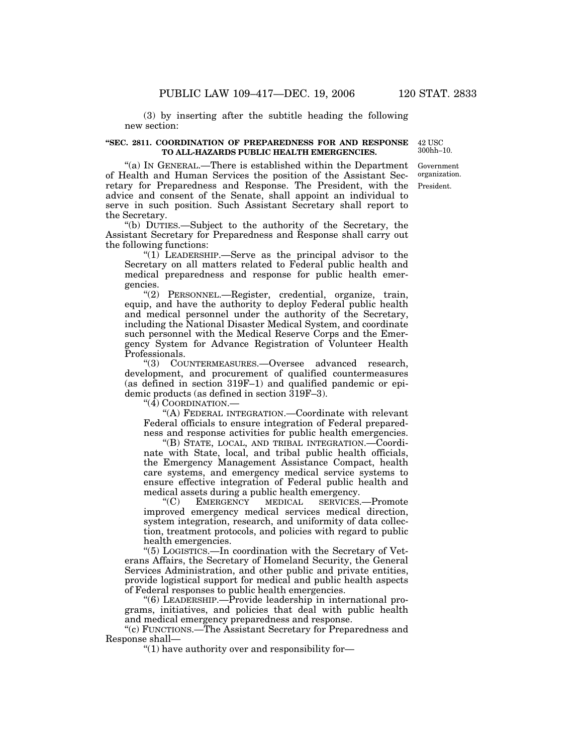(3) by inserting after the subtitle heading the following new section:

**"SEC. 2811. COORDINATION OF PREPAREDNESS FOR AND RESPONSE TO ALL-HAZARDS PUBLIC HEALTH EMERGENCIES.**

42 USC 300hh–10.

"(a) IN GENERAL.—There is established within the Department of Health and Human Services the position of the Assistant Secretary for Preparedness and Response. The President, with the advice and consent of the Senate, shall appoint an individual to serve in such position. Such Assistant Secretary shall report to the Secretary.

Government organization.

President.

"(b) DUTIES.—Subject to the authority of the Secretary, the Assistant Secretary for Preparedness and Response shall carry out the following functions:

"(1) LEADERSHIP.—Serve as the principal advisor to the Secretary on all matters related to Federal public health and medical preparedness and response for public health emergencies.

"(2) PERSONNEL.—Register, credential, organize, train, equip, and have the authority to deploy Federal public health and medical personnel under the authority of the Secretary, including the National Disaster Medical System, and coordinate such personnel with the Medical Reserve Corps and the Emergency System for Advance Registration of Volunteer Health Professionals.

"(3) COUNTERMEASURES.—Oversee advanced research, development, and procurement of qualified countermeasures (as defined in section 319F–1) and qualified pandemic or epidemic products (as defined in section 319F–3).

"(4) COORDINATION.—

"(A) FEDERAL INTEGRATION.—Coordinate with relevant Federal officials to ensure integration of Federal preparedness and response activities for public health emergencies.

"(B) STATE, LOCAL, AND TRIBAL INTEGRATION.—Coordinate with State, local, and tribal public health officials, the Emergency Management Assistance Compact, health care systems, and emergency medical service systems to ensure effective integration of Federal public health and medical assets during a public health emergency.

"(C) EMERGENCY MEDICAL SERVICES.—Promote improved emergency medical services medical direction, system integration, research, and uniformity of data collection, treatment protocols, and policies with regard to public health emergencies.

"(5) LOGISTICS.—In coordination with the Secretary of Veterans Affairs, the Secretary of Homeland Security, the General Services Administration, and other public and private entities, provide logistical support for medical and public health aspects of Federal responses to public health emergencies.

"(6) LEADERSHIP.—Provide leadership in international programs, initiatives, and policies that deal with public health and medical emergency preparedness and response.

"(c) FUNCTIONS.—The Assistant Secretary for Preparedness and Response shall—

"(1) have authority over and responsibility for—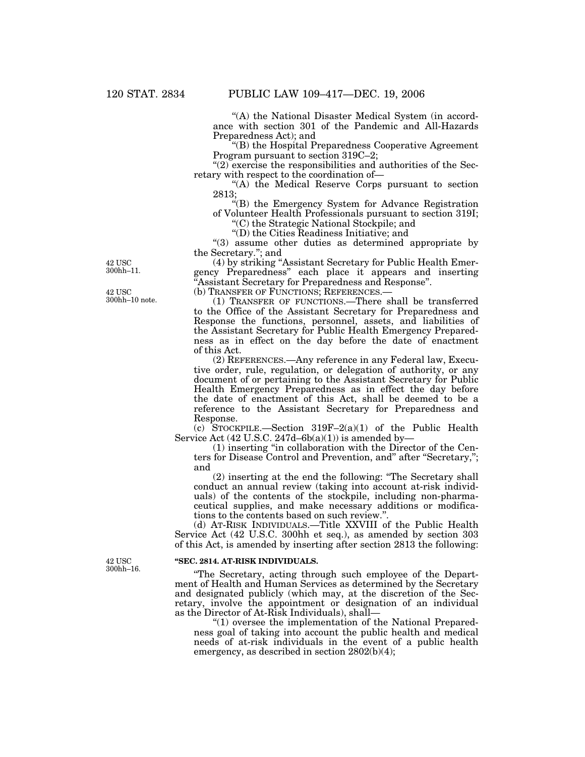"(A) the National Disaster Medical System (in accordance with section 301 of the Pandemic and All-Hazards Preparedness Act); and

"(B) the Hospital Preparedness Cooperative Agreement Program pursuant to section 319C–2;

"(2) exercise the responsibilities and authorities of the Secretary with respect to the coordination of—

"(A) the Medical Reserve Corps pursuant to section 2813;

"(B) the Emergency System for Advance Registration of Volunteer Health Professionals pursuant to section 319I;

"(C) the Strategic National Stockpile; and

"(D) the Cities Readiness Initiative; and

"(3) assume other duties as determined appropriate by the Secretary."; and

42 USC 300hh–11.

(4) by striking "Assistant Secretary for Public Health Emergency Preparedness" each place it appears and inserting "Assistant Secretary for Preparedness and Response".

42 USC 300hh–10 note.

(b) TRANSFER OF FUNCTIONS; REFERENCES.—

(1) TRANSFER OF FUNCTIONS.—There shall be transferred to the Office of the Assistant Secretary for Preparedness and Response the functions, personnel, assets, and liabilities of the Assistant Secretary for Public Health Emergency Preparedness as in effect on the day before the date of enactment of this Act.

(2) REFERENCES.—Any reference in any Federal law, Executive order, rule, regulation, or delegation of authority, or any document of or pertaining to the Assistant Secretary for Public Health Emergency Preparedness as in effect the day before the date of enactment of this Act, shall be deemed to be a reference to the Assistant Secretary for Preparedness and Response.

(c) STOCKPILE.—Section 319F–2(a)(1) of the Public Health Service Act (42 U.S.C. 247d–6b(a)(1)) is amended by—

(1) inserting "in collaboration with the Director of the Centers for Disease Control and Prevention, and" after "Secretary,"; and

(2) inserting at the end the following: "The Secretary shall conduct an annual review (taking into account at-risk individuals) of the contents of the stockpile, including non-pharmaceutical supplies, and make necessary additions or modifications to the contents based on such review.".

(d) AT-RISK INDIVIDUALS.—Title XXVIII of the Public Health Service Act (42 U.S.C. 300hh et seq.), as amended by section 303 of this Act, is amended by inserting after section 2813 the following:

42 USC 300hh–16.

**"SEC. 2814. AT-RISK INDIVIDUALS.**

"The Secretary, acting through such employee of the Department of Health and Human Services as determined by the Secretary and designated publicly (which may, at the discretion of the Secretary, involve the appointment or designation of an individual as the Director of At-Risk Individuals), shall—

"(1) oversee the implementation of the National Preparedness goal of taking into account the public health and medical needs of at-risk individuals in the event of a public health emergency, as described in section 2802(b)(4);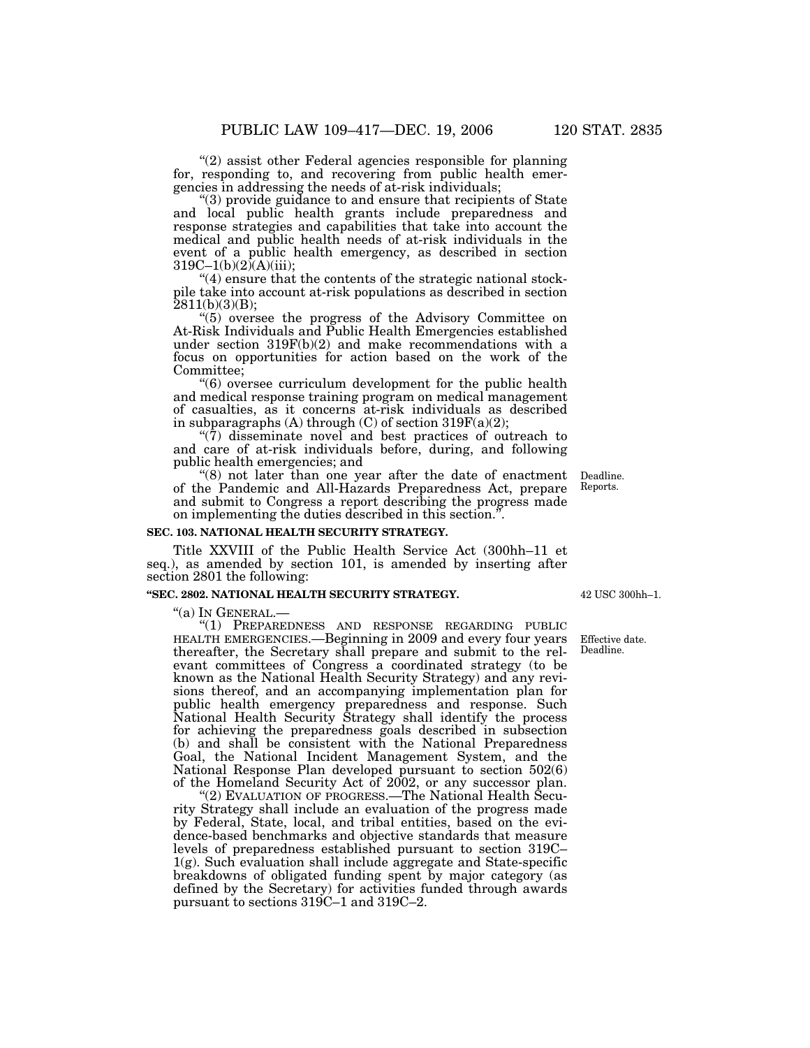"(2) assist other Federal agencies responsible for planning for, responding to, and recovering from public health emergencies in addressing the needs of at-risk individuals;

"(3) provide guidance to and ensure that recipients of State and local public health grants include preparedness and response strategies and capabilities that take into account the medical and public health needs of at-risk individuals in the event of a public health emergency, as described in section 319C–1(b)(2)(A)(iii);

"(4) ensure that the contents of the strategic national stockpile take into account at-risk populations as described in section 2811(b)(3)(B);

"(5) oversee the progress of the Advisory Committee on At-Risk Individuals and Public Health Emergencies established under section 319F(b)(2) and make recommendations with a focus on opportunities for action based on the work of the Committee;

"(6) oversee curriculum development for the public health and medical response training program on medical management of casualties, as it concerns at-risk individuals as described in subparagraphs (A) through (C) of section 319F(a)(2);

"(7) disseminate novel and best practices of outreach to and care of at-risk individuals before, during, and following public health emergencies; and

"(8) not later than one year after the date of enactment of the Pandemic and All-Hazards Preparedness Act, prepare and submit to Congress a report describing the progress made on implementing the duties described in this section.".

Deadline. Reports.

**SEC. 103. NATIONAL HEALTH SECURITY STRATEGY.**

Title XXVIII of the Public Health Service Act (300hh–11 et seq.), as amended by section 101, is amended by inserting after section 2801 the following:

**"SEC. 2802. NATIONAL HEALTH SECURITY STRATEGY.**

42 USC 300hh–1.

"(a) IN GENERAL.—

"(1) PREPAREDNESS AND RESPONSE REGARDING PUBLIC HEALTH EMERGENCIES.—Beginning in 2009 and every four years thereafter, the Secretary shall prepare and submit to the relevant committees of Congress a coordinated strategy (to be known as the National Health Security Strategy) and any revisions thereof, and an accompanying implementation plan for public health emergency preparedness and response. Such National Health Security Strategy shall identify the process for achieving the preparedness goals described in subsection (b) and shall be consistent with the National Preparedness Goal, the National Incident Management System, and the National Response Plan developed pursuant to section 502(6) of the Homeland Security Act of 2002, or any successor plan.

Effective date. Deadline.

"(2) EVALUATION OF PROGRESS.—The National Health Security Strategy shall include an evaluation of the progress made by Federal, State, local, and tribal entities, based on the evidence-based benchmarks and objective standards that measure levels of preparedness established pursuant to section 319C–1(g). Such evaluation shall include aggregate and State-specific breakdowns of obligated funding spent by major category (as defined by the Secretary) for activities funded through awards pursuant to sections 319C–1 and 319C–2.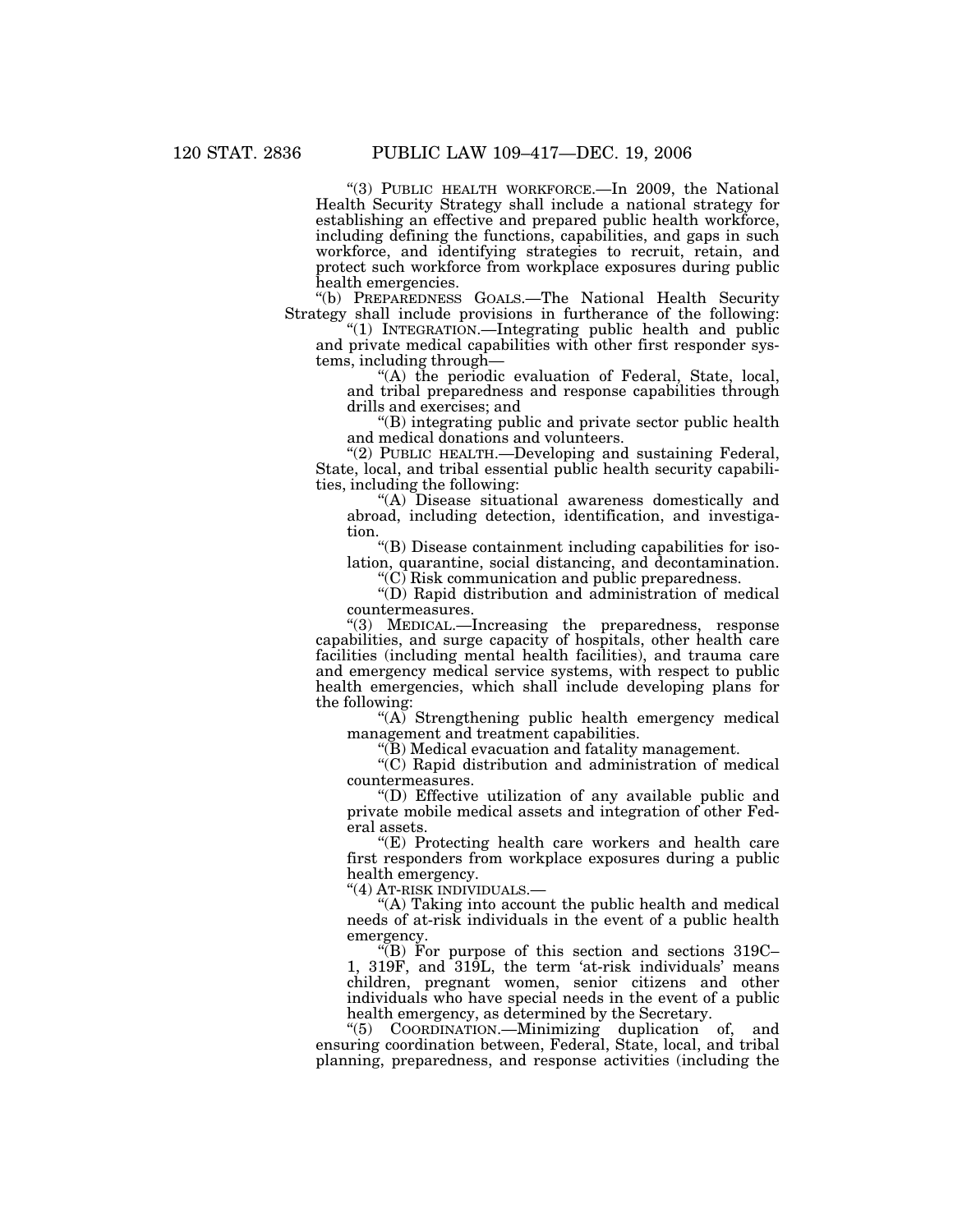"(3) PUBLIC HEALTH WORKFORCE.—In 2009, the National Health Security Strategy shall include a national strategy for establishing an effective and prepared public health workforce, including defining the functions, capabilities, and gaps in such workforce, and identifying strategies to recruit, retain, and protect such workforce from workplace exposures during public health emergencies.

"(b) PREPAREDNESS GOALS.—The National Health Security Strategy shall include provisions in furtherance of the following:

"(1) INTEGRATION.—Integrating public health and public and private medical capabilities with other first responder systems, including through—

"(A) the periodic evaluation of Federal, State, local, and tribal preparedness and response capabilities through drills and exercises; and

"(B) integrating public and private sector public health and medical donations and volunteers.

"(2) PUBLIC HEALTH.—Developing and sustaining Federal, State, local, and tribal essential public health security capabilities, including the following:

"(A) Disease situational awareness domestically and abroad, including detection, identification, and investigation.

"(B) Disease containment including capabilities for isolation, quarantine, social distancing, and decontamination.

"(C) Risk communication and public preparedness.

"(D) Rapid distribution and administration of medical countermeasures.

"(3) MEDICAL.—Increasing the preparedness, response capabilities, and surge capacity of hospitals, other health care facilities (including mental health facilities), and trauma care and emergency medical service systems, with respect to public health emergencies, which shall include developing plans for the following:

"(A) Strengthening public health emergency medical management and treatment capabilities.

"(B) Medical evacuation and fatality management.

"(C) Rapid distribution and administration of medical countermeasures.

"(D) Effective utilization of any available public and private mobile medical assets and integration of other Federal assets.

"(E) Protecting health care workers and health care first responders from workplace exposures during a public health emergency.

"(4) AT-RISK INDIVIDUALS.—

"(A) Taking into account the public health and medical needs of at-risk individuals in the event of a public health emergency.

"(B) For purpose of this section and sections 319C–1, 319F, and 319L, the term 'at-risk individuals' means children, pregnant women, senior citizens and other individuals who have special needs in the event of a public health emergency, as determined by the Secretary.

"(5) COORDINATION.—Minimizing duplication of, and ensuring coordination between, Federal, State, local, and tribal planning, preparedness, and response activities (including the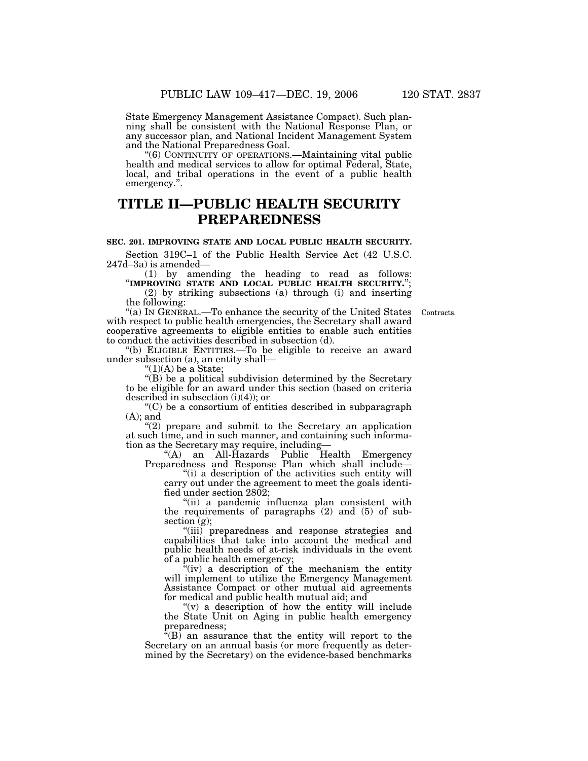State Emergency Management Assistance Compact). Such planning shall be consistent with the National Response Plan, or any successor plan, and National Incident Management System and the National Preparedness Goal.

"(6) CONTINUITY OF OPERATIONS.—Maintaining vital public health and medical services to allow for optimal Federal, State, local, and tribal operations in the event of a public health emergency.".

# TITLE II—PUBLIC HEALTH SECURITY PREPAREDNESS

**SEC. 201. IMPROVING STATE AND LOCAL PUBLIC HEALTH SECURITY.**

Section 319C–1 of the Public Health Service Act (42 U.S.C. 247d–3a) is amended—

(1) by amending the heading to read as follows: "**IMPROVING STATE AND LOCAL PUBLIC HEALTH SECURITY.**";

(2) by striking subsections (a) through (i) and inserting the following:

"(a) IN GENERAL.—To enhance the security of the United States with respect to public health emergencies, the Secretary shall award cooperative agreements to eligible entities to enable such entities to conduct the activities described in subsection (d).

Contracts.

"(b) ELIGIBLE ENTITIES.—To be eligible to receive an award under subsection (a), an entity shall—

"(1)(A) be a State;

"(B) be a political subdivision determined by the Secretary to be eligible for an award under this section (based on criteria described in subsection (i)(4)); or

"(C) be a consortium of entities described in subparagraph (A); and

"(2) prepare and submit to the Secretary an application at such time, and in such manner, and containing such information as the Secretary may require, including—

"(A) an All-Hazards Public Health Emergency Preparedness and Response Plan which shall include—

"(i) a description of the activities such entity will carry out under the agreement to meet the goals identified under section 2802;

"(ii) a pandemic influenza plan consistent with the requirements of paragraphs (2) and (5) of subsection (g);

"(iii) preparedness and response strategies and capabilities that take into account the medical and public health needs of at-risk individuals in the event of a public health emergency;

"(iv) a description of the mechanism the entity will implement to utilize the Emergency Management Assistance Compact or other mutual aid agreements for medical and public health mutual aid; and

"(v) a description of how the entity will include the State Unit on Aging in public health emergency preparedness;

"(B) an assurance that the entity will report to the Secretary on an annual basis (or more frequently as determined by the Secretary) on the evidence-based benchmarks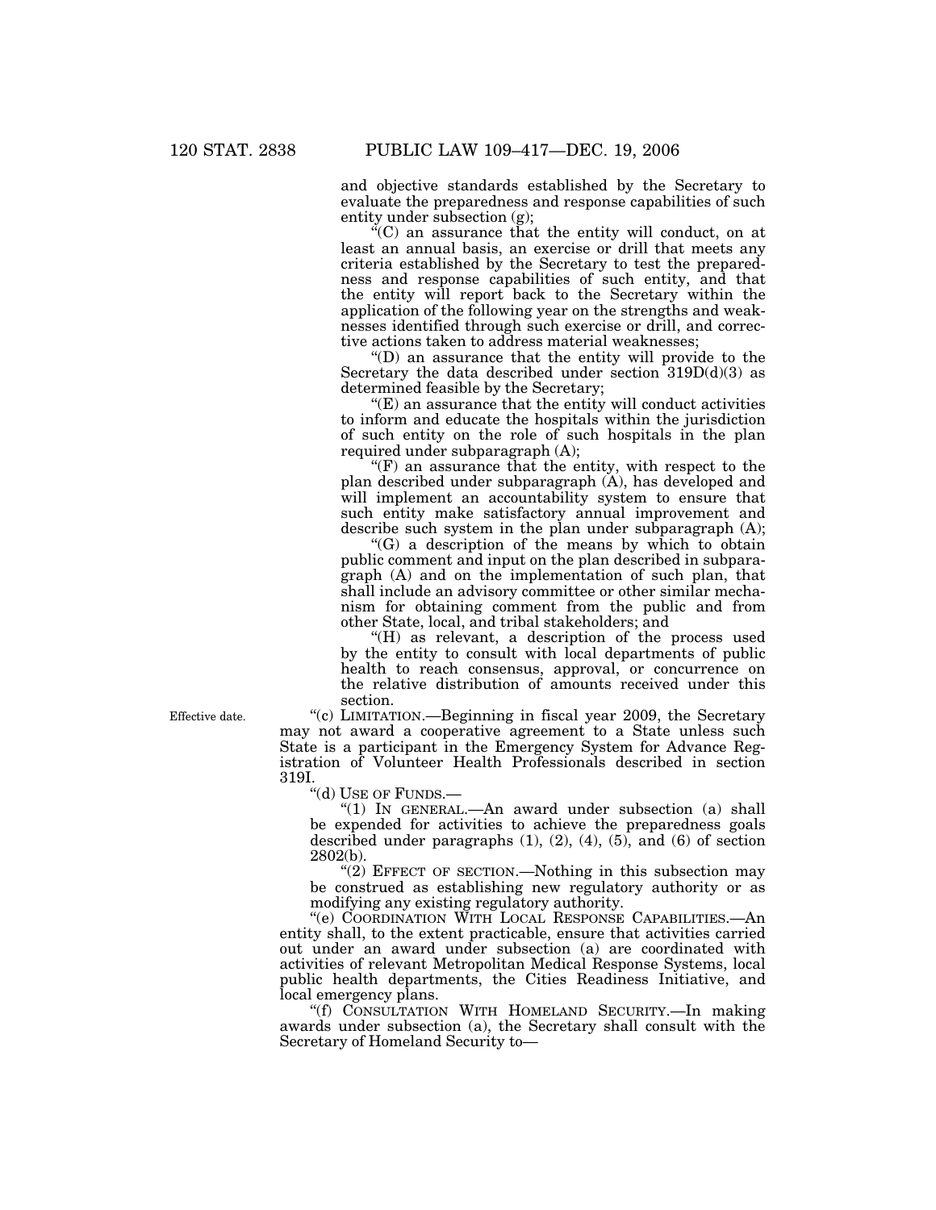and objective standards established by the Secretary to evaluate the preparedness and response capabilities of such entity under subsection (g);

"(C) an assurance that the entity will conduct, on at least an annual basis, an exercise or drill that meets any criteria established by the Secretary to test the preparedness and response capabilities of such entity, and that the entity will report back to the Secretary within the application of the following year on the strengths and weaknesses identified through such exercise or drill, and corrective actions taken to address material weaknesses;

"(D) an assurance that the entity will provide to the Secretary the data described under section 319D(d)(3) as determined feasible by the Secretary;

"(E) an assurance that the entity will conduct activities to inform and educate the hospitals within the jurisdiction of such entity on the role of such hospitals in the plan required under subparagraph (A);

"(F) an assurance that the entity, with respect to the plan described under subparagraph (A), has developed and will implement an accountability system to ensure that such entity make satisfactory annual improvement and describe such system in the plan under subparagraph (A);

"(G) a description of the means by which to obtain public comment and input on the plan described in subparagraph (A) and on the implementation of such plan, that shall include an advisory committee or other similar mechanism for obtaining comment from the public and from other State, local, and tribal stakeholders; and

"(H) as relevant, a description of the process used by the entity to consult with local departments of public health to reach consensus, approval, or concurrence on the relative distribution of amounts received under this section.

Effective date.

"(c) LIMITATION.—Beginning in fiscal year 2009, the Secretary may not award a cooperative agreement to a State unless such State is a participant in the Emergency System for Advance Registration of Volunteer Health Professionals described in section 319I.

"(d) USE OF FUNDS.—

"(1) IN GENERAL.—An award under subsection (a) shall be expended for activities to achieve the preparedness goals described under paragraphs (1), (2), (4), (5), and (6) of section 2802(b).

"(2) EFFECT OF SECTION.—Nothing in this subsection may be construed as establishing new regulatory authority or as modifying any existing regulatory authority.

"(e) COORDINATION WITH LOCAL RESPONSE CAPABILITIES.—An entity shall, to the extent practicable, ensure that activities carried out under an award under subsection (a) are coordinated with activities of relevant Metropolitan Medical Response Systems, local public health departments, the Cities Readiness Initiative, and local emergency plans.

"(f) CONSULTATION WITH HOMELAND SECURITY.—In making awards under subsection (a), the Secretary shall consult with the Secretary of Homeland Security to—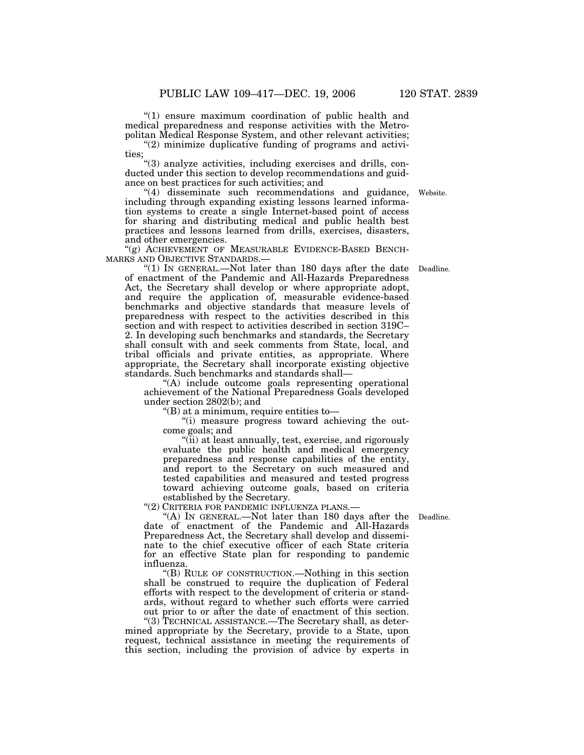"(1) ensure maximum coordination of public health and medical preparedness and response activities with the Metropolitan Medical Response System, and other relevant activities;

"(2) minimize duplicative funding of programs and activities;

"(3) analyze activities, including exercises and drills, conducted under this section to develop recommendations and guidance on best practices for such activities; and

"(4) disseminate such recommendations and guidance, including through expanding existing lessons learned information systems to create a single Internet-based point of access for sharing and distributing medical and public health best practices and lessons learned from drills, exercises, disasters, and other emergencies.

Website.

"(g) ACHIEVEMENT OF MEASURABLE EVIDENCE-BASED BENCHMARKS AND OBJECTIVE STANDARDS.—

"(1) IN GENERAL.—Not later than 180 days after the date of enactment of the Pandemic and All-Hazards Preparedness Act, the Secretary shall develop or where appropriate adopt, and require the application of, measurable evidence-based benchmarks and objective standards that measure levels of preparedness with respect to the activities described in this section and with respect to activities described in section 319C–2. In developing such benchmarks and standards, the Secretary shall consult with and seek comments from State, local, and tribal officials and private entities, as appropriate. Where appropriate, the Secretary shall incorporate existing objective standards. Such benchmarks and standards shall—

Deadline.

"(A) include outcome goals representing operational achievement of the National Preparedness Goals developed under section 2802(b); and

"(B) at a minimum, require entities to—

"(i) measure progress toward achieving the outcome goals; and

"(ii) at least annually, test, exercise, and rigorously evaluate the public health and medical emergency preparedness and response capabilities of the entity, and report to the Secretary on such measured and tested capabilities and measured and tested progress toward achieving outcome goals, based on criteria established by the Secretary.

"(2) CRITERIA FOR PANDEMIC INFLUENZA PLANS.—

"(A) IN GENERAL.—Not later than 180 days after the date of enactment of the Pandemic and All-Hazards Preparedness Act, the Secretary shall develop and disseminate to the chief executive officer of each State criteria for an effective State plan for responding to pandemic influenza.

Deadline.

"(B) RULE OF CONSTRUCTION.—Nothing in this section shall be construed to require the duplication of Federal efforts with respect to the development of criteria or standards, without regard to whether such efforts were carried out prior to or after the date of enactment of this section.

"(3) TECHNICAL ASSISTANCE.—The Secretary shall, as determined appropriate by the Secretary, provide to a State, upon request, technical assistance in meeting the requirements of this section, including the provision of advice by experts in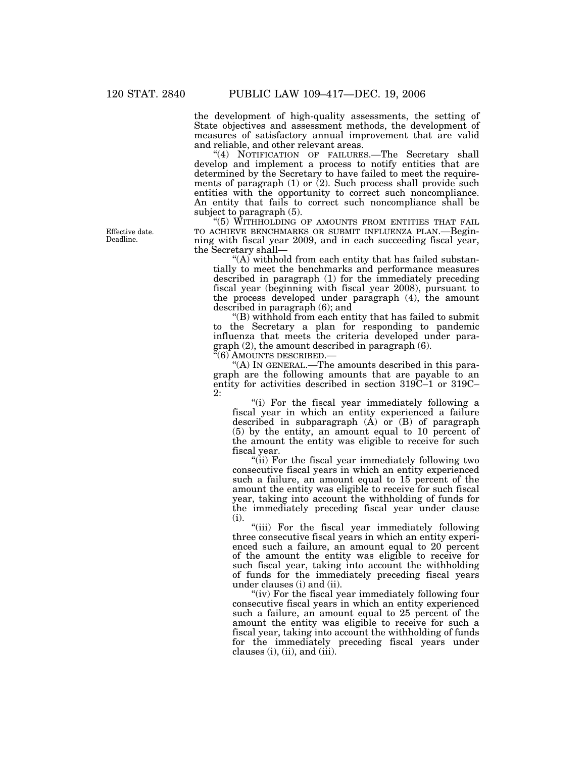the development of high-quality assessments, the setting of State objectives and assessment methods, the development of measures of satisfactory annual improvement that are valid and reliable, and other relevant areas.

"(4) NOTIFICATION OF FAILURES.—The Secretary shall develop and implement a process to notify entities that are determined by the Secretary to have failed to meet the requirements of paragraph (1) or (2). Such process shall provide such entities with the opportunity to correct such noncompliance. An entity that fails to correct such noncompliance shall be subject to paragraph (5).

Effective date. Deadline.

"(5) WITHHOLDING OF AMOUNTS FROM ENTITIES THAT FAIL TO ACHIEVE BENCHMARKS OR SUBMIT INFLUENZA PLAN.—Beginning with fiscal year 2009, and in each succeeding fiscal year, the Secretary shall—

"(A) withhold from each entity that has failed substantially to meet the benchmarks and performance measures described in paragraph (1) for the immediately preceding fiscal year (beginning with fiscal year 2008), pursuant to the process developed under paragraph (4), the amount described in paragraph (6); and

"(B) withhold from each entity that has failed to submit to the Secretary a plan for responding to pandemic influenza that meets the criteria developed under paragraph (2), the amount described in paragraph (6).

"(6) AMOUNTS DESCRIBED.—

"(A) IN GENERAL.—The amounts described in this paragraph are the following amounts that are payable to an entity for activities described in section 319C–1 or 319C–2:

"(i) For the fiscal year immediately following a fiscal year in which an entity experienced a failure described in subparagraph (A) or (B) of paragraph (5) by the entity, an amount equal to 10 percent of the amount the entity was eligible to receive for such fiscal year.

"(ii) For the fiscal year immediately following two consecutive fiscal years in which an entity experienced such a failure, an amount equal to 15 percent of the amount the entity was eligible to receive for such fiscal year, taking into account the withholding of funds for the immediately preceding fiscal year under clause (i).

"(iii) For the fiscal year immediately following three consecutive fiscal years in which an entity experienced such a failure, an amount equal to 20 percent of the amount the entity was eligible to receive for such fiscal year, taking into account the withholding of funds for the immediately preceding fiscal years under clauses (i) and (ii).

"(iv) For the fiscal year immediately following four consecutive fiscal years in which an entity experienced such a failure, an amount equal to 25 percent of the amount the entity was eligible to receive for such a fiscal year, taking into account the withholding of funds for the immediately preceding fiscal years under clauses (i), (ii), and (iii).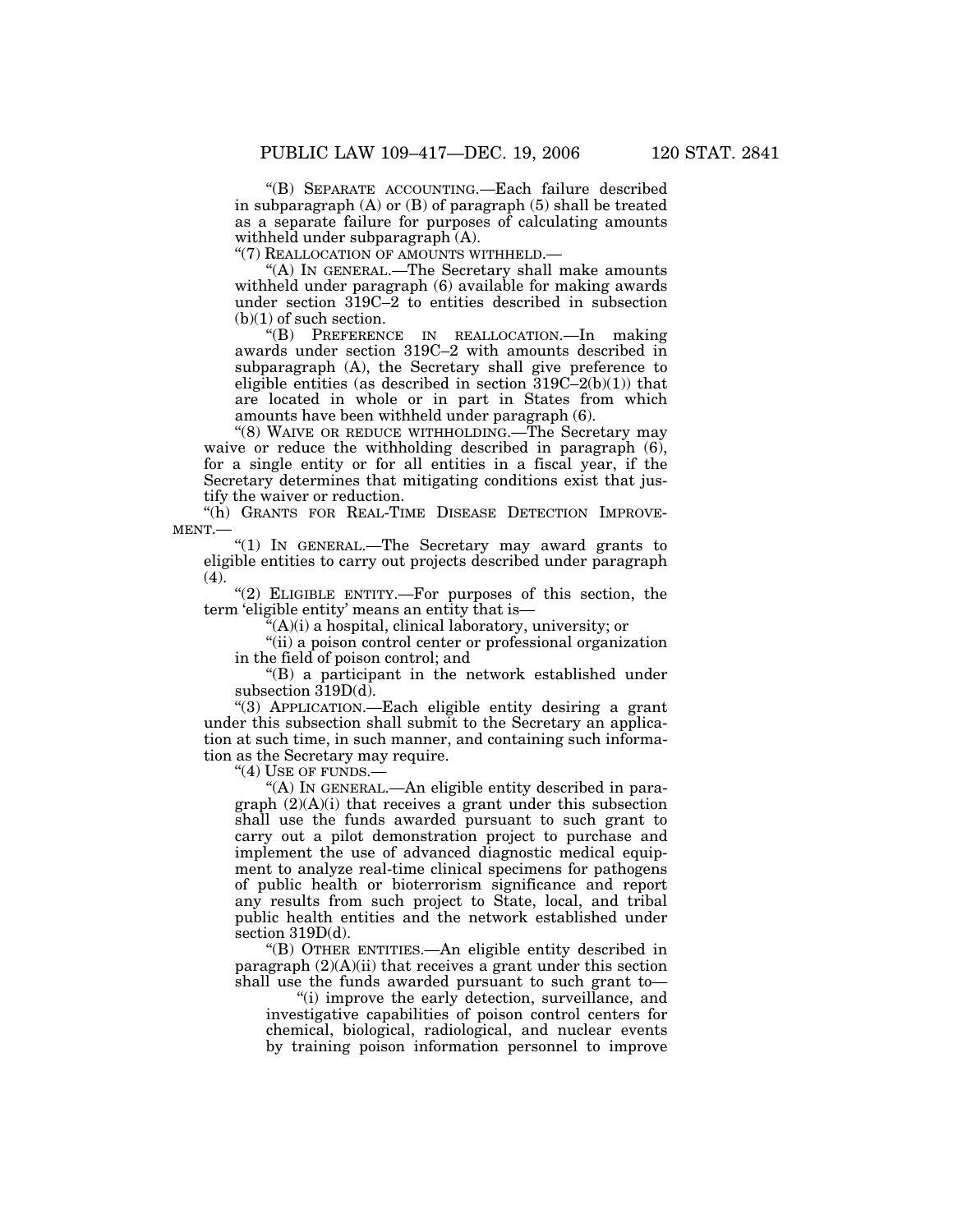"(B) SEPARATE ACCOUNTING.—Each failure described in subparagraph (A) or (B) of paragraph (5) shall be treated as a separate failure for purposes of calculating amounts withheld under subparagraph (A).

"(7) REALLOCATION OF AMOUNTS WITHHELD.—

"(A) IN GENERAL.—The Secretary shall make amounts withheld under paragraph (6) available for making awards under section 319C–2 to entities described in subsection (b)(1) of such section.

"(B) PREFERENCE IN REALLOCATION.—In making awards under section 319C–2 with amounts described in subparagraph (A), the Secretary shall give preference to eligible entities (as described in section 319C–2(b)(1)) that are located in whole or in part in States from which amounts have been withheld under paragraph (6).

"(8) WAIVE OR REDUCE WITHHOLDING.—The Secretary may waive or reduce the withholding described in paragraph (6), for a single entity or for all entities in a fiscal year, if the Secretary determines that mitigating conditions exist that justify the waiver or reduction.

"(h) GRANTS FOR REAL-TIME DISEASE DETECTION IMPROVEMENT.—

"(1) IN GENERAL.—The Secretary may award grants to eligible entities to carry out projects described under paragraph (4).

"(2) ELIGIBLE ENTITY.—For purposes of this section, the term 'eligible entity' means an entity that is—

"(A)(i) a hospital, clinical laboratory, university; or

"(ii) a poison control center or professional organization in the field of poison control; and

"(B) a participant in the network established under subsection 319D(d).

"(3) APPLICATION.—Each eligible entity desiring a grant under this subsection shall submit to the Secretary an application at such time, in such manner, and containing such information as the Secretary may require.

"(4) USE OF FUNDS.—

"(A) IN GENERAL.—An eligible entity described in paragraph (2)(A)(i) that receives a grant under this subsection shall use the funds awarded pursuant to such grant to carry out a pilot demonstration project to purchase and implement the use of advanced diagnostic medical equipment to analyze real-time clinical specimens for pathogens of public health or bioterrorism significance and report any results from such project to State, local, and tribal public health entities and the network established under section 319D(d).

"(B) OTHER ENTITIES.—An eligible entity described in paragraph (2)(A)(ii) that receives a grant under this section shall use the funds awarded pursuant to such grant to—

"(i) improve the early detection, surveillance, and investigative capabilities of poison control centers for chemical, biological, radiological, and nuclear events by training poison information personnel to improve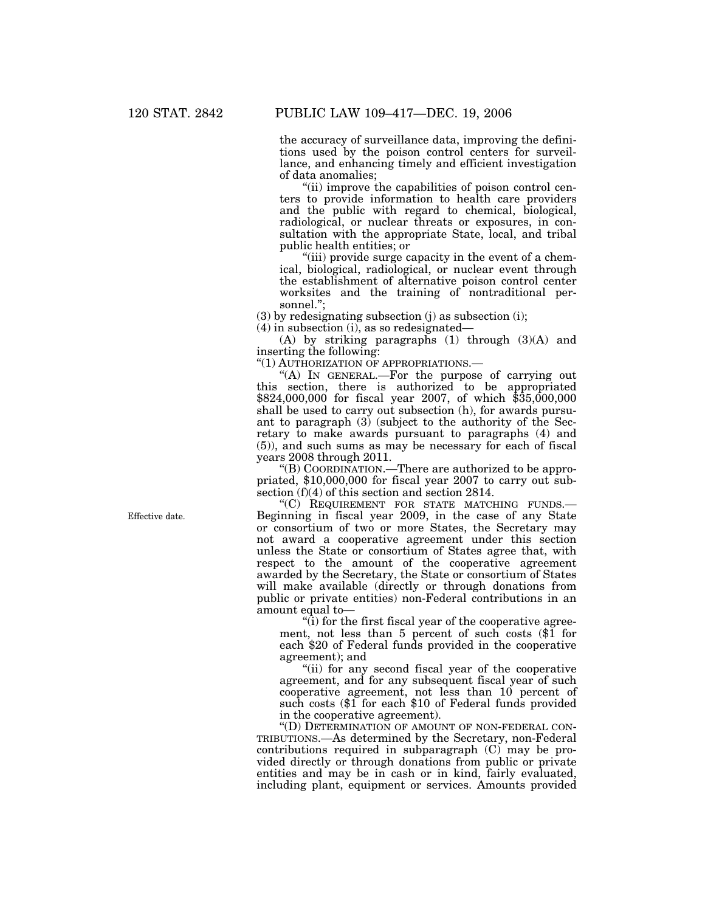the accuracy of surveillance data, improving the definitions used by the poison control centers for surveillance, and enhancing timely and efficient investigation of data anomalies;

"(ii) improve the capabilities of poison control centers to provide information to health care providers and the public with regard to chemical, biological, radiological, or nuclear threats or exposures, in consultation with the appropriate State, local, and tribal public health entities; or

"(iii) provide surge capacity in the event of a chemical, biological, radiological, or nuclear event through the establishment of alternative poison control center worksites and the training of nontraditional personnel.";

(3) by redesignating subsection (j) as subsection (i);

(4) in subsection (i), as so redesignated—

(A) by striking paragraphs (1) through (3)(A) and inserting the following:

"(1) AUTHORIZATION OF APPROPRIATIONS.—

"(A) IN GENERAL.—For the purpose of carrying out this section, there is authorized to be appropriated $824,000,000 for fiscal year 2007, of which $35,000,000 shall be used to carry out subsection (h), for awards pursuant to paragraph (3) (subject to the authority of the Secretary to make awards pursuant to paragraphs (4) and (5)), and such sums as may be necessary for each of fiscal years 2008 through 2011.

"(B) COORDINATION.—There are authorized to be appropriated, $10,000,000 for fiscal year 2007 to carry out subsection (f)(4) of this section and section 2814.

Effective date.

"(C) REQUIREMENT FOR STATE MATCHING FUNDS.—Beginning in fiscal year 2009, in the case of any State or consortium of two or more States, the Secretary may not award a cooperative agreement under this section unless the State or consortium of States agree that, with respect to the amount of the cooperative agreement awarded by the Secretary, the State or consortium of States will make available (directly or through donations from public or private entities) non-Federal contributions in an amount equal to—

"(i) for the first fiscal year of the cooperative agreement, not less than 5 percent of such costs ($1 for each $20 of Federal funds provided in the cooperative agreement); and

"(ii) for any second fiscal year of the cooperative agreement, and for any subsequent fiscal year of such cooperative agreement, not less than 10 percent of such costs ($1 for each $10 of Federal funds provided in the cooperative agreement).

"(D) DETERMINATION OF AMOUNT OF NON-FEDERAL CONTRIBUTIONS.—As determined by the Secretary, non-Federal contributions required in subparagraph (C) may be provided directly or through donations from public or private entities and may be in cash or in kind, fairly evaluated, including plant, equipment or services. Amounts provided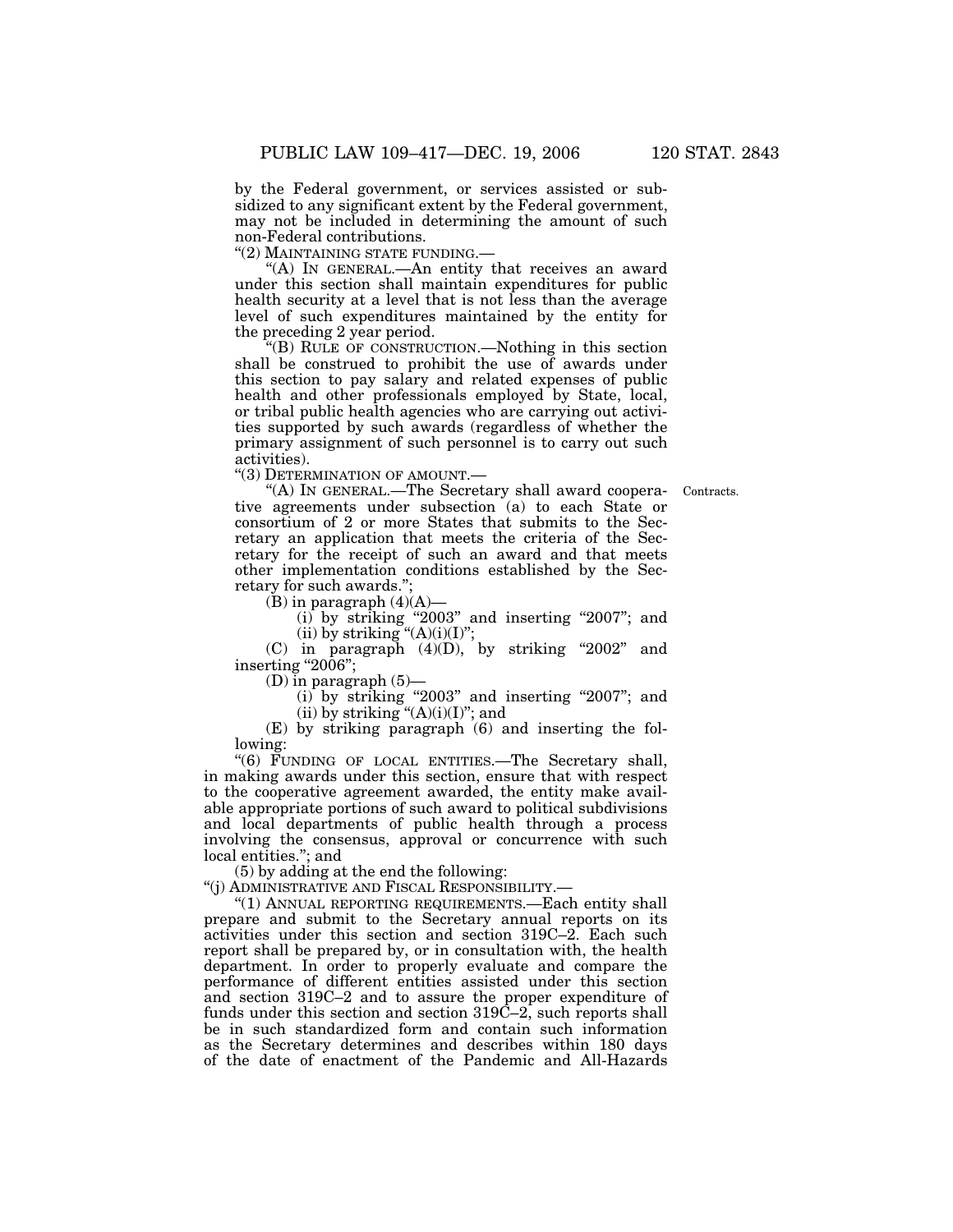by the Federal government, or services assisted or subsidized to any significant extent by the Federal government, may not be included in determining the amount of such non-Federal contributions.

"(2) MAINTAINING STATE FUNDING.—

"(A) IN GENERAL.—An entity that receives an award under this section shall maintain expenditures for public health security at a level that is not less than the average level of such expenditures maintained by the entity for the preceding 2 year period.

"(B) RULE OF CONSTRUCTION.—Nothing in this section shall be construed to prohibit the use of awards under this section to pay salary and related expenses of public health and other professionals employed by State, local, or tribal public health agencies who are carrying out activities supported by such awards (regardless of whether the primary assignment of such personnel is to carry out such activities).

"(3) DETERMINATION OF AMOUNT.—

"(A) IN GENERAL.—The Secretary shall award cooperative agreements under subsection (a) to each State or consortium of 2 or more States that submits to the Secretary an application that meets the criteria of the Secretary for the receipt of such an award and that meets other implementation conditions established by the Secretary for such awards.";

Contracts.

(B) in paragraph (4)(A)—

(i) by striking "2003" and inserting "2007"; and

(ii) by striking "(A)(i)(I)";

(C) in paragraph (4)(D), by striking "2002" and inserting "2006";

(D) in paragraph (5)—

(i) by striking "2003" and inserting "2007"; and

(ii) by striking "(A)(i)(I)"; and

(E) by striking paragraph (6) and inserting the following:

"(6) FUNDING OF LOCAL ENTITIES.—The Secretary shall, in making awards under this section, ensure that with respect to the cooperative agreement awarded, the entity make available appropriate portions of such award to political subdivisions and local departments of public health through a process involving the consensus, approval or concurrence with such local entities."; and

(5) by adding at the end the following:

"(j) ADMINISTRATIVE AND FISCAL RESPONSIBILITY.—

"(1) ANNUAL REPORTING REQUIREMENTS.—Each entity shall prepare and submit to the Secretary annual reports on its activities under this section and section 319C–2. Each such report shall be prepared by, or in consultation with, the health department. In order to properly evaluate and compare the performance of different entities assisted under this section and section 319C–2 and to assure the proper expenditure of funds under this section and section 319C–2, such reports shall be in such standardized form and contain such information as the Secretary determines and describes within 180 days of the date of enactment of the Pandemic and All-Hazards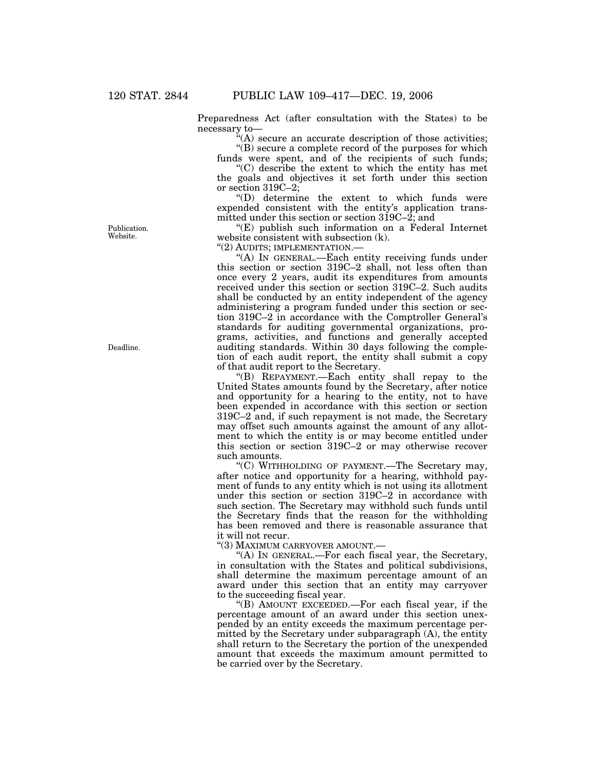Preparedness Act (after consultation with the States) to be necessary to—

"(A) secure an accurate description of those activities;

"(B) secure a complete record of the purposes for which funds were spent, and of the recipients of such funds;

"(C) describe the extent to which the entity has met the goals and objectives it set forth under this section or section 319C–2;

"(D) determine the extent to which funds were expended consistent with the entity's application transmitted under this section or section 319C–2; and

Publication. Website.

"(E) publish such information on a Federal Internet website consistent with subsection (k).

"(2) AUDITS; IMPLEMENTATION.—

"(A) IN GENERAL.—Each entity receiving funds under this section or section 319C–2 shall, not less often than once every 2 years, audit its expenditures from amounts received under this section or section 319C–2. Such audits shall be conducted by an entity independent of the agency administering a program funded under this section or section 319C–2 in accordance with the Comptroller General's standards for auditing governmental organizations, programs, activities, and functions and generally accepted auditing standards. Within 30 days following the completion of each audit report, the entity shall submit a copy of that audit report to the Secretary.

Deadline.

"(B) REPAYMENT.—Each entity shall repay to the United States amounts found by the Secretary, after notice and opportunity for a hearing to the entity, not to have been expended in accordance with this section or section 319C–2 and, if such repayment is not made, the Secretary may offset such amounts against the amount of any allotment to which the entity is or may become entitled under this section or section 319C–2 or may otherwise recover such amounts.

"(C) WITHHOLDING OF PAYMENT.—The Secretary may, after notice and opportunity for a hearing, withhold payment of funds to any entity which is not using its allotment under this section or section 319C–2 in accordance with such section. The Secretary may withhold such funds until the Secretary finds that the reason for the withholding has been removed and there is reasonable assurance that it will not recur.

"(3) MAXIMUM CARRYOVER AMOUNT.—

"(A) IN GENERAL.—For each fiscal year, the Secretary, in consultation with the States and political subdivisions, shall determine the maximum percentage amount of an award under this section that an entity may carryover to the succeeding fiscal year.

"(B) AMOUNT EXCEEDED.—For each fiscal year, if the percentage amount of an award under this section unexpended by an entity exceeds the maximum percentage permitted by the Secretary under subparagraph (A), the entity shall return to the Secretary the portion of the unexpended amount that exceeds the maximum amount permitted to be carried over by the Secretary.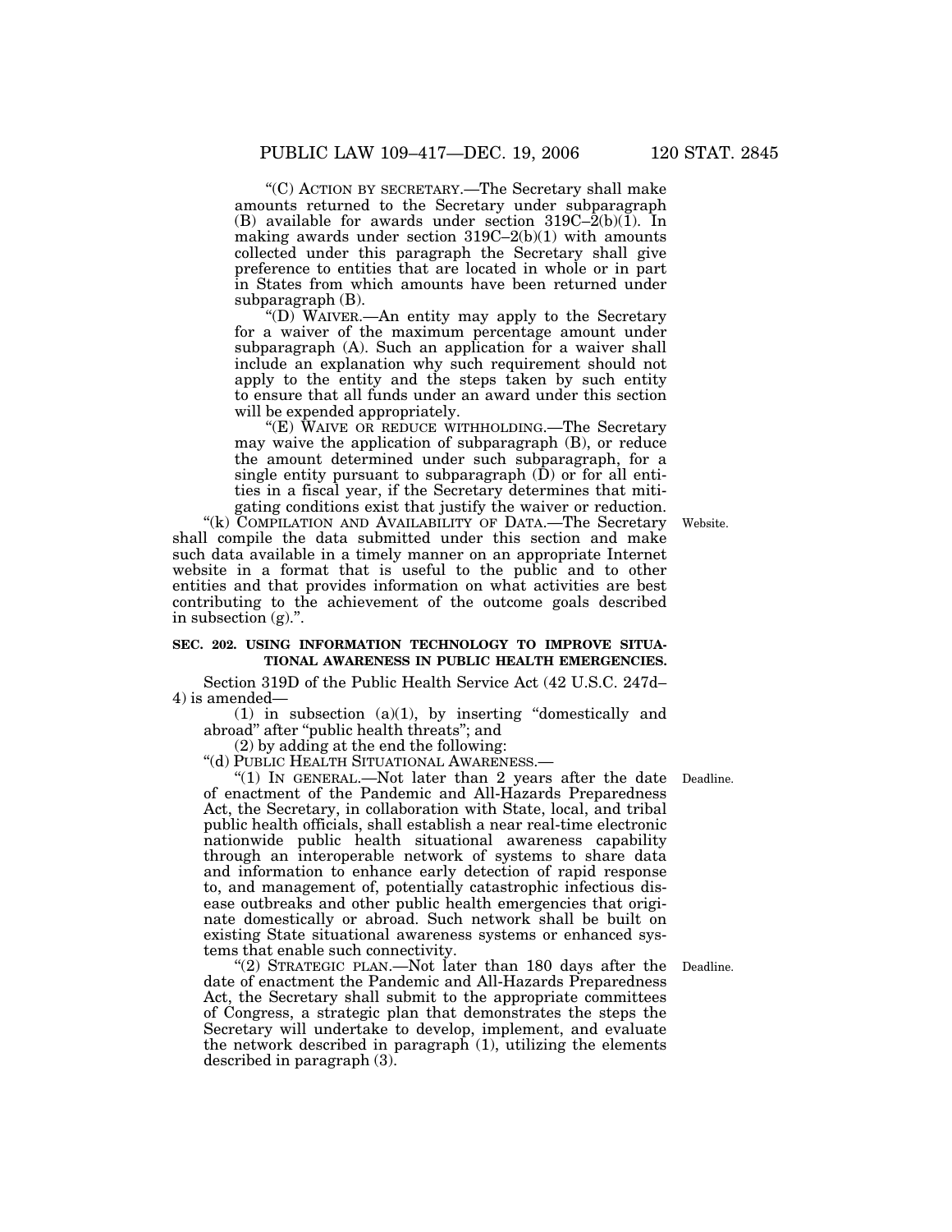"(C) ACTION BY SECRETARY.—The Secretary shall make amounts returned to the Secretary under subparagraph (B) available for awards under section 319C–2(b)(1). In making awards under section 319C–2(b)(1) with amounts collected under this paragraph the Secretary shall give preference to entities that are located in whole or in part in States from which amounts have been returned under subparagraph (B).

"(D) WAIVER.—An entity may apply to the Secretary for a waiver of the maximum percentage amount under subparagraph (A). Such an application for a waiver shall include an explanation why such requirement should not apply to the entity and the steps taken by such entity to ensure that all funds under an award under this section will be expended appropriately.

"(E) WAIVE OR REDUCE WITHHOLDING.—The Secretary may waive the application of subparagraph (B), or reduce the amount determined under such subparagraph, for a single entity pursuant to subparagraph (D) or for all entities in a fiscal year, if the Secretary determines that mitigating conditions exist that justify the waiver or reduction.

"(k) COMPILATION AND AVAILABILITY OF DATA.—The Secretary shall compile the data submitted under this section and make such data available in a timely manner on an appropriate Internet website in a format that is useful to the public and to other entities and that provides information on what activities are best contributing to the achievement of the outcome goals described in subsection (g).".

Website.

**SEC. 202. USING INFORMATION TECHNOLOGY TO IMPROVE SITUATIONAL AWARENESS IN PUBLIC HEALTH EMERGENCIES.**

Section 319D of the Public Health Service Act (42 U.S.C. 247d–4) is amended—

(1) in subsection (a)(1), by inserting "domestically and abroad" after "public health threats"; and

(2) by adding at the end the following:

"(d) PUBLIC HEALTH SITUATIONAL AWARENESS.—

"(1) IN GENERAL.—Not later than 2 years after the date of enactment of the Pandemic and All-Hazards Preparedness Act, the Secretary, in collaboration with State, local, and tribal public health officials, shall establish a near real-time electronic nationwide public health situational awareness capability through an interoperable network of systems to share data and information to enhance early detection of rapid response to, and management of, potentially catastrophic infectious disease outbreaks and other public health emergencies that originate domestically or abroad. Such network shall be built on existing State situational awareness systems or enhanced systems that enable such connectivity.

Deadline.

"(2) STRATEGIC PLAN.—Not later than 180 days after the date of enactment the Pandemic and All-Hazards Preparedness Act, the Secretary shall submit to the appropriate committees of Congress, a strategic plan that demonstrates the steps the Secretary will undertake to develop, implement, and evaluate the network described in paragraph (1), utilizing the elements described in paragraph (3).

Deadline.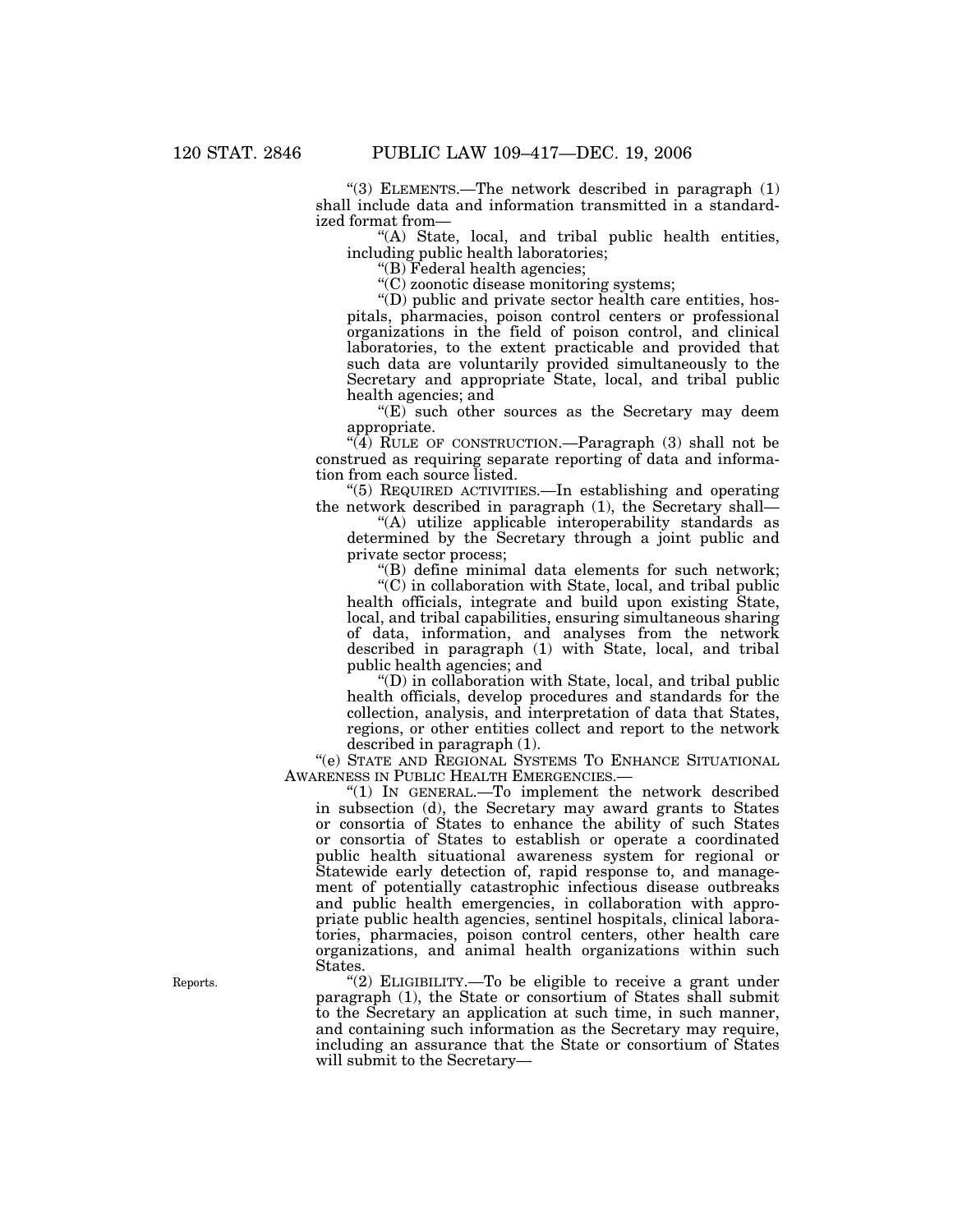"(3) ELEMENTS.—The network described in paragraph (1) shall include data and information transmitted in a standardized format from—

"(A) State, local, and tribal public health entities, including public health laboratories;

"(B) Federal health agencies;

"(C) zoonotic disease monitoring systems;

"(D) public and private sector health care entities, hospitals, pharmacies, poison control centers or professional organizations in the field of poison control, and clinical laboratories, to the extent practicable and provided that such data are voluntarily provided simultaneously to the Secretary and appropriate State, local, and tribal public health agencies; and

"(E) such other sources as the Secretary may deem appropriate.

"(4) RULE OF CONSTRUCTION.—Paragraph (3) shall not be construed as requiring separate reporting of data and information from each source listed.

"(5) REQUIRED ACTIVITIES.—In establishing and operating the network described in paragraph (1), the Secretary shall—

"(A) utilize applicable interoperability standards as determined by the Secretary through a joint public and private sector process;

"(B) define minimal data elements for such network;

"(C) in collaboration with State, local, and tribal public health officials, integrate and build upon existing State, local, and tribal capabilities, ensuring simultaneous sharing of data, information, and analyses from the network described in paragraph (1) with State, local, and tribal public health agencies; and

"(D) in collaboration with State, local, and tribal public health officials, develop procedures and standards for the collection, analysis, and interpretation of data that States, regions, or other entities collect and report to the network described in paragraph (1).

"(e) STATE AND REGIONAL SYSTEMS TO ENHANCE SITUATIONAL AWARENESS IN PUBLIC HEALTH EMERGENCIES.—

"(1) IN GENERAL.—To implement the network described in subsection (d), the Secretary may award grants to States or consortia of States to enhance the ability of such States or consortia of States to establish or operate a coordinated public health situational awareness system for regional or Statewide early detection of, rapid response to, and management of potentially catastrophic infectious disease outbreaks and public health emergencies, in collaboration with appropriate public health agencies, sentinel hospitals, clinical laboratories, pharmacies, poison control centers, other health care organizations, and animal health organizations within such States.

Reports.

"(2) ELIGIBILITY.—To be eligible to receive a grant under paragraph (1), the State or consortium of States shall submit to the Secretary an application at such time, in such manner, and containing such information as the Secretary may require, including an assurance that the State or consortium of States will submit to the Secretary—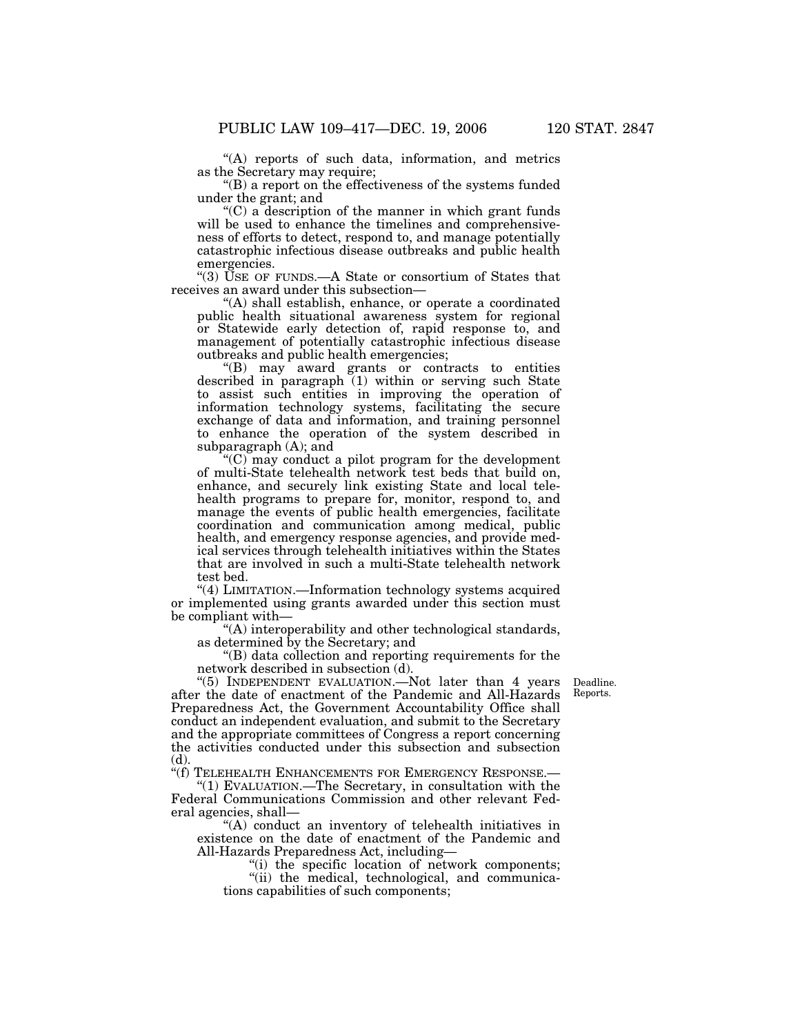"(A) reports of such data, information, and metrics as the Secretary may require;

"(B) a report on the effectiveness of the systems funded under the grant; and

"(C) a description of the manner in which grant funds will be used to enhance the timelines and comprehensiveness of efforts to detect, respond to, and manage potentially catastrophic infectious disease outbreaks and public health emergencies.

"(3) USE OF FUNDS.—A State or consortium of States that receives an award under this subsection—

"(A) shall establish, enhance, or operate a coordinated public health situational awareness system for regional or Statewide early detection of, rapid response to, and management of potentially catastrophic infectious disease outbreaks and public health emergencies;

"(B) may award grants or contracts to entities described in paragraph (1) within or serving such State to assist such entities in improving the operation of information technology systems, facilitating the secure exchange of data and information, and training personnel to enhance the operation of the system described in subparagraph (A); and

"(C) may conduct a pilot program for the development of multi-State telehealth network test beds that build on, enhance, and securely link existing State and local telehealth programs to prepare for, monitor, respond to, and manage the events of public health emergencies, facilitate coordination and communication among medical, public health, and emergency response agencies, and provide medical services through telehealth initiatives within the States that are involved in such a multi-State telehealth network test bed.

"(4) LIMITATION.—Information technology systems acquired or implemented using grants awarded under this section must be compliant with—

"(A) interoperability and other technological standards, as determined by the Secretary; and

"(B) data collection and reporting requirements for the network described in subsection (d).

Deadline. Reports.

"(5) INDEPENDENT EVALUATION.—Not later than 4 years after the date of enactment of the Pandemic and All-Hazards Preparedness Act, the Government Accountability Office shall conduct an independent evaluation, and submit to the Secretary and the appropriate committees of Congress a report concerning the activities conducted under this subsection and subsection (d).

"(f) TELEHEALTH ENHANCEMENTS FOR EMERGENCY RESPONSE.—

"(1) EVALUATION.—The Secretary, in consultation with the Federal Communications Commission and other relevant Federal agencies, shall—

"(A) conduct an inventory of telehealth initiatives in existence on the date of enactment of the Pandemic and All-Hazards Preparedness Act, including—

"(i) the specific location of network components;

"(ii) the medical, technological, and communications capabilities of such components;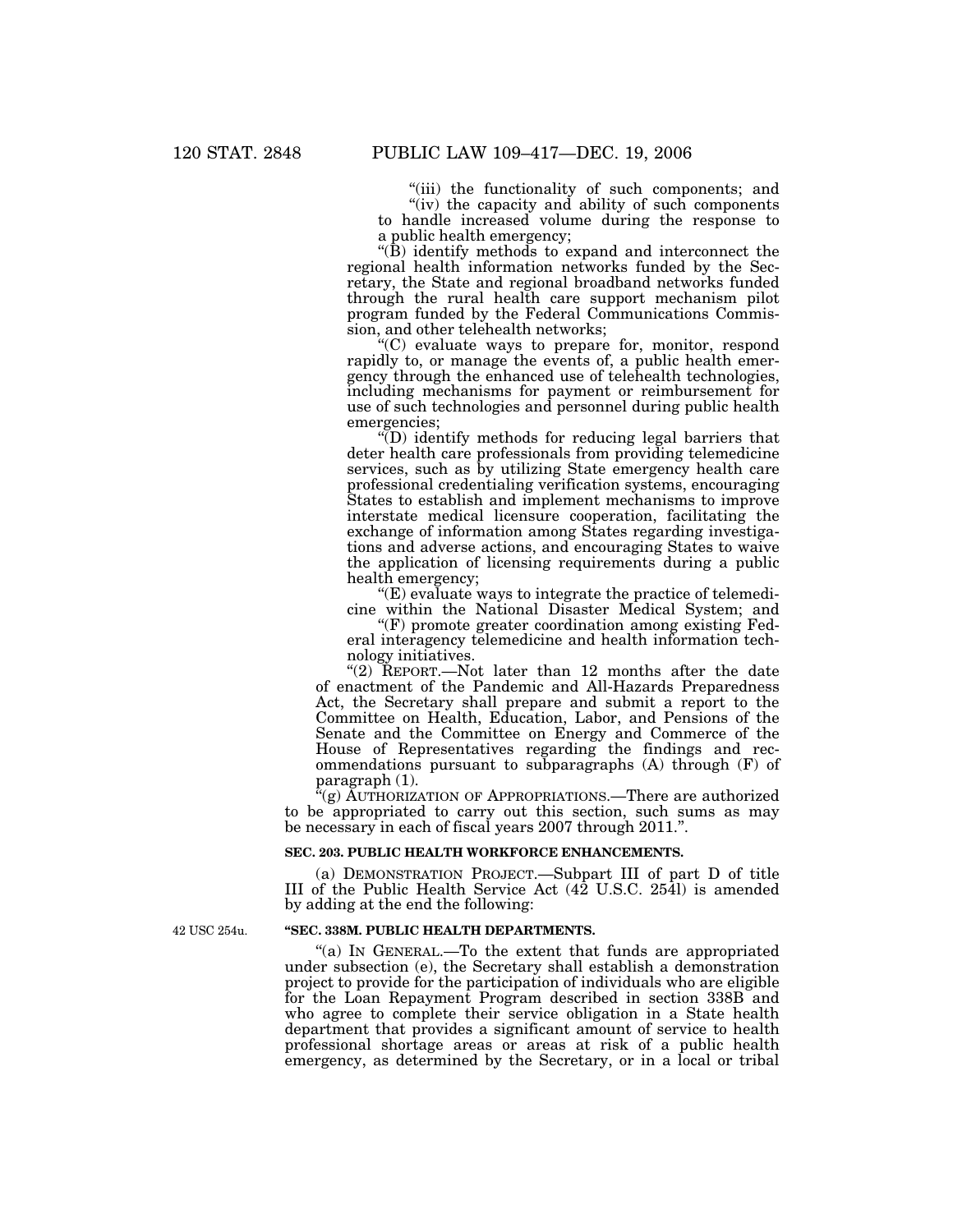"(iii) the functionality of such components; and

"(iv) the capacity and ability of such components to handle increased volume during the response to a public health emergency;

"(B) identify methods to expand and interconnect the regional health information networks funded by the Secretary, the State and regional broadband networks funded through the rural health care support mechanism pilot program funded by the Federal Communications Commission, and other telehealth networks;

"(C) evaluate ways to prepare for, monitor, respond rapidly to, or manage the events of, a public health emergency through the enhanced use of telehealth technologies, including mechanisms for payment or reimbursement for use of such technologies and personnel during public health emergencies;

"(D) identify methods for reducing legal barriers that deter health care professionals from providing telemedicine services, such as by utilizing State emergency health care professional credentialing verification systems, encouraging States to establish and implement mechanisms to improve interstate medical licensure cooperation, facilitating the exchange of information among States regarding investigations and adverse actions, and encouraging States to waive the application of licensing requirements during a public health emergency;

"(E) evaluate ways to integrate the practice of telemedicine within the National Disaster Medical System; and

"(F) promote greater coordination among existing Federal interagency telemedicine and health information technology initiatives.

"(2) REPORT.—Not later than 12 months after the date of enactment of the Pandemic and All-Hazards Preparedness Act, the Secretary shall prepare and submit a report to the Committee on Health, Education, Labor, and Pensions of the Senate and the Committee on Energy and Commerce of the House of Representatives regarding the findings and recommendations pursuant to subparagraphs (A) through (F) of paragraph (1).

"(g) AUTHORIZATION OF APPROPRIATIONS.—There are authorized to be appropriated to carry out this section, such sums as may be necessary in each of fiscal years 2007 through 2011.".

**SEC. 203. PUBLIC HEALTH WORKFORCE ENHANCEMENTS.**

(a) DEMONSTRATION PROJECT.—Subpart III of part D of title III of the Public Health Service Act (42 U.S.C. 254l) is amended by adding at the end the following:

42 USC 254u.

**"SEC. 338M. PUBLIC HEALTH DEPARTMENTS.**

"(a) IN GENERAL.—To the extent that funds are appropriated under subsection (e), the Secretary shall establish a demonstration project to provide for the participation of individuals who are eligible for the Loan Repayment Program described in section 338B and who agree to complete their service obligation in a State health department that provides a significant amount of service to health professional shortage areas or areas at risk of a public health emergency, as determined by the Secretary, or in a local or tribal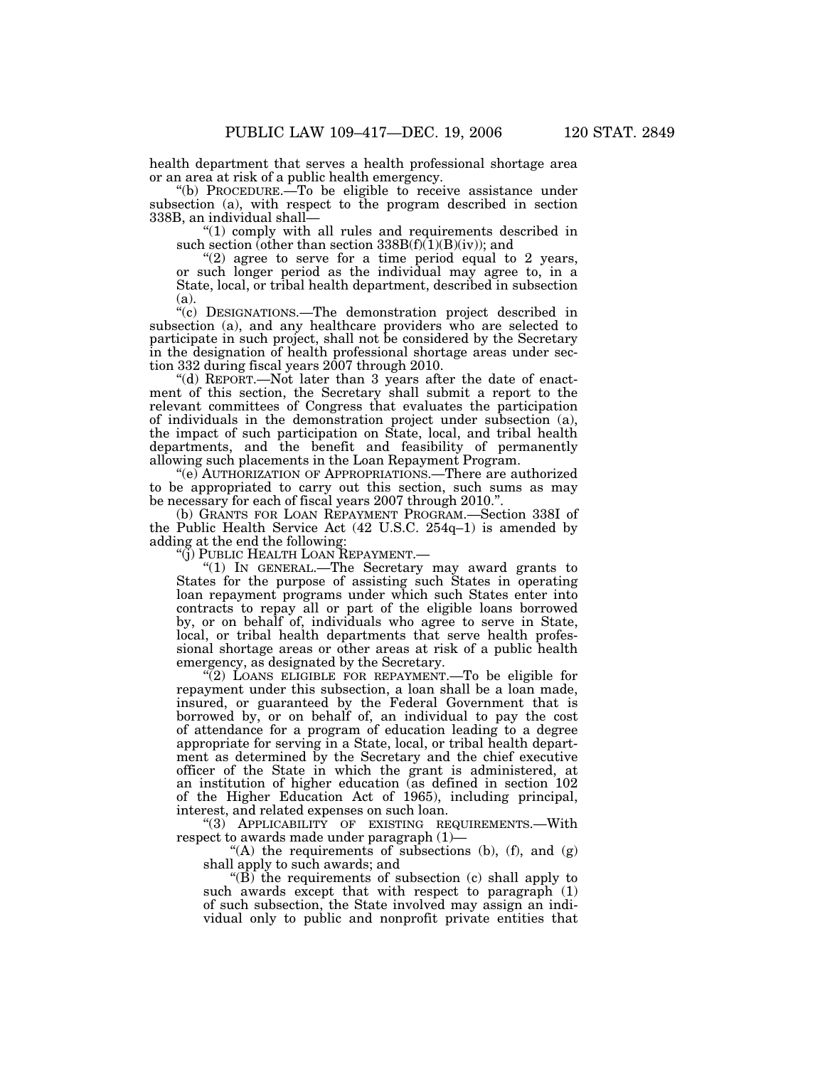health department that serves a health professional shortage area or an area at risk of a public health emergency.

"(b) PROCEDURE.—To be eligible to receive assistance under subsection (a), with respect to the program described in section 338B, an individual shall—

"(1) comply with all rules and requirements described in such section (other than section 338B(f)(1)(B)(iv)); and

"(2) agree to serve for a time period equal to 2 years, or such longer period as the individual may agree to, in a State, local, or tribal health department, described in subsection (a).

"(c) DESIGNATIONS.—The demonstration project described in subsection (a), and any healthcare providers who are selected to participate in such project, shall not be considered by the Secretary in the designation of health professional shortage areas under section 332 during fiscal years 2007 through 2010.

"(d) REPORT.—Not later than 3 years after the date of enactment of this section, the Secretary shall submit a report to the relevant committees of Congress that evaluates the participation of individuals in the demonstration project under subsection (a), the impact of such participation on State, local, and tribal health departments, and the benefit and feasibility of permanently allowing such placements in the Loan Repayment Program.

"(e) AUTHORIZATION OF APPROPRIATIONS.—There are authorized to be appropriated to carry out this section, such sums as may be necessary for each of fiscal years 2007 through 2010.".

(b) GRANTS FOR LOAN REPAYMENT PROGRAM.—Section 338I of the Public Health Service Act (42 U.S.C. 254q–1) is amended by adding at the end the following:

"(j) PUBLIC HEALTH LOAN REPAYMENT.—

"(1) IN GENERAL.—The Secretary may award grants to States for the purpose of assisting such States in operating loan repayment programs under which such States enter into contracts to repay all or part of the eligible loans borrowed by, or on behalf of, individuals who agree to serve in State, local, or tribal health departments that serve health professional shortage areas or other areas at risk of a public health emergency, as designated by the Secretary.

"(2) LOANS ELIGIBLE FOR REPAYMENT.—To be eligible for repayment under this subsection, a loan shall be a loan made, insured, or guaranteed by the Federal Government that is borrowed by, or on behalf of, an individual to pay the cost of attendance for a program of education leading to a degree appropriate for serving in a State, local, or tribal health department as determined by the Secretary and the chief executive officer of the State in which the grant is administered, at an institution of higher education (as defined in section 102 of the Higher Education Act of 1965), including principal, interest, and related expenses on such loan.

"(3) APPLICABILITY OF EXISTING REQUIREMENTS.—With respect to awards made under paragraph (1)—

"(A) the requirements of subsections (b), (f), and (g) shall apply to such awards; and

"(B) the requirements of subsection (c) shall apply to such awards except that with respect to paragraph (1) of such subsection, the State involved may assign an individual only to public and nonprofit private entities that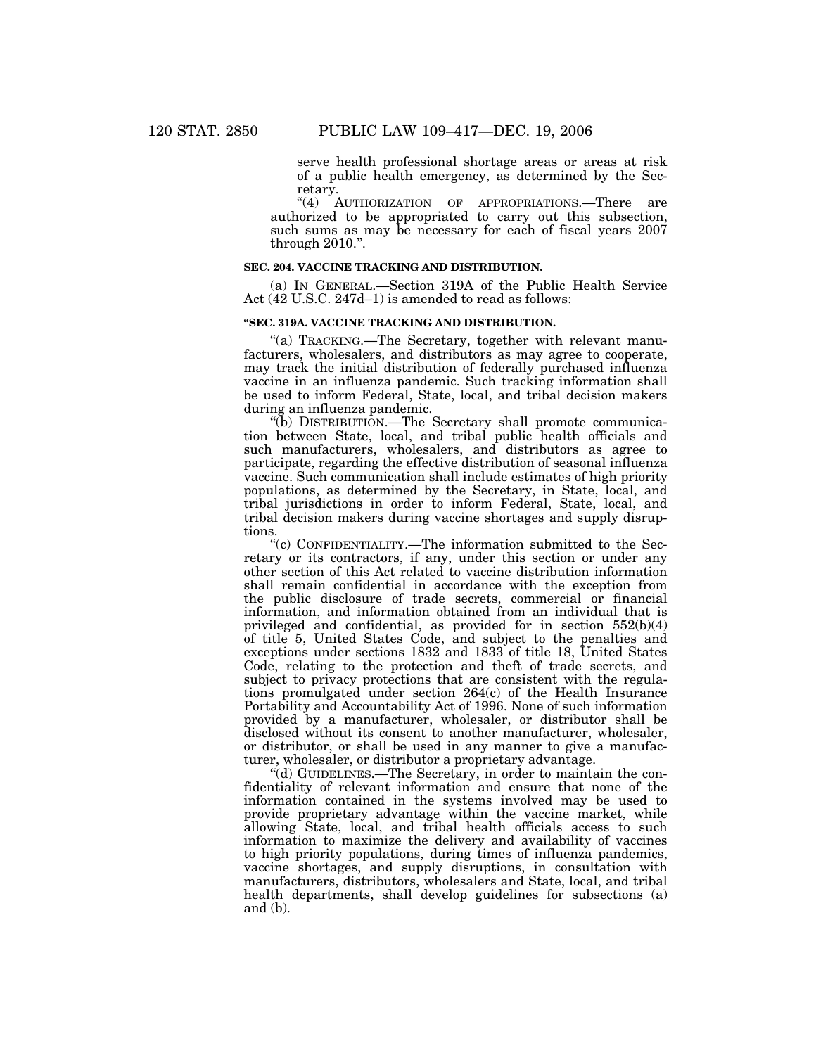serve health professional shortage areas or areas at risk of a public health emergency, as determined by the Secretary.

"(4) AUTHORIZATION OF APPROPRIATIONS.—There are authorized to be appropriated to carry out this subsection, such sums as may be necessary for each of fiscal years 2007 through 2010.".

**SEC. 204. VACCINE TRACKING AND DISTRIBUTION.**

(a) IN GENERAL.—Section 319A of the Public Health Service Act (42 U.S.C. 247d–1) is amended to read as follows:

**"SEC. 319A. VACCINE TRACKING AND DISTRIBUTION.**

"(a) TRACKING.—The Secretary, together with relevant manufacturers, wholesalers, and distributors as may agree to cooperate, may track the initial distribution of federally purchased influenza vaccine in an influenza pandemic. Such tracking information shall be used to inform Federal, State, local, and tribal decision makers during an influenza pandemic.

"(b) DISTRIBUTION.—The Secretary shall promote communication between State, local, and tribal public health officials and such manufacturers, wholesalers, and distributors as agree to participate, regarding the effective distribution of seasonal influenza vaccine. Such communication shall include estimates of high priority populations, as determined by the Secretary, in State, local, and tribal jurisdictions in order to inform Federal, State, local, and tribal decision makers during vaccine shortages and supply disruptions.

"(c) CONFIDENTIALITY.—The information submitted to the Secretary or its contractors, if any, under this section or under any other section of this Act related to vaccine distribution information shall remain confidential in accordance with the exception from the public disclosure of trade secrets, commercial or financial information, and information obtained from an individual that is privileged and confidential, as provided for in section 552(b)(4) of title 5, United States Code, and subject to the penalties and exceptions under sections 1832 and 1833 of title 18, United States Code, relating to the protection and theft of trade secrets, and subject to privacy protections that are consistent with the regulations promulgated under section 264(c) of the Health Insurance Portability and Accountability Act of 1996. None of such information provided by a manufacturer, wholesaler, or distributor shall be disclosed without its consent to another manufacturer, wholesaler, or distributor, or shall be used in any manner to give a manufacturer, wholesaler, or distributor a proprietary advantage.

"(d) GUIDELINES.—The Secretary, in order to maintain the confidentiality of relevant information and ensure that none of the information contained in the systems involved may be used to provide proprietary advantage within the vaccine market, while allowing State, local, and tribal health officials access to such information to maximize the delivery and availability of vaccines to high priority populations, during times of influenza pandemics, vaccine shortages, and supply disruptions, in consultation with manufacturers, distributors, wholesalers and State, local, and tribal health departments, shall develop guidelines for subsections (a) and (b).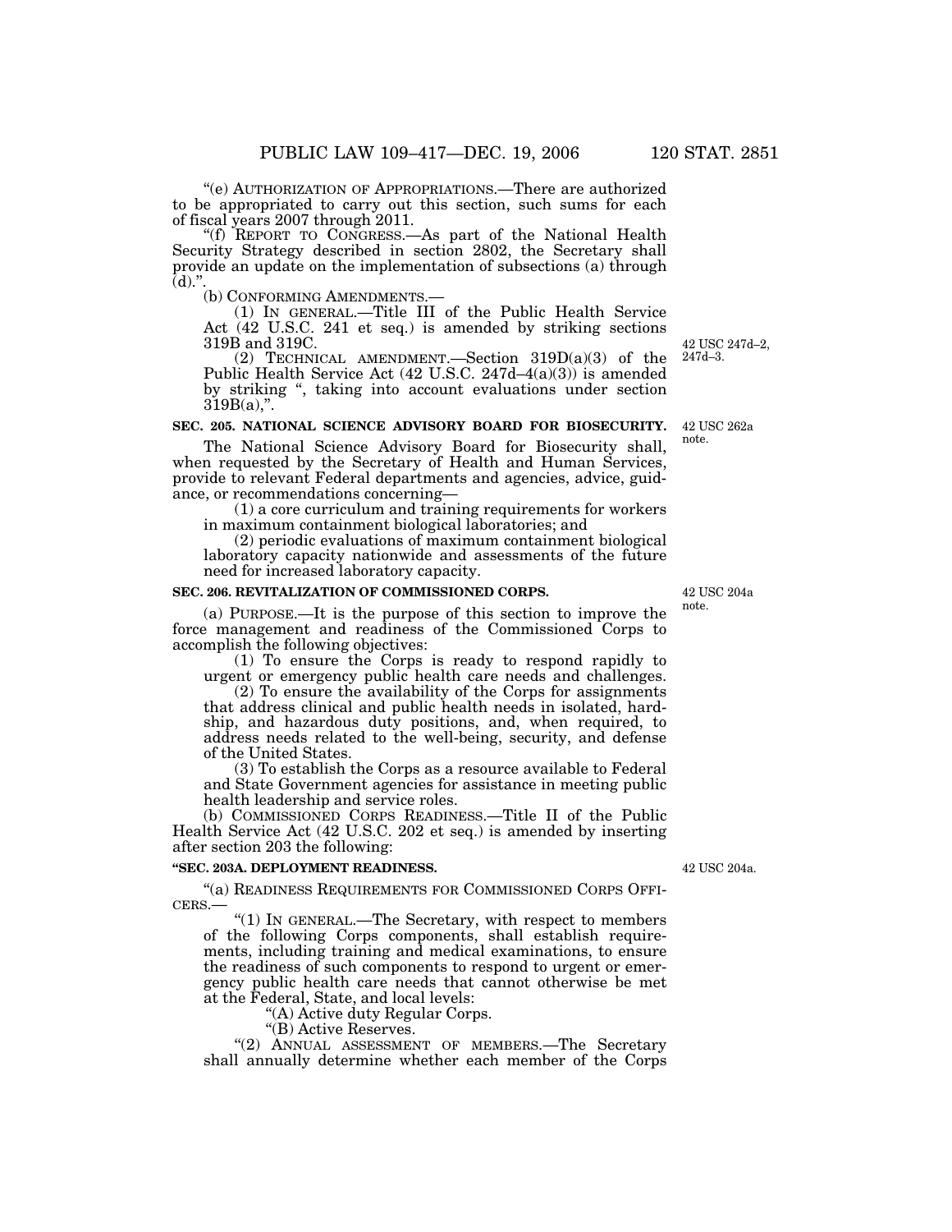"(e) AUTHORIZATION OF APPROPRIATIONS.—There are authorized to be appropriated to carry out this section, such sums for each of fiscal years 2007 through 2011.

"(f) REPORT TO CONGRESS.—As part of the National Health Security Strategy described in section 2802, the Secretary shall provide an update on the implementation of subsections (a) through (d).".

(b) CONFORMING AMENDMENTS.—

(1) IN GENERAL.—Title III of the Public Health Service Act (42 U.S.C. 241 et seq.) is amended by striking sections 319B and 319C.

42 USC 247d–2, 247d–3.

(2) TECHNICAL AMENDMENT.—Section 319D(a)(3) of the Public Health Service Act (42 U.S.C. 247d–4(a)(3)) is amended by striking ", taking into account evaluations under section 319B(a),".

**SEC. 205. NATIONAL SCIENCE ADVISORY BOARD FOR BIOSECURITY.**

42 USC 262a note.

The National Science Advisory Board for Biosecurity shall, when requested by the Secretary of Health and Human Services, provide to relevant Federal departments and agencies, advice, guidance, or recommendations concerning—

(1) a core curriculum and training requirements for workers in maximum containment biological laboratories; and

(2) periodic evaluations of maximum containment biological laboratory capacity nationwide and assessments of the future need for increased laboratory capacity.

**SEC. 206. REVITALIZATION OF COMMISSIONED CORPS.**

42 USC 204a note.

(a) PURPOSE.—It is the purpose of this section to improve the force management and readiness of the Commissioned Corps to accomplish the following objectives:

(1) To ensure the Corps is ready to respond rapidly to urgent or emergency public health care needs and challenges.

(2) To ensure the availability of the Corps for assignments that address clinical and public health needs in isolated, hardship, and hazardous duty positions, and, when required, to address needs related to the well-being, security, and defense of the United States.

(3) To establish the Corps as a resource available to Federal and State Government agencies for assistance in meeting public health leadership and service roles.

(b) COMMISSIONED CORPS READINESS.—Title II of the Public Health Service Act (42 U.S.C. 202 et seq.) is amended by inserting after section 203 the following:

**"SEC. 203A. DEPLOYMENT READINESS.**

42 USC 204a.

"(a) READINESS REQUIREMENTS FOR COMMISSIONED CORPS OFFICERS.—

"(1) IN GENERAL.—The Secretary, with respect to members of the following Corps components, shall establish requirements, including training and medical examinations, to ensure the readiness of such components to respond to urgent or emergency public health care needs that cannot otherwise be met at the Federal, State, and local levels:

"(A) Active duty Regular Corps.

"(B) Active Reserves.

"(2) ANNUAL ASSESSMENT OF MEMBERS.—The Secretary shall annually determine whether each member of the Corps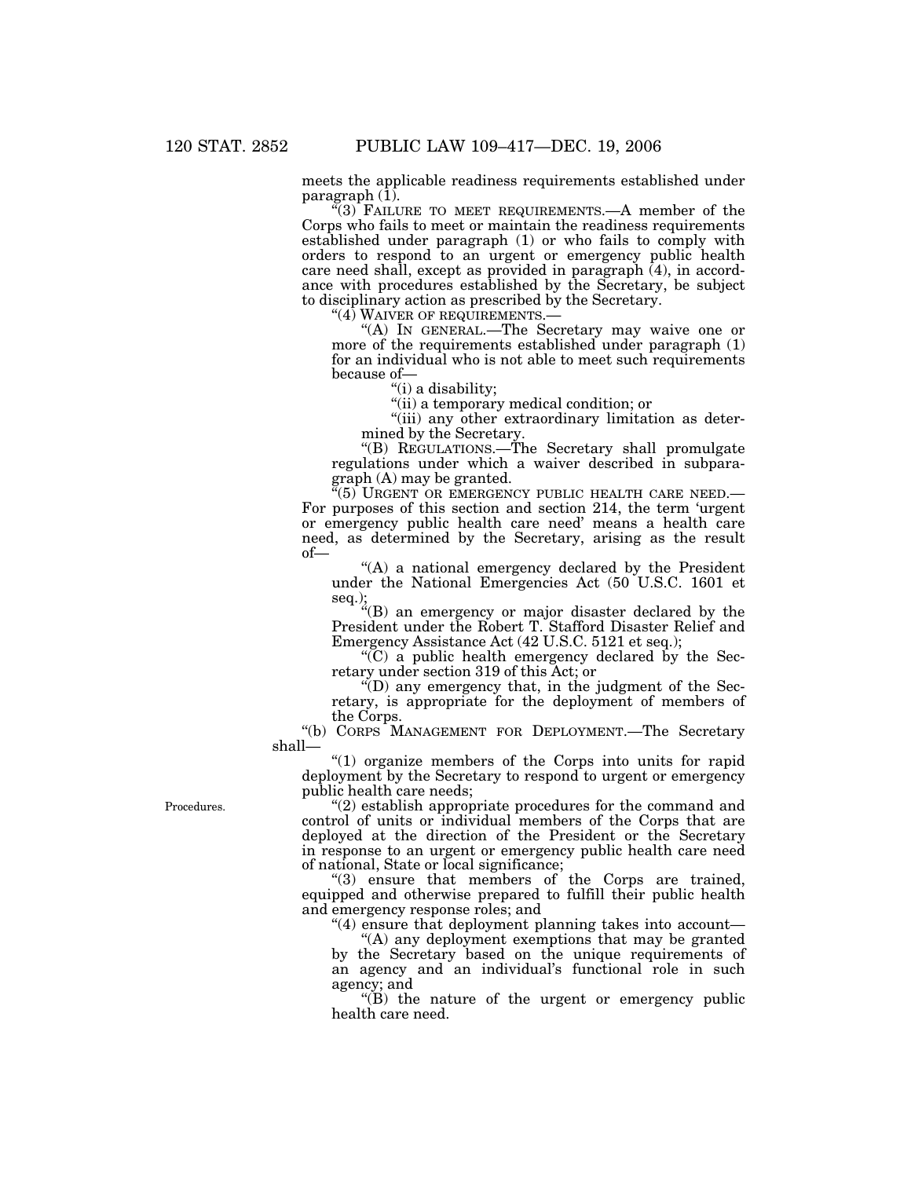meets the applicable readiness requirements established under paragraph (1).

"(3) FAILURE TO MEET REQUIREMENTS.—A member of the Corps who fails to meet or maintain the readiness requirements established under paragraph (1) or who fails to comply with orders to respond to an urgent or emergency public health care need shall, except as provided in paragraph (4), in accordance with procedures established by the Secretary, be subject to disciplinary action as prescribed by the Secretary.

"(4) WAIVER OF REQUIREMENTS.—

"(A) IN GENERAL.—The Secretary may waive one or more of the requirements established under paragraph (1) for an individual who is not able to meet such requirements because of—

"(i) a disability;

"(ii) a temporary medical condition; or

"(iii) any other extraordinary limitation as determined by the Secretary.

"(B) REGULATIONS.—The Secretary shall promulgate regulations under which a waiver described in subparagraph (A) may be granted.

"(5) URGENT OR EMERGENCY PUBLIC HEALTH CARE NEED.—For purposes of this section and section 214, the term 'urgent or emergency public health care need' means a health care need, as determined by the Secretary, arising as the result of—

"(A) a national emergency declared by the President under the National Emergencies Act (50 U.S.C. 1601 et seq.);

"(B) an emergency or major disaster declared by the President under the Robert T. Stafford Disaster Relief and Emergency Assistance Act (42 U.S.C. 5121 et seq.);

"(C) a public health emergency declared by the Secretary under section 319 of this Act; or

"(D) any emergency that, in the judgment of the Secretary, is appropriate for the deployment of members of the Corps.

"(b) CORPS MANAGEMENT FOR DEPLOYMENT.—The Secretary shall—

"(1) organize members of the Corps into units for rapid deployment by the Secretary to respond to urgent or emergency public health care needs;

Procedures.

"(2) establish appropriate procedures for the command and control of units or individual members of the Corps that are deployed at the direction of the President or the Secretary in response to an urgent or emergency public health care need of national, State or local significance;

"(3) ensure that members of the Corps are trained, equipped and otherwise prepared to fulfill their public health and emergency response roles; and

"(4) ensure that deployment planning takes into account—

"(A) any deployment exemptions that may be granted by the Secretary based on the unique requirements of an agency and an individual's functional role in such agency; and

"(B) the nature of the urgent or emergency public health care need.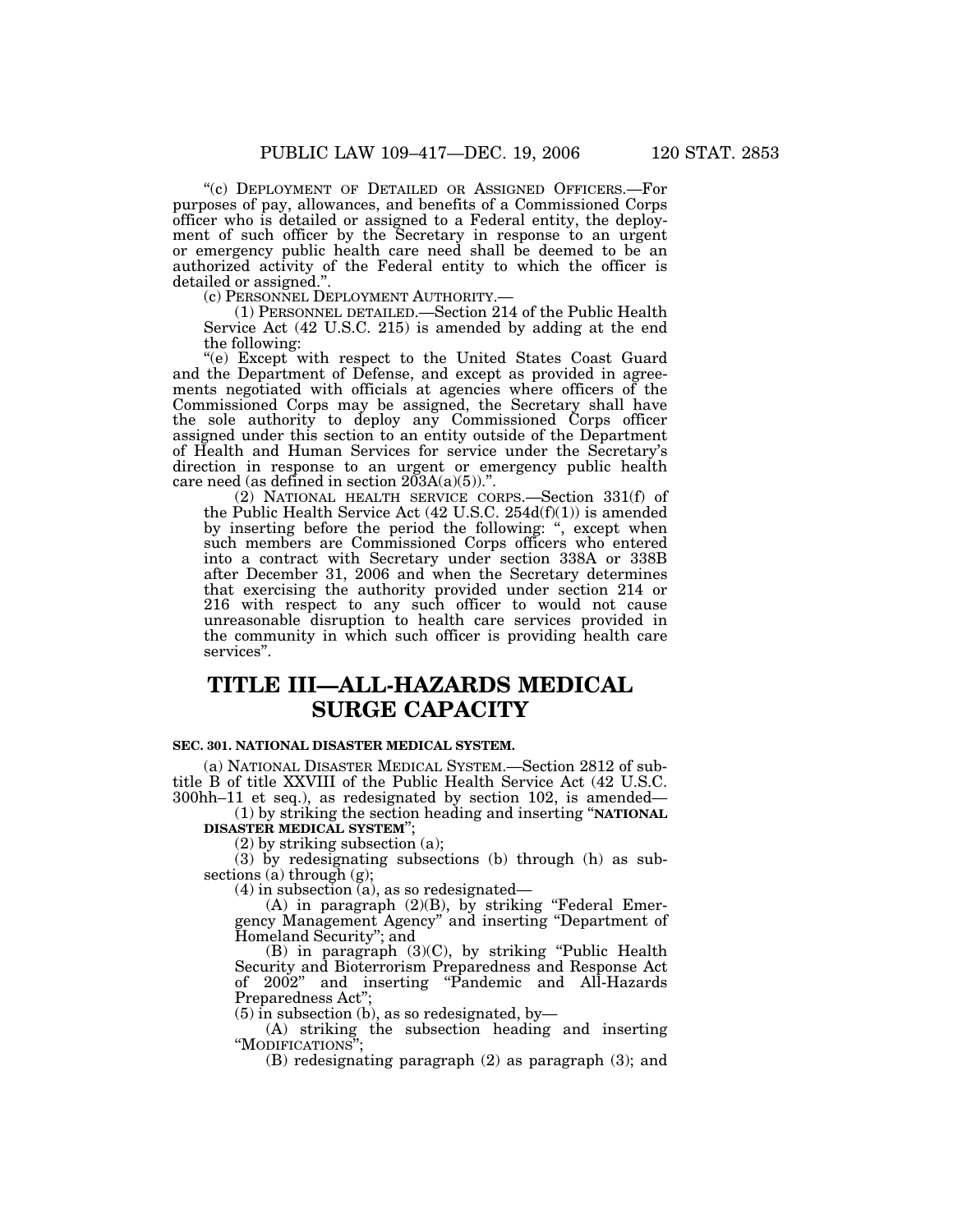"(c) DEPLOYMENT OF DETAILED OR ASSIGNED OFFICERS.—For purposes of pay, allowances, and benefits of a Commissioned Corps officer who is detailed or assigned to a Federal entity, the deployment of such officer by the Secretary in response to an urgent or emergency public health care need shall be deemed to be an authorized activity of the Federal entity to which the officer is detailed or assigned.".

(c) PERSONNEL DEPLOYMENT AUTHORITY.—

(1) PERSONNEL DETAILED.—Section 214 of the Public Health Service Act (42 U.S.C. 215) is amended by adding at the end the following:

"(e) Except with respect to the United States Coast Guard and the Department of Defense, and except as provided in agreements negotiated with officials at agencies where officers of the Commissioned Corps may be assigned, the Secretary shall have the sole authority to deploy any Commissioned Corps officer assigned under this section to an entity outside of the Department of Health and Human Services for service under the Secretary's direction in response to an urgent or emergency public health care need (as defined in section 203A(a)(5)).".

(2) NATIONAL HEALTH SERVICE CORPS.—Section 331(f) of the Public Health Service Act (42 U.S.C. 254d(f)(1)) is amended by inserting before the period the following: ", except when such members are Commissioned Corps officers who entered into a contract with Secretary under section 338A or 338B after December 31, 2006 and when the Secretary determines that exercising the authority provided under section 214 or 216 with respect to any such officer to would not cause unreasonable disruption to health care services provided in the community in which such officer is providing health care services".

# TITLE III—ALL-HAZARDS MEDICAL SURGE CAPACITY

### SEC. 301. NATIONAL DISASTER MEDICAL SYSTEM.

(a) NATIONAL DISASTER MEDICAL SYSTEM.—Section 2812 of subtitle B of title XXVIII of the Public Health Service Act (42 U.S.C. 300hh–11 et seq.), as redesignated by section 102, is amended—

(1) by striking the section heading and inserting "**NATIONAL DISASTER MEDICAL SYSTEM**";

(2) by striking subsection (a);

(3) by redesignating subsections (b) through (h) as subsections (a) through (g);

(4) in subsection (a), as so redesignated—

(A) in paragraph (2)(B), by striking "Federal Emergency Management Agency" and inserting "Department of Homeland Security"; and

(B) in paragraph (3)(C), by striking "Public Health Security and Bioterrorism Preparedness and Response Act of 2002" and inserting "Pandemic and All-Hazards Preparedness Act";

(5) in subsection (b), as so redesignated, by—

(A) striking the subsection heading and inserting "MODIFICATIONS";

(B) redesignating paragraph (2) as paragraph (3); and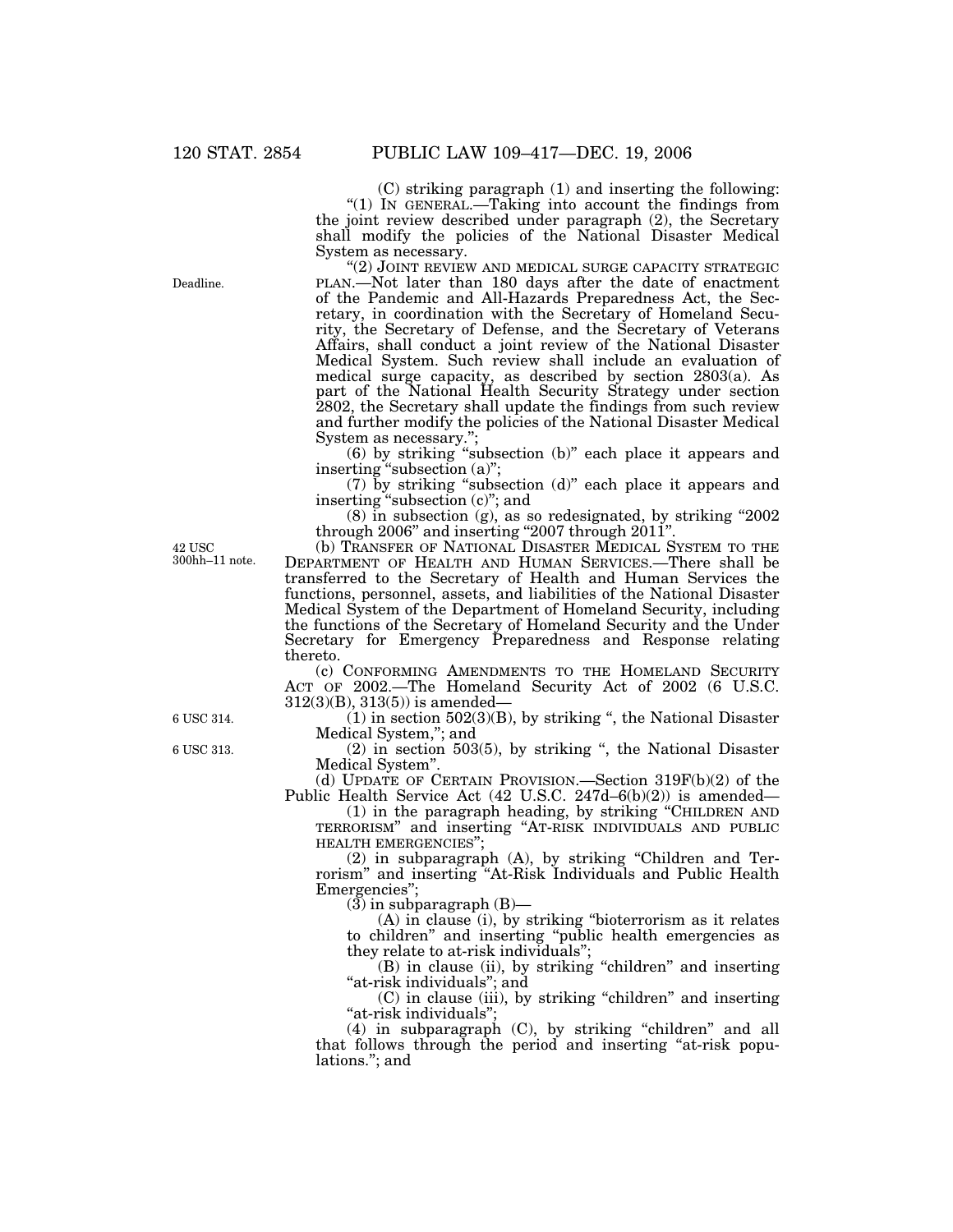(C) striking paragraph (1) and inserting the following:

"(1) IN GENERAL.—Taking into account the findings from the joint review described under paragraph (2), the Secretary shall modify the policies of the National Disaster Medical System as necessary.

"(2) JOINT REVIEW AND MEDICAL SURGE CAPACITY STRATEGIC PLAN.—Not later than 180 days after the date of enactment of the Pandemic and All-Hazards Preparedness Act, the Secretary, in coordination with the Secretary of Homeland Security, the Secretary of Defense, and the Secretary of Veterans Affairs, shall conduct a joint review of the National Disaster Medical System. Such review shall include an evaluation of medical surge capacity, as described by section 2803(a). As part of the National Health Security Strategy under section 2802, the Secretary shall update the findings from such review and further modify the policies of the National Disaster Medical System as necessary.";

Deadline.

(6) by striking "subsection (b)" each place it appears and inserting "subsection (a)";

(7) by striking "subsection (d)" each place it appears and inserting "subsection (c)"; and

(8) in subsection (g), as so redesignated, by striking "2002 through 2006" and inserting "2007 through 2011".

42 USC 300hh–11 note.

(b) TRANSFER OF NATIONAL DISASTER MEDICAL SYSTEM TO THE DEPARTMENT OF HEALTH AND HUMAN SERVICES.—There shall be transferred to the Secretary of Health and Human Services the functions, personnel, assets, and liabilities of the National Disaster Medical System of the Department of Homeland Security, including the functions of the Secretary of Homeland Security and the Under Secretary for Emergency Preparedness and Response relating thereto.

(c) CONFORMING AMENDMENTS TO THE HOMELAND SECURITY ACT OF 2002.—The Homeland Security Act of 2002 (6 U.S.C. 312(3)(B), 313(5)) is amended—

6 USC 314.

(1) in section 502(3)(B), by striking ", the National Disaster Medical System,"; and

6 USC 313.

(2) in section 503(5), by striking ", the National Disaster Medical System".

(d) UPDATE OF CERTAIN PROVISION.—Section 319F(b)(2) of the Public Health Service Act (42 U.S.C. 247d–6(b)(2)) is amended—

(1) in the paragraph heading, by striking "CHILDREN AND TERRORISM" and inserting "AT-RISK INDIVIDUALS AND PUBLIC HEALTH EMERGENCIES";

(2) in subparagraph (A), by striking "Children and Terrorism" and inserting "At-Risk Individuals and Public Health Emergencies";

(3) in subparagraph (B)—

(A) in clause (i), by striking "bioterrorism as it relates to children" and inserting "public health emergencies as they relate to at-risk individuals";

(B) in clause (ii), by striking "children" and inserting "at-risk individuals"; and

(C) in clause (iii), by striking "children" and inserting "at-risk individuals";

(4) in subparagraph (C), by striking "children" and all that follows through the period and inserting "at-risk populations."; and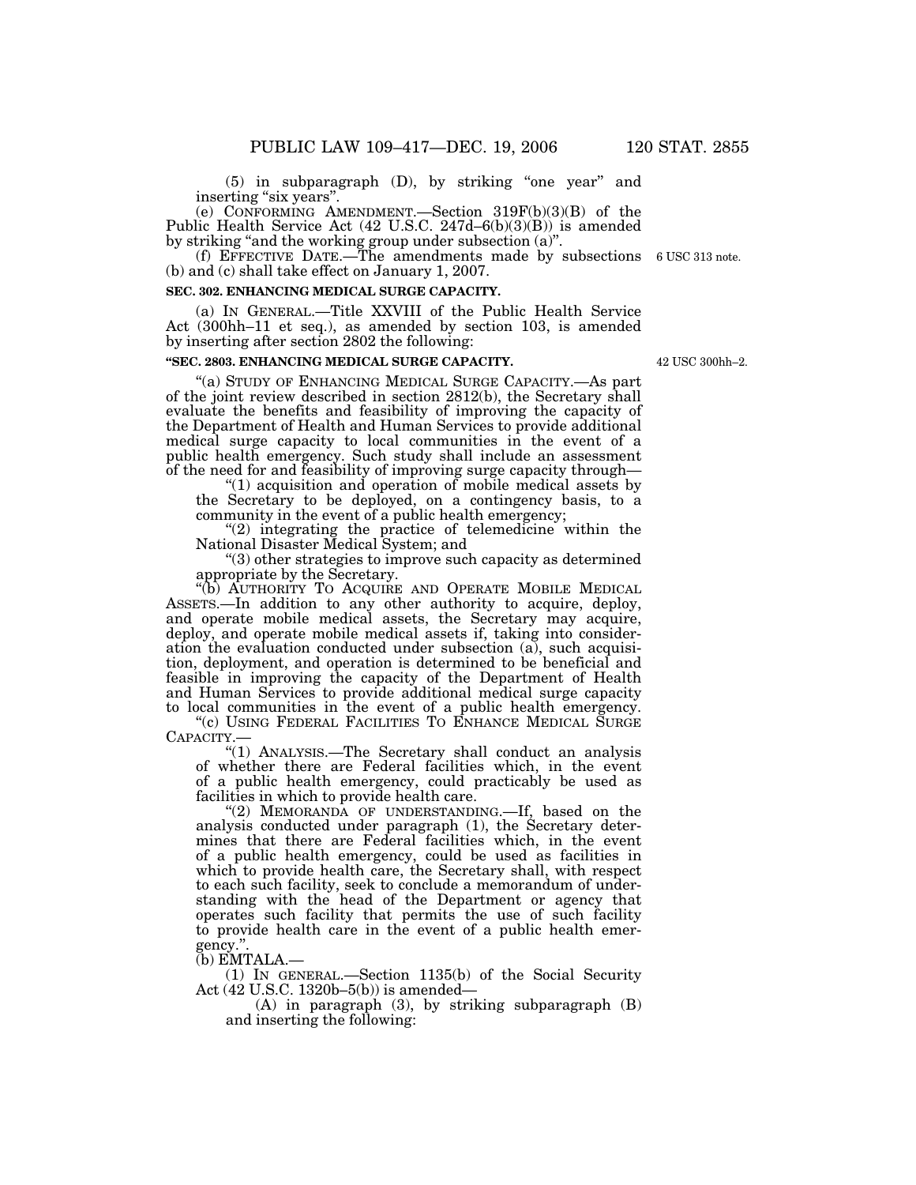(5) in subparagraph (D), by striking "one year" and inserting "six years".

(e) CONFORMING AMENDMENT.—Section 319F(b)(3)(B) of the Public Health Service Act (42 U.S.C. 247d–6(b)(3)(B)) is amended by striking "and the working group under subsection (a)".

(f) EFFECTIVE DATE.—The amendments made by subsections (b) and (c) shall take effect on January 1, 2007.

6 USC 313 note.

**SEC. 302. ENHANCING MEDICAL SURGE CAPACITY.**

(a) IN GENERAL.—Title XXVIII of the Public Health Service Act (300hh–11 et seq.), as amended by section 103, is amended by inserting after section 2802 the following:

**"SEC. 2803. ENHANCING MEDICAL SURGE CAPACITY.**

42 USC 300hh–2.

"(a) STUDY OF ENHANCING MEDICAL SURGE CAPACITY.—As part of the joint review described in section 2812(b), the Secretary shall evaluate the benefits and feasibility of improving the capacity of the Department of Health and Human Services to provide additional medical surge capacity to local communities in the event of a public health emergency. Such study shall include an assessment of the need for and feasibility of improving surge capacity through—

"(1) acquisition and operation of mobile medical assets by the Secretary to be deployed, on a contingency basis, to a community in the event of a public health emergency;

"(2) integrating the practice of telemedicine within the National Disaster Medical System; and

"(3) other strategies to improve such capacity as determined appropriate by the Secretary.

"(b) AUTHORITY TO ACQUIRE AND OPERATE MOBILE MEDICAL ASSETS.—In addition to any other authority to acquire, deploy, and operate mobile medical assets, the Secretary may acquire, deploy, and operate mobile medical assets if, taking into consideration the evaluation conducted under subsection (a), such acquisition, deployment, and operation is determined to be beneficial and feasible in improving the capacity of the Department of Health and Human Services to provide additional medical surge capacity to local communities in the event of a public health emergency.

"(c) USING FEDERAL FACILITIES TO ENHANCE MEDICAL SURGE CAPACITY.—

"(1) ANALYSIS.—The Secretary shall conduct an analysis of whether there are Federal facilities which, in the event of a public health emergency, could practicably be used as facilities in which to provide health care.

"(2) MEMORANDA OF UNDERSTANDING.—If, based on the analysis conducted under paragraph (1), the Secretary determines that there are Federal facilities which, in the event of a public health emergency, could be used as facilities in which to provide health care, the Secretary shall, with respect to each such facility, seek to conclude a memorandum of understanding with the head of the Department or agency that operates such facility that permits the use of such facility to provide health care in the event of a public health emergency.".

(b) EMTALA.—

(1) IN GENERAL.—Section 1135(b) of the Social Security Act (42 U.S.C. 1320b–5(b)) is amended—

(A) in paragraph (3), by striking subparagraph (B) and inserting the following: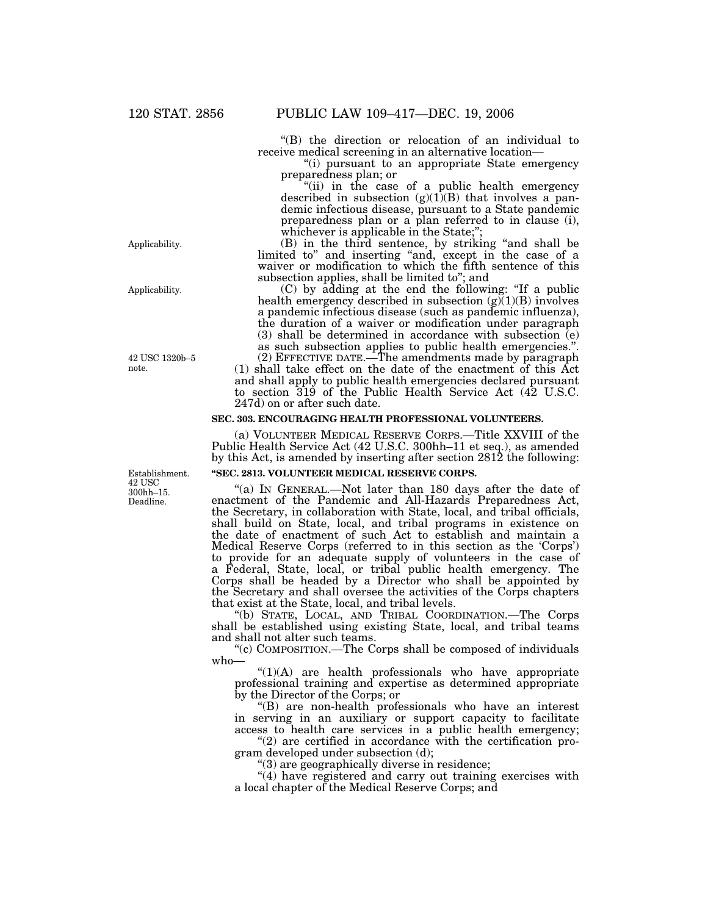"(B) the direction or relocation of an individual to receive medical screening in an alternative location—

"(i) pursuant to an appropriate State emergency preparedness plan; or

"(ii) in the case of a public health emergency described in subsection (g)(1)(B) that involves a pandemic infectious disease, pursuant to a State pandemic preparedness plan or a plan referred to in clause (i), whichever is applicable in the State;";

Applicability.

(B) in the third sentence, by striking "and shall be limited to" and inserting "and, except in the case of a waiver or modification to which the fifth sentence of this subsection applies, shall be limited to"; and

Applicability.

(C) by adding at the end the following: "If a public health emergency described in subsection (g)(1)(B) involves a pandemic infectious disease (such as pandemic influenza), the duration of a waiver or modification under paragraph (3) shall be determined in accordance with subsection (e) as such subsection applies to public health emergencies.".

42 USC 1320b–5 note.

(2) EFFECTIVE DATE.—The amendments made by paragraph (1) shall take effect on the date of the enactment of this Act and shall apply to public health emergencies declared pursuant to section 319 of the Public Health Service Act (42 U.S.C. 247d) on or after such date.

**SEC. 303. ENCOURAGING HEALTH PROFESSIONAL VOLUNTEERS.**

(a) VOLUNTEER MEDICAL RESERVE CORPS.—Title XXVIII of the Public Health Service Act (42 U.S.C. 300hh–11 et seq.), as amended by this Act, is amended by inserting after section 2812 the following:

Establishment. 42 USC 300hh–15. Deadline.

**"SEC. 2813. VOLUNTEER MEDICAL RESERVE CORPS.**

"(a) IN GENERAL.—Not later than 180 days after the date of enactment of the Pandemic and All-Hazards Preparedness Act, the Secretary, in collaboration with State, local, and tribal officials, shall build on State, local, and tribal programs in existence on the date of enactment of such Act to establish and maintain a Medical Reserve Corps (referred to in this section as the 'Corps') to provide for an adequate supply of volunteers in the case of a Federal, State, local, or tribal public health emergency. The Corps shall be headed by a Director who shall be appointed by the Secretary and shall oversee the activities of the Corps chapters that exist at the State, local, and tribal levels.

"(b) STATE, LOCAL, AND TRIBAL COORDINATION.—The Corps shall be established using existing State, local, and tribal teams and shall not alter such teams.

"(c) COMPOSITION.—The Corps shall be composed of individuals who—

"(1)(A) are health professionals who have appropriate professional training and expertise as determined appropriate by the Director of the Corps; or

"(B) are non-health professionals who have an interest in serving in an auxiliary or support capacity to facilitate access to health care services in a public health emergency;

"(2) are certified in accordance with the certification program developed under subsection (d);

"(3) are geographically diverse in residence;

"(4) have registered and carry out training exercises with a local chapter of the Medical Reserve Corps; and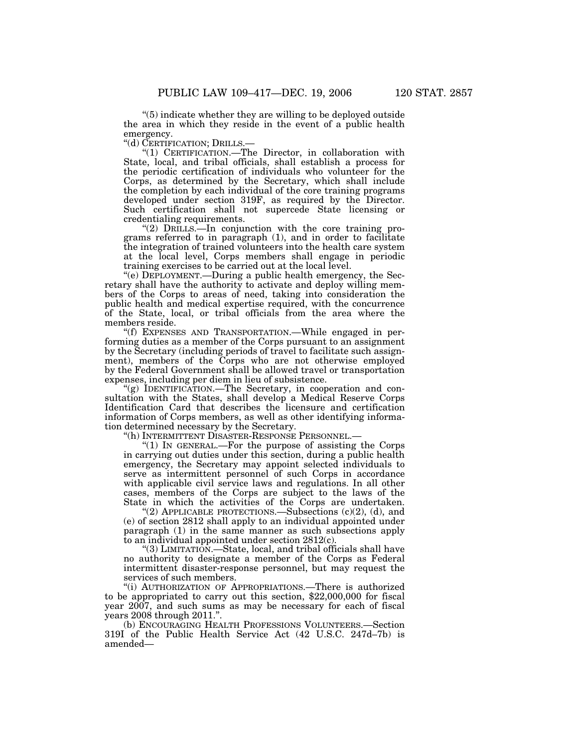"(5) indicate whether they are willing to be deployed outside the area in which they reside in the event of a public health emergency.

"(d) CERTIFICATION; DRILLS.—

"(1) CERTIFICATION.—The Director, in collaboration with State, local, and tribal officials, shall establish a process for the periodic certification of individuals who volunteer for the Corps, as determined by the Secretary, which shall include the completion by each individual of the core training programs developed under section 319F, as required by the Director. Such certification shall not supercede State licensing or credentialing requirements.

"(2) DRILLS.—In conjunction with the core training programs referred to in paragraph (1), and in order to facilitate the integration of trained volunteers into the health care system at the local level, Corps members shall engage in periodic training exercises to be carried out at the local level.

"(e) DEPLOYMENT.—During a public health emergency, the Secretary shall have the authority to activate and deploy willing members of the Corps to areas of need, taking into consideration the public health and medical expertise required, with the concurrence of the State, local, or tribal officials from the area where the members reside.

"(f) EXPENSES AND TRANSPORTATION.—While engaged in performing duties as a member of the Corps pursuant to an assignment by the Secretary (including periods of travel to facilitate such assignment), members of the Corps who are not otherwise employed by the Federal Government shall be allowed travel or transportation expenses, including per diem in lieu of subsistence.

"(g) IDENTIFICATION.—The Secretary, in cooperation and consultation with the States, shall develop a Medical Reserve Corps Identification Card that describes the licensure and certification information of Corps members, as well as other identifying information determined necessary by the Secretary.

"(h) INTERMITTENT DISASTER-RESPONSE PERSONNEL.—

"(1) IN GENERAL.—For the purpose of assisting the Corps in carrying out duties under this section, during a public health emergency, the Secretary may appoint selected individuals to serve as intermittent personnel of such Corps in accordance with applicable civil service laws and regulations. In all other cases, members of the Corps are subject to the laws of the State in which the activities of the Corps are undertaken.

"(2) APPLICABLE PROTECTIONS.—Subsections (c)(2), (d), and (e) of section 2812 shall apply to an individual appointed under paragraph (1) in the same manner as such subsections apply to an individual appointed under section 2812(c).

"(3) LIMITATION.—State, local, and tribal officials shall have no authority to designate a member of the Corps as Federal intermittent disaster-response personnel, but may request the services of such members.

"(i) AUTHORIZATION OF APPROPRIATIONS.—There is authorized to be appropriated to carry out this section, $22,000,000 for fiscal year 2007, and such sums as may be necessary for each of fiscal years 2008 through 2011.".

(b) ENCOURAGING HEALTH PROFESSIONS VOLUNTEERS.—Section 319I of the Public Health Service Act (42 U.S.C. 247d–7b) is amended—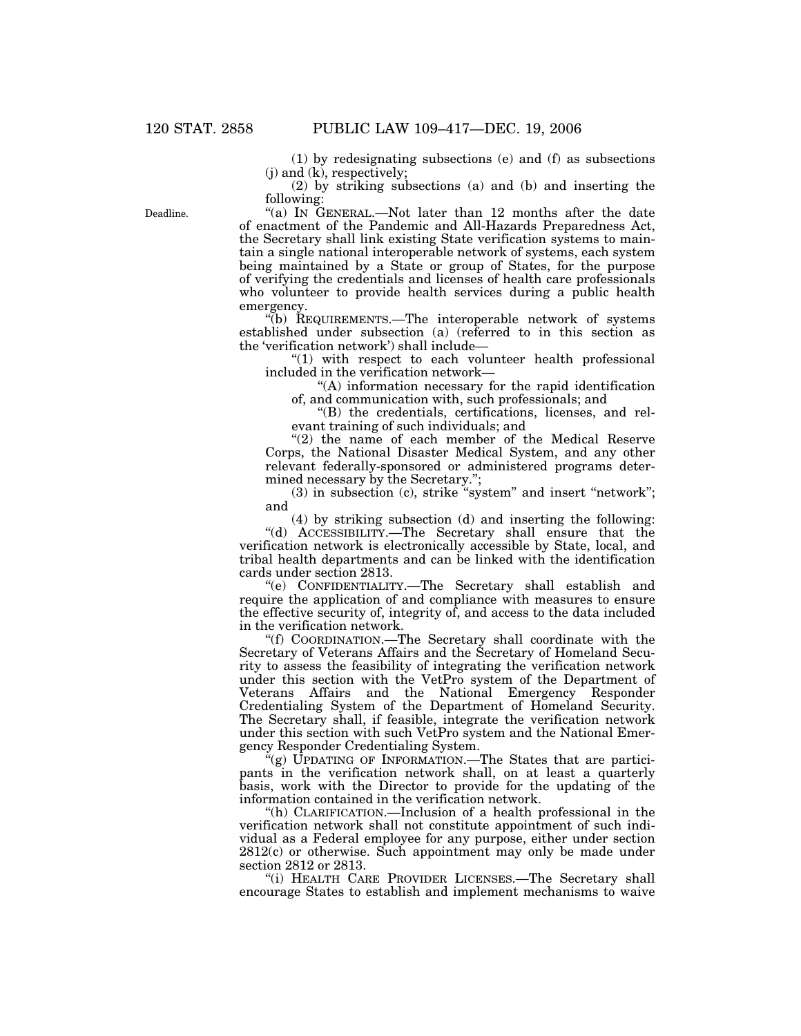(1) by redesignating subsections (e) and (f) as subsections (j) and (k), respectively;

(2) by striking subsections (a) and (b) and inserting the following:

Deadline.

"(a) IN GENERAL.—Not later than 12 months after the date of enactment of the Pandemic and All-Hazards Preparedness Act, the Secretary shall link existing State verification systems to maintain a single national interoperable network of systems, each system being maintained by a State or group of States, for the purpose of verifying the credentials and licenses of health care professionals who volunteer to provide health services during a public health emergency.

"(b) REQUIREMENTS.—The interoperable network of systems established under subsection (a) (referred to in this section as the 'verification network') shall include—

"(1) with respect to each volunteer health professional included in the verification network—

"(A) information necessary for the rapid identification of, and communication with, such professionals; and

"(B) the credentials, certifications, licenses, and relevant training of such individuals; and

"(2) the name of each member of the Medical Reserve Corps, the National Disaster Medical System, and any other relevant federally-sponsored or administered programs determined necessary by the Secretary.";

(3) in subsection (c), strike "system" and insert "network"; and

(4) by striking subsection (d) and inserting the following:

"(d) ACCESSIBILITY.—The Secretary shall ensure that the verification network is electronically accessible by State, local, and tribal health departments and can be linked with the identification cards under section 2813.

"(e) CONFIDENTIALITY.—The Secretary shall establish and require the application of and compliance with measures to ensure the effective security of, integrity of, and access to the data included in the verification network.

"(f) COORDINATION.—The Secretary shall coordinate with the Secretary of Veterans Affairs and the Secretary of Homeland Security to assess the feasibility of integrating the verification network under this section with the VetPro system of the Department of Veterans Affairs and the National Emergency Responder Credentialing System of the Department of Homeland Security. The Secretary shall, if feasible, integrate the verification network under this section with such VetPro system and the National Emergency Responder Credentialing System.

"(g) UPDATING OF INFORMATION.—The States that are participants in the verification network shall, on at least a quarterly basis, work with the Director to provide for the updating of the information contained in the verification network.

"(h) CLARIFICATION.—Inclusion of a health professional in the verification network shall not constitute appointment of such individual as a Federal employee for any purpose, either under section 2812(c) or otherwise. Such appointment may only be made under section 2812 or 2813.

"(i) HEALTH CARE PROVIDER LICENSES.—The Secretary shall encourage States to establish and implement mechanisms to waive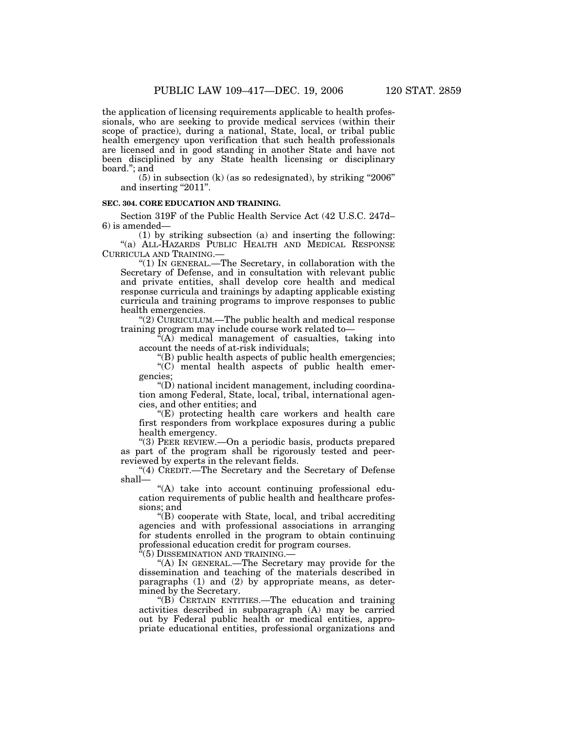the application of licensing requirements applicable to health professionals, who are seeking to provide medical services (within their scope of practice), during a national, State, local, or tribal public health emergency upon verification that such health professionals are licensed and in good standing in another State and have not been disciplined by any State health licensing or disciplinary board."; and

(5) in subsection (k) (as so redesignated), by striking "2006" and inserting "2011".

**SEC. 304. CORE EDUCATION AND TRAINING.**

Section 319F of the Public Health Service Act (42 U.S.C. 247d–6) is amended—

(1) by striking subsection (a) and inserting the following:

"(a) ALL-HAZARDS PUBLIC HEALTH AND MEDICAL RESPONSE CURRICULA AND TRAINING.—

"(1) IN GENERAL.—The Secretary, in collaboration with the Secretary of Defense, and in consultation with relevant public and private entities, shall develop core health and medical response curricula and trainings by adapting applicable existing curricula and training programs to improve responses to public health emergencies.

"(2) CURRICULUM.—The public health and medical response training program may include course work related to—

"(A) medical management of casualties, taking into account the needs of at-risk individuals;

"(B) public health aspects of public health emergencies;

"(C) mental health aspects of public health emergencies;

"(D) national incident management, including coordination among Federal, State, local, tribal, international agencies, and other entities; and

"(E) protecting health care workers and health care first responders from workplace exposures during a public health emergency.

"(3) PEER REVIEW.—On a periodic basis, products prepared as part of the program shall be rigorously tested and peer-reviewed by experts in the relevant fields.

"(4) CREDIT.—The Secretary and the Secretary of Defense shall—

"(A) take into account continuing professional education requirements of public health and healthcare professions; and

"(B) cooperate with State, local, and tribal accrediting agencies and with professional associations in arranging for students enrolled in the program to obtain continuing professional education credit for program courses.

"(5) DISSEMINATION AND TRAINING.—

"(A) IN GENERAL.—The Secretary may provide for the dissemination and teaching of the materials described in paragraphs (1) and (2) by appropriate means, as determined by the Secretary.

"(B) CERTAIN ENTITIES.—The education and training activities described in subparagraph (A) may be carried out by Federal public health or medical entities, appropriate educational entities, professional organizations and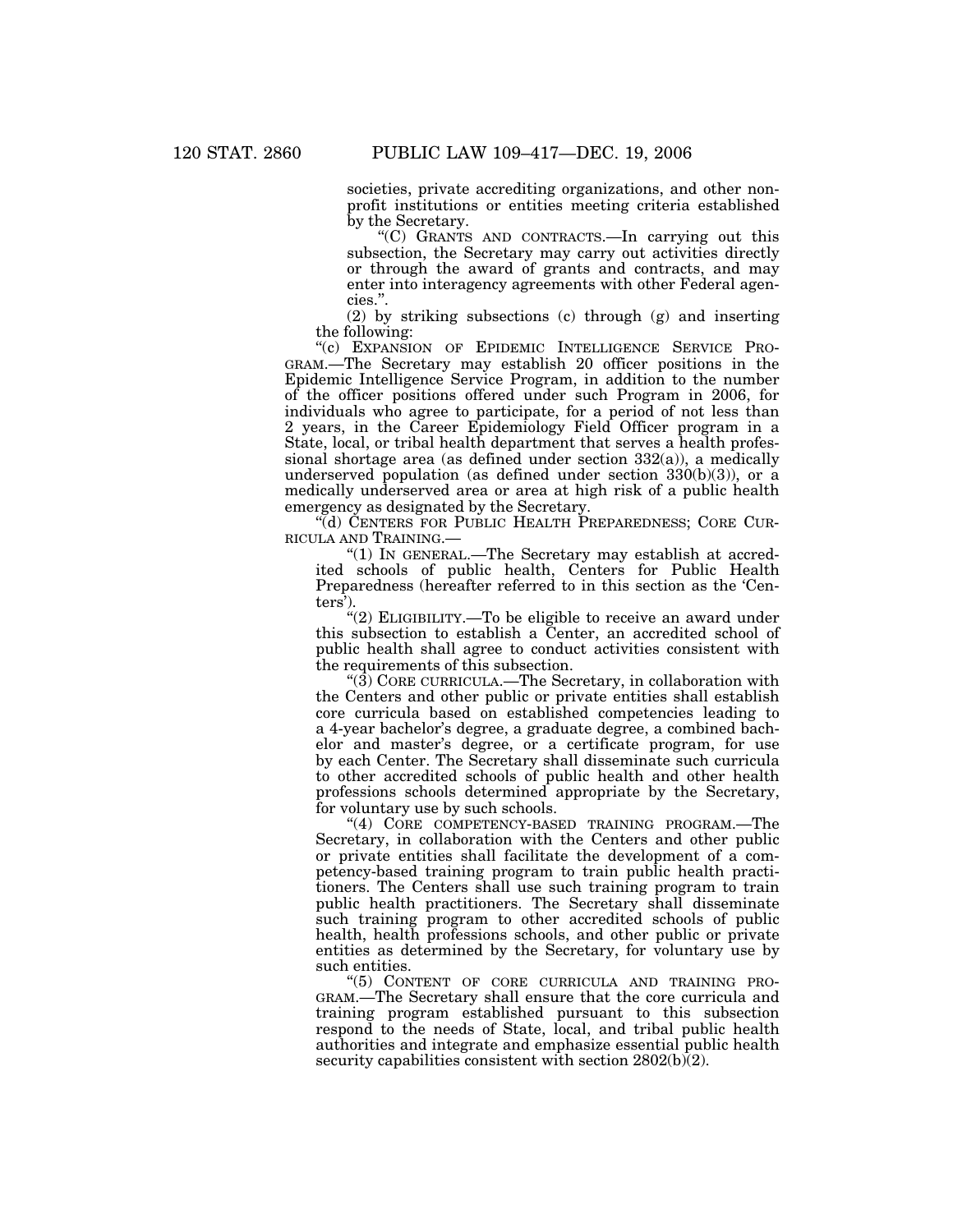societies, private accrediting organizations, and other nonprofit institutions or entities meeting criteria established by the Secretary.

"(C) GRANTS AND CONTRACTS.—In carrying out this subsection, the Secretary may carry out activities directly or through the award of grants and contracts, and may enter into interagency agreements with other Federal agencies.".

(2) by striking subsections (c) through (g) and inserting the following:

"(c) EXPANSION OF EPIDEMIC INTELLIGENCE SERVICE PROGRAM.—The Secretary may establish 20 officer positions in the Epidemic Intelligence Service Program, in addition to the number of the officer positions offered under such Program in 2006, for individuals who agree to participate, for a period of not less than 2 years, in the Career Epidemiology Field Officer program in a State, local, or tribal health department that serves a health professional shortage area (as defined under section 332(a)), a medically underserved population (as defined under section 330(b)(3)), or a medically underserved area or area at high risk of a public health emergency as designated by the Secretary.

"(d) CENTERS FOR PUBLIC HEALTH PREPAREDNESS; CORE CURRICULA AND TRAINING.—

"(1) IN GENERAL.—The Secretary may establish at accredited schools of public health, Centers for Public Health Preparedness (hereafter referred to in this section as the 'Centers').

"(2) ELIGIBILITY.—To be eligible to receive an award under this subsection to establish a Center, an accredited school of public health shall agree to conduct activities consistent with the requirements of this subsection.

"(3) CORE CURRICULA.—The Secretary, in collaboration with the Centers and other public or private entities shall establish core curricula based on established competencies leading to a 4-year bachelor's degree, a graduate degree, a combined bachelor and master's degree, or a certificate program, for use by each Center. The Secretary shall disseminate such curricula to other accredited schools of public health and other health professions schools determined appropriate by the Secretary, for voluntary use by such schools.

"(4) CORE COMPETENCY-BASED TRAINING PROGRAM.—The Secretary, in collaboration with the Centers and other public or private entities shall facilitate the development of a competency-based training program to train public health practitioners. The Centers shall use such training program to train public health practitioners. The Secretary shall disseminate such training program to other accredited schools of public health, health professions schools, and other public or private entities as determined by the Secretary, for voluntary use by such entities.

"(5) CONTENT OF CORE CURRICULA AND TRAINING PROGRAM.—The Secretary shall ensure that the core curricula and training program established pursuant to this subsection respond to the needs of State, local, and tribal public health authorities and integrate and emphasize essential public health security capabilities consistent with section 2802(b)(2).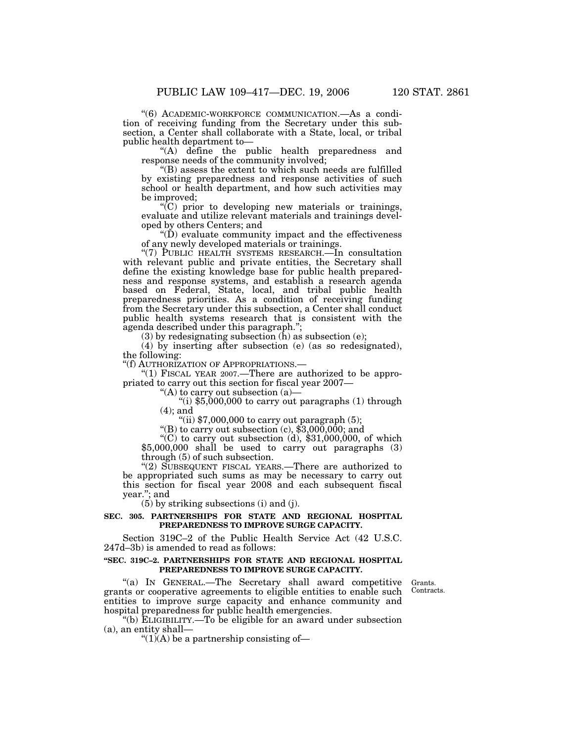"(6) ACADEMIC-WORKFORCE COMMUNICATION.—As a condition of receiving funding from the Secretary under this subsection, a Center shall collaborate with a State, local, or tribal public health department to—

"(A) define the public health preparedness and response needs of the community involved;

"(B) assess the extent to which such needs are fulfilled by existing preparedness and response activities of such school or health department, and how such activities may be improved;

"(C) prior to developing new materials or trainings, evaluate and utilize relevant materials and trainings developed by others Centers; and

"(D) evaluate community impact and the effectiveness of any newly developed materials or trainings.

"(7) PUBLIC HEALTH SYSTEMS RESEARCH.—In consultation with relevant public and private entities, the Secretary shall define the existing knowledge base for public health preparedness and response systems, and establish a research agenda based on Federal, State, local, and tribal public health preparedness priorities. As a condition of receiving funding from the Secretary under this subsection, a Center shall conduct public health systems research that is consistent with the agenda described under this paragraph.";

(3) by redesignating subsection (h) as subsection (e);

(4) by inserting after subsection (e) (as so redesignated), the following:

"(f) AUTHORIZATION OF APPROPRIATIONS.—

"(1) FISCAL YEAR 2007.—There are authorized to be appropriated to carry out this section for fiscal year 2007—

"(A) to carry out subsection (a)—

"(i) $5,000,000 to carry out paragraphs (1) through (4); and

"(ii) $7,000,000 to carry out paragraph (5);

"(B) to carry out subsection (c), $3,000,000; and

"(C) to carry out subsection (d), $31,000,000, of which $5,000,000 shall be used to carry out paragraphs (3) through (5) of such subsection.

"(2) SUBSEQUENT FISCAL YEARS.—There are authorized to be appropriated such sums as may be necessary to carry out this section for fiscal year 2008 and each subsequent fiscal year."; and

(5) by striking subsections (i) and (j).

**SEC. 305. PARTNERSHIPS FOR STATE AND REGIONAL HOSPITAL PREPAREDNESS TO IMPROVE SURGE CAPACITY.**

Section 319C–2 of the Public Health Service Act (42 U.S.C. 247d–3b) is amended to read as follows:

**"SEC. 319C–2. PARTNERSHIPS FOR STATE AND REGIONAL HOSPITAL PREPAREDNESS TO IMPROVE SURGE CAPACITY.**

Grants. Contracts.

"(a) IN GENERAL.—The Secretary shall award competitive grants or cooperative agreements to eligible entities to enable such entities to improve surge capacity and enhance community and hospital preparedness for public health emergencies.

"(b) ELIGIBILITY.—To be eligible for an award under subsection (a), an entity shall—

"(1)(A) be a partnership consisting of—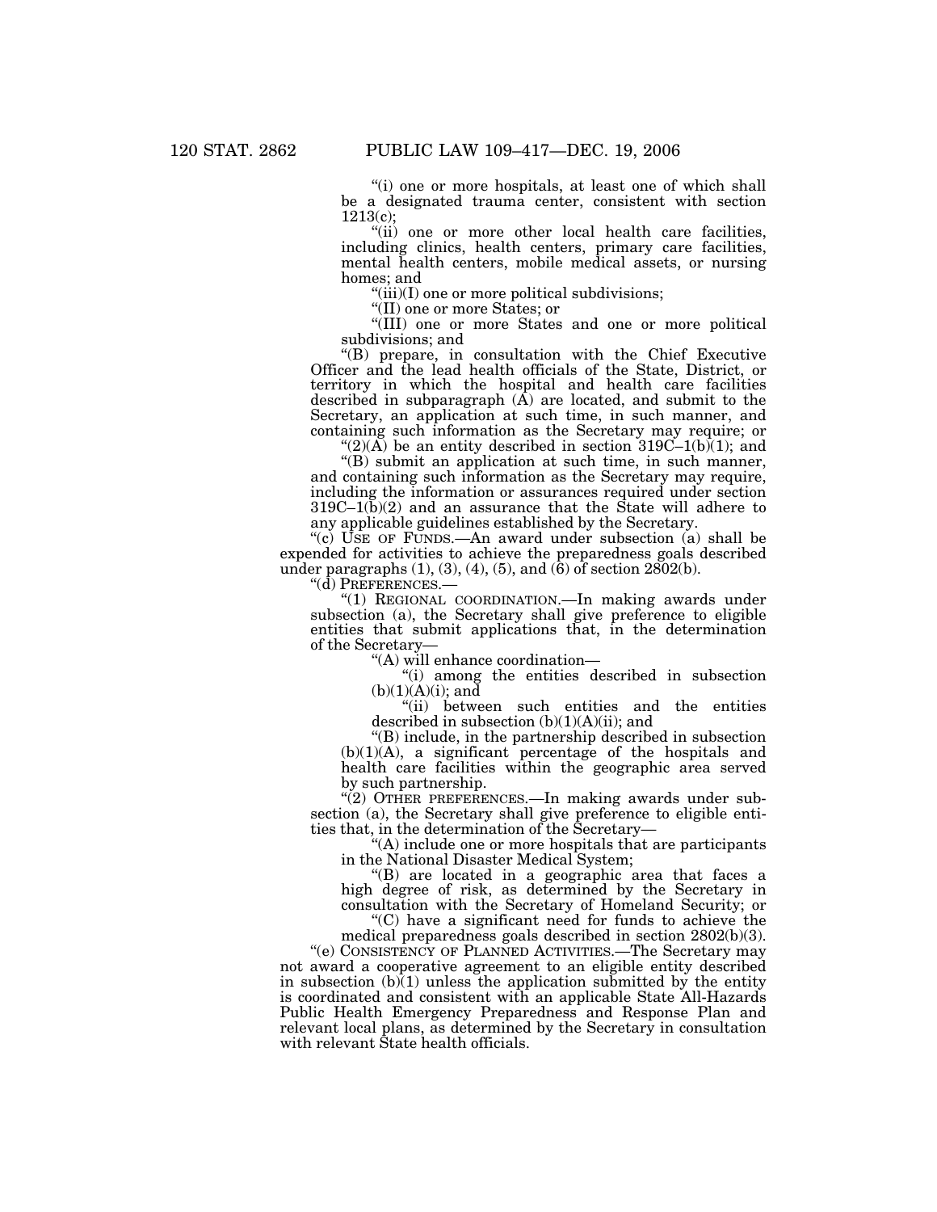"(i) one or more hospitals, at least one of which shall be a designated trauma center, consistent with section 1213(c);

"(ii) one or more other local health care facilities, including clinics, health centers, primary care facilities, mental health centers, mobile medical assets, or nursing homes; and

"(iii)(I) one or more political subdivisions;

"(II) one or more States; or

"(III) one or more States and one or more political subdivisions; and

"(B) prepare, in consultation with the Chief Executive Officer and the lead health officials of the State, District, or territory in which the hospital and health care facilities described in subparagraph (A) are located, and submit to the Secretary, an application at such time, in such manner, and containing such information as the Secretary may require; or

"(2)(A) be an entity described in section 319C–1(b)(1); and

"(B) submit an application at such time, in such manner, and containing such information as the Secretary may require, including the information or assurances required under section 319C–1(b)(2) and an assurance that the State will adhere to any applicable guidelines established by the Secretary.

"(c) USE OF FUNDS.—An award under subsection (a) shall be expended for activities to achieve the preparedness goals described under paragraphs (1), (3), (4), (5), and (6) of section 2802(b).

"(d) PREFERENCES.—

"(1) REGIONAL COORDINATION.—In making awards under subsection (a), the Secretary shall give preference to eligible entities that submit applications that, in the determination of the Secretary—

"(A) will enhance coordination—

"(i) among the entities described in subsection (b)(1)(A)(i); and

"(ii) between such entities and the entities described in subsection (b)(1)(A)(ii); and

"(B) include, in the partnership described in subsection (b)(1)(A), a significant percentage of the hospitals and health care facilities within the geographic area served by such partnership.

"(2) OTHER PREFERENCES.—In making awards under subsection (a), the Secretary shall give preference to eligible entities that, in the determination of the Secretary—

"(A) include one or more hospitals that are participants in the National Disaster Medical System;

"(B) are located in a geographic area that faces a high degree of risk, as determined by the Secretary in consultation with the Secretary of Homeland Security; or

"(C) have a significant need for funds to achieve the medical preparedness goals described in section 2802(b)(3).

"(e) CONSISTENCY OF PLANNED ACTIVITIES.—The Secretary may not award a cooperative agreement to an eligible entity described in subsection (b)(1) unless the application submitted by the entity is coordinated and consistent with an applicable State All-Hazards Public Health Emergency Preparedness and Response Plan and relevant local plans, as determined by the Secretary in consultation with relevant State health officials.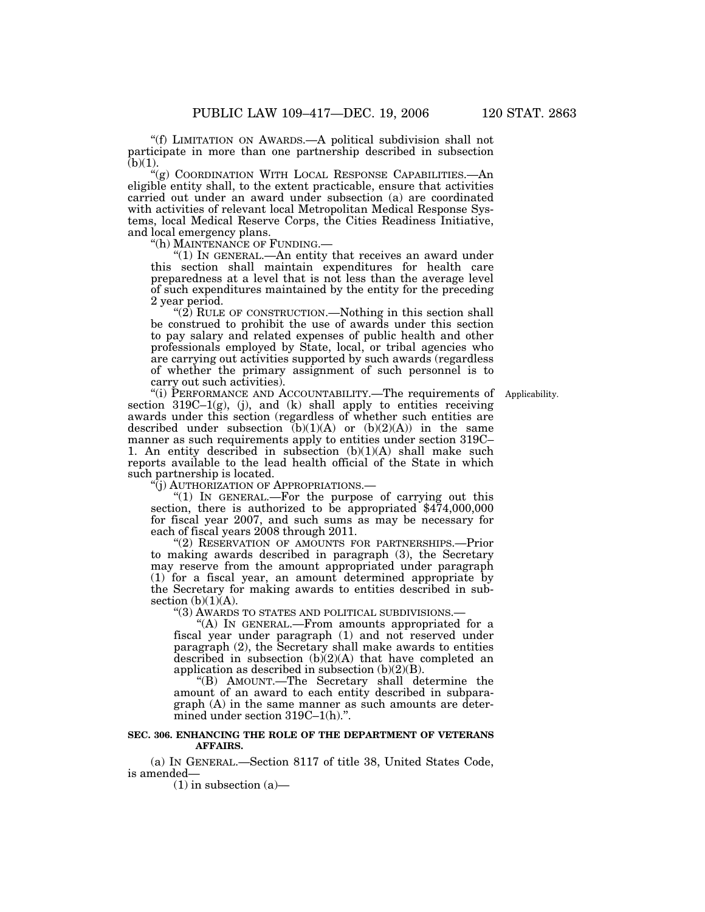"(f) LIMITATION ON AWARDS.—A political subdivision shall not participate in more than one partnership described in subsection (b)(1).

"(g) COORDINATION WITH LOCAL RESPONSE CAPABILITIES.—An eligible entity shall, to the extent practicable, ensure that activities carried out under an award under subsection (a) are coordinated with activities of relevant local Metropolitan Medical Response Systems, local Medical Reserve Corps, the Cities Readiness Initiative, and local emergency plans.

"(h) MAINTENANCE OF FUNDING.—

"(1) IN GENERAL.—An entity that receives an award under this section shall maintain expenditures for health care preparedness at a level that is not less than the average level of such expenditures maintained by the entity for the preceding 2 year period.

"(2) RULE OF CONSTRUCTION.—Nothing in this section shall be construed to prohibit the use of awards under this section to pay salary and related expenses of public health and other professionals employed by State, local, or tribal agencies who are carrying out activities supported by such awards (regardless of whether the primary assignment of such personnel is to carry out such activities).

Applicability.

"(i) PERFORMANCE AND ACCOUNTABILITY.—The requirements of section 319C–1(g), (j), and (k) shall apply to entities receiving awards under this section (regardless of whether such entities are described under subsection (b)(1)(A) or (b)(2)(A)) in the same manner as such requirements apply to entities under section 319C–1. An entity described in subsection (b)(1)(A) shall make such reports available to the lead health official of the State in which such partnership is located.

"(j) AUTHORIZATION OF APPROPRIATIONS.—

"(1) IN GENERAL.—For the purpose of carrying out this section, there is authorized to be appropriated $474,000,000 for fiscal year 2007, and such sums as may be necessary for each of fiscal years 2008 through 2011.

"(2) RESERVATION OF AMOUNTS FOR PARTNERSHIPS.—Prior to making awards described in paragraph (3), the Secretary may reserve from the amount appropriated under paragraph (1) for a fiscal year, an amount determined appropriate by the Secretary for making awards to entities described in subsection (b)(1)(A).

"(3) AWARDS TO STATES AND POLITICAL SUBDIVISIONS.—

"(A) IN GENERAL.—From amounts appropriated for a fiscal year under paragraph (1) and not reserved under paragraph (2), the Secretary shall make awards to entities described in subsection (b)(2)(A) that have completed an application as described in subsection (b)(2)(B).

"(B) AMOUNT.—The Secretary shall determine the amount of an award to each entity described in subparagraph (A) in the same manner as such amounts are determined under section 319C–1(h).".

**SEC. 306. ENHANCING THE ROLE OF THE DEPARTMENT OF VETERANS AFFAIRS.**

(a) IN GENERAL.—Section 8117 of title 38, United States Code, is amended—

(1) in subsection (a)—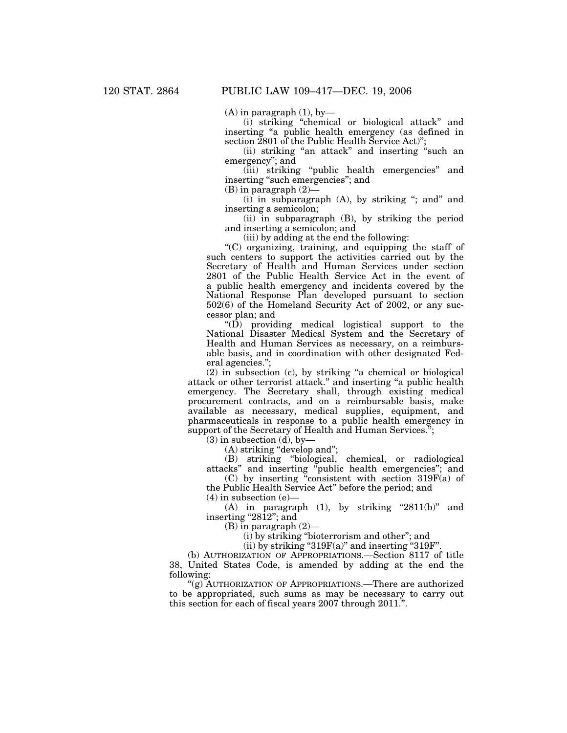(A) in paragraph (1), by—

(i) striking "chemical or biological attack" and inserting "a public health emergency (as defined in section 2801 of the Public Health Service Act)";

(ii) striking "an attack" and inserting "such an emergency"; and

(iii) striking "public health emergencies" and inserting "such emergencies"; and

(B) in paragraph (2)—

(i) in subparagraph (A), by striking "; and" and inserting a semicolon;

(ii) in subparagraph (B), by striking the period and inserting a semicolon; and

(iii) by adding at the end the following:

"(C) organizing, training, and equipping the staff of such centers to support the activities carried out by the Secretary of Health and Human Services under section 2801 of the Public Health Service Act in the event of a public health emergency and incidents covered by the National Response Plan developed pursuant to section 502(6) of the Homeland Security Act of 2002, or any successor plan; and

"(D) providing medical logistical support to the National Disaster Medical System and the Secretary of Health and Human Services as necessary, on a reimbursable basis, and in coordination with other designated Federal agencies.";

(2) in subsection (c), by striking "a chemical or biological attack or other terrorist attack." and inserting "a public health emergency. The Secretary shall, through existing medical procurement contracts, and on a reimbursable basis, make available as necessary, medical supplies, equipment, and pharmaceuticals in response to a public health emergency in support of the Secretary of Health and Human Services.";

(3) in subsection (d), by—

(A) striking "develop and";

(B) striking "biological, chemical, or radiological attacks" and inserting "public health emergencies"; and

(C) by inserting "consistent with section 319F(a) of the Public Health Service Act" before the period; and

(4) in subsection (e)—

(A) in paragraph (1), by striking "2811(b)" and inserting "2812"; and

(B) in paragraph (2)—

(i) by striking "bioterrorism and other"; and

(ii) by striking "319F(a)" and inserting "319F".

(b) AUTHORIZATION OF APPROPRIATIONS.—Section 8117 of title 38, United States Code, is amended by adding at the end the following:

"(g) AUTHORIZATION OF APPROPRIATIONS.—There are authorized to be appropriated, such sums as may be necessary to carry out this section for each of fiscal years 2007 through 2011.".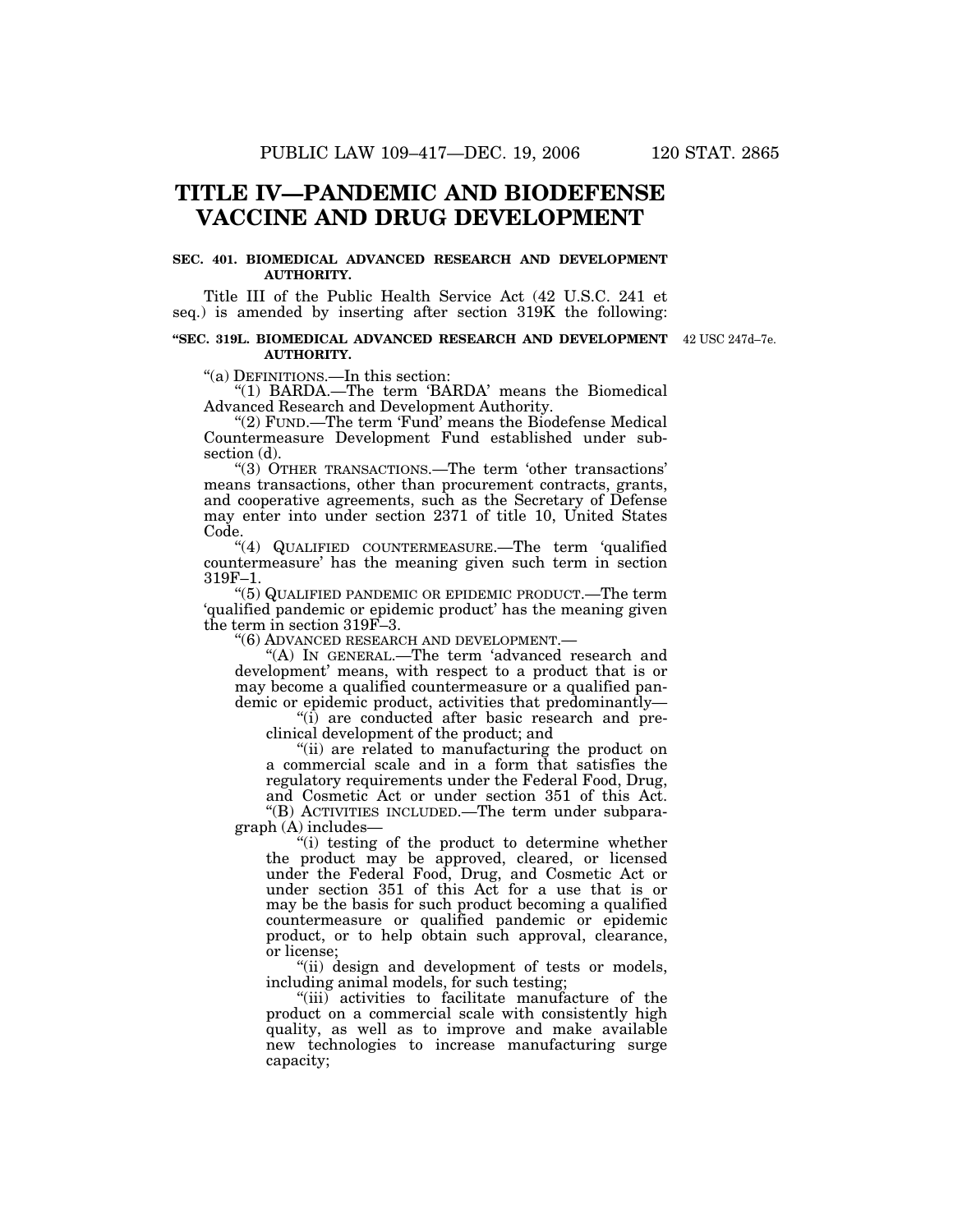# TITLE IV—PANDEMIC AND BIODEFENSE VACCINE AND DRUG DEVELOPMENT

### SEC. 401. BIOMEDICAL ADVANCED RESEARCH AND DEVELOPMENT AUTHORITY.

Title III of the Public Health Service Act (42 U.S.C. 241 et seq.) is amended by inserting after section 319K the following:

### "SEC. 319L. BIOMEDICAL ADVANCED RESEARCH AND DEVELOPMENT AUTHORITY.

42 USC 247d–7e.

"(a) DEFINITIONS.—In this section:

"(1) BARDA.—The term 'BARDA' means the Biomedical Advanced Research and Development Authority.

"(2) FUND.—The term 'Fund' means the Biodefense Medical Countermeasure Development Fund established under subsection (d).

"(3) OTHER TRANSACTIONS.—The term 'other transactions' means transactions, other than procurement contracts, grants, and cooperative agreements, such as the Secretary of Defense may enter into under section 2371 of title 10, United States Code.

"(4) QUALIFIED COUNTERMEASURE.—The term 'qualified countermeasure' has the meaning given such term in section 319F–1.

"(5) QUALIFIED PANDEMIC OR EPIDEMIC PRODUCT.—The term 'qualified pandemic or epidemic product' has the meaning given the term in section 319F–3.

"(6) ADVANCED RESEARCH AND DEVELOPMENT.—

"(A) IN GENERAL.—The term 'advanced research and development' means, with respect to a product that is or may become a qualified countermeasure or a qualified pandemic or epidemic product, activities that predominantly—

"(i) are conducted after basic research and preclinical development of the product; and

"(ii) are related to manufacturing the product on a commercial scale and in a form that satisfies the regulatory requirements under the Federal Food, Drug, and Cosmetic Act or under section 351 of this Act.

"(B) ACTIVITIES INCLUDED.—The term under subparagraph (A) includes—

"(i) testing of the product to determine whether the product may be approved, cleared, or licensed under the Federal Food, Drug, and Cosmetic Act or under section 351 of this Act for a use that is or may be the basis for such product becoming a qualified countermeasure or qualified pandemic or epidemic product, or to help obtain such approval, clearance, or license;

"(ii) design and development of tests or models, including animal models, for such testing;

"(iii) activities to facilitate manufacture of the product on a commercial scale with consistently high quality, as well as to improve and make available new technologies to increase manufacturing surge capacity;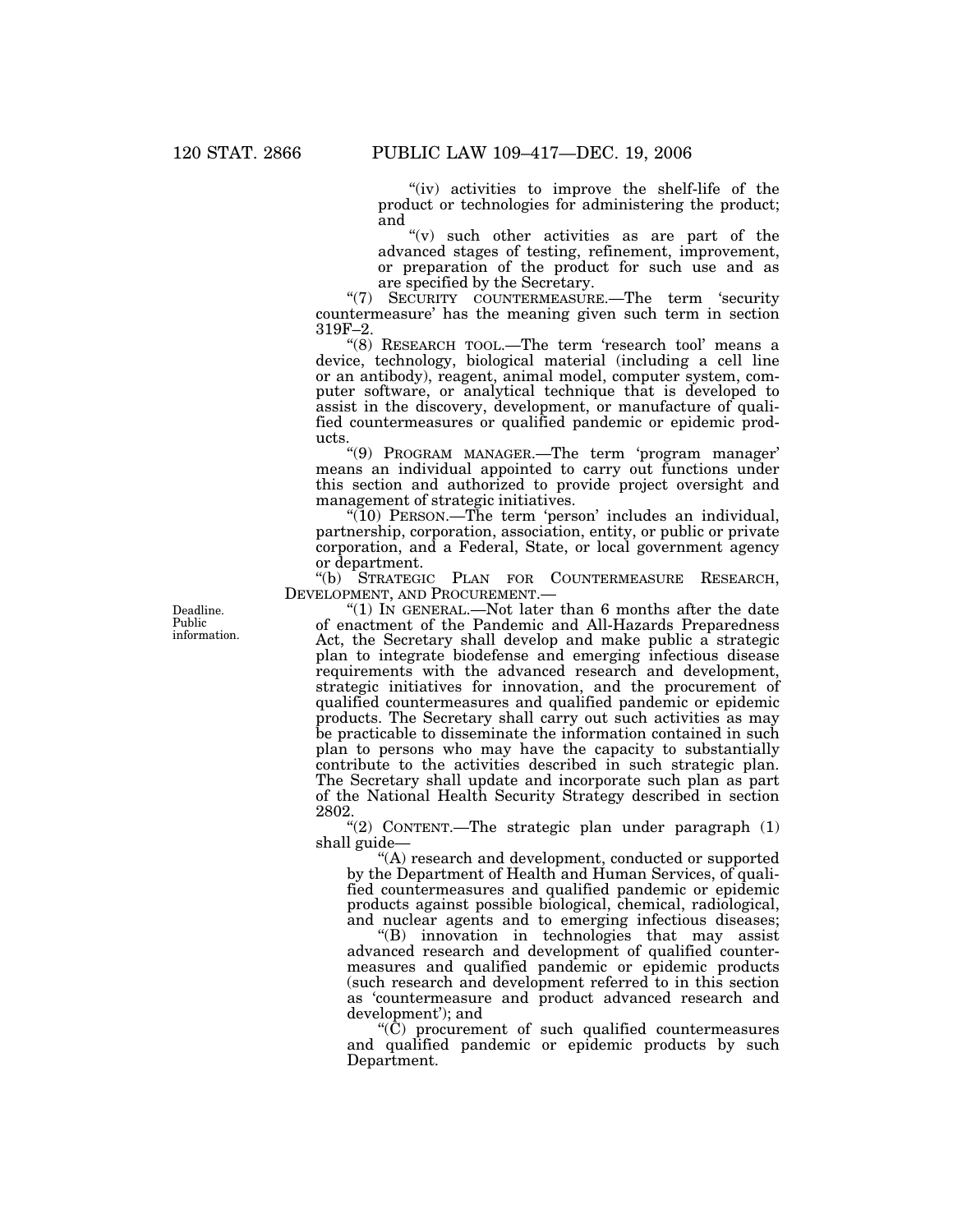"(iv) activities to improve the shelf-life of the product or technologies for administering the product; and

"(v) such other activities as are part of the advanced stages of testing, refinement, improvement, or preparation of the product for such use and as are specified by the Secretary.

"(7) SECURITY COUNTERMEASURE.—The term 'security countermeasure' has the meaning given such term in section 319F–2.

"(8) RESEARCH TOOL.—The term 'research tool' means a device, technology, biological material (including a cell line or an antibody), reagent, animal model, computer system, computer software, or analytical technique that is developed to assist in the discovery, development, or manufacture of qualified countermeasures or qualified pandemic or epidemic products.

"(9) PROGRAM MANAGER.—The term 'program manager' means an individual appointed to carry out functions under this section and authorized to provide project oversight and management of strategic initiatives.

"(10) PERSON.—The term 'person' includes an individual, partnership, corporation, association, entity, or public or private corporation, and a Federal, State, or local government agency or department.

"(b) STRATEGIC PLAN FOR COUNTERMEASURE RESEARCH, DEVELOPMENT, AND PROCUREMENT.—

Deadline. Public information.

"(1) IN GENERAL.—Not later than 6 months after the date of enactment of the Pandemic and All-Hazards Preparedness Act, the Secretary shall develop and make public a strategic plan to integrate biodefense and emerging infectious disease requirements with the advanced research and development, strategic initiatives for innovation, and the procurement of qualified countermeasures and qualified pandemic or epidemic products. The Secretary shall carry out such activities as may be practicable to disseminate the information contained in such plan to persons who may have the capacity to substantially contribute to the activities described in such strategic plan. The Secretary shall update and incorporate such plan as part of the National Health Security Strategy described in section 2802.

"(2) CONTENT.—The strategic plan under paragraph (1) shall guide—

"(A) research and development, conducted or supported by the Department of Health and Human Services, of qualified countermeasures and qualified pandemic or epidemic products against possible biological, chemical, radiological, and nuclear agents and to emerging infectious diseases;

"(B) innovation in technologies that may assist advanced research and development of qualified countermeasures and qualified pandemic or epidemic products (such research and development referred to in this section as 'countermeasure and product advanced research and development'); and

"(C) procurement of such qualified countermeasures and qualified pandemic or epidemic products by such Department.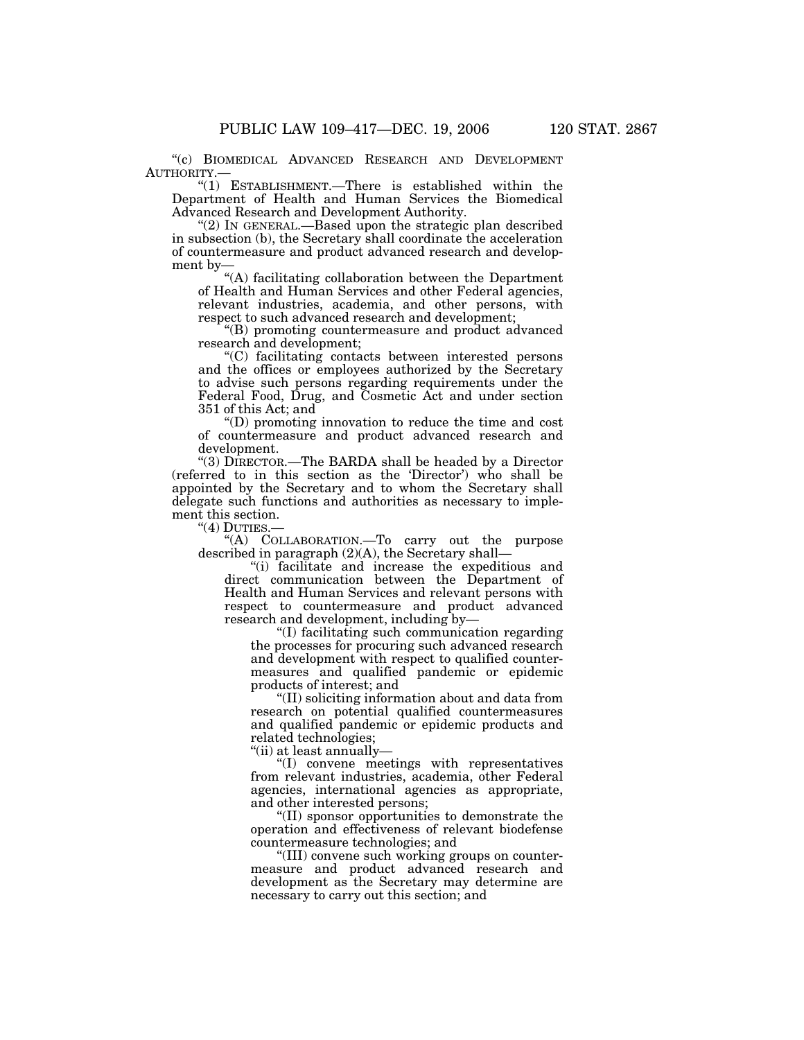"(c) BIOMEDICAL ADVANCED RESEARCH AND DEVELOPMENT AUTHORITY.—

"(1) ESTABLISHMENT.—There is established within the Department of Health and Human Services the Biomedical Advanced Research and Development Authority.

"(2) IN GENERAL.—Based upon the strategic plan described in subsection (b), the Secretary shall coordinate the acceleration of countermeasure and product advanced research and development by—

"(A) facilitating collaboration between the Department of Health and Human Services and other Federal agencies, relevant industries, academia, and other persons, with respect to such advanced research and development;

"(B) promoting countermeasure and product advanced research and development;

"(C) facilitating contacts between interested persons and the offices or employees authorized by the Secretary to advise such persons regarding requirements under the Federal Food, Drug, and Cosmetic Act and under section 351 of this Act; and

"(D) promoting innovation to reduce the time and cost of countermeasure and product advanced research and development.

"(3) DIRECTOR.—The BARDA shall be headed by a Director (referred to in this section as the 'Director') who shall be appointed by the Secretary and to whom the Secretary shall delegate such functions and authorities as necessary to implement this section.

"(4) DUTIES.—

"(A) COLLABORATION.—To carry out the purpose described in paragraph (2)(A), the Secretary shall—

"(i) facilitate and increase the expeditious and direct communication between the Department of Health and Human Services and relevant persons with respect to countermeasure and product advanced research and development, including by—

"(I) facilitating such communication regarding the processes for procuring such advanced research and development with respect to qualified countermeasures and qualified pandemic or epidemic products of interest; and

"(II) soliciting information about and data from research on potential qualified countermeasures and qualified pandemic or epidemic products and related technologies;

"(ii) at least annually—

"(I) convene meetings with representatives from relevant industries, academia, other Federal agencies, international agencies as appropriate, and other interested persons;

"(II) sponsor opportunities to demonstrate the operation and effectiveness of relevant biodefense countermeasure technologies; and

"(III) convene such working groups on countermeasure and product advanced research and development as the Secretary may determine are necessary to carry out this section; and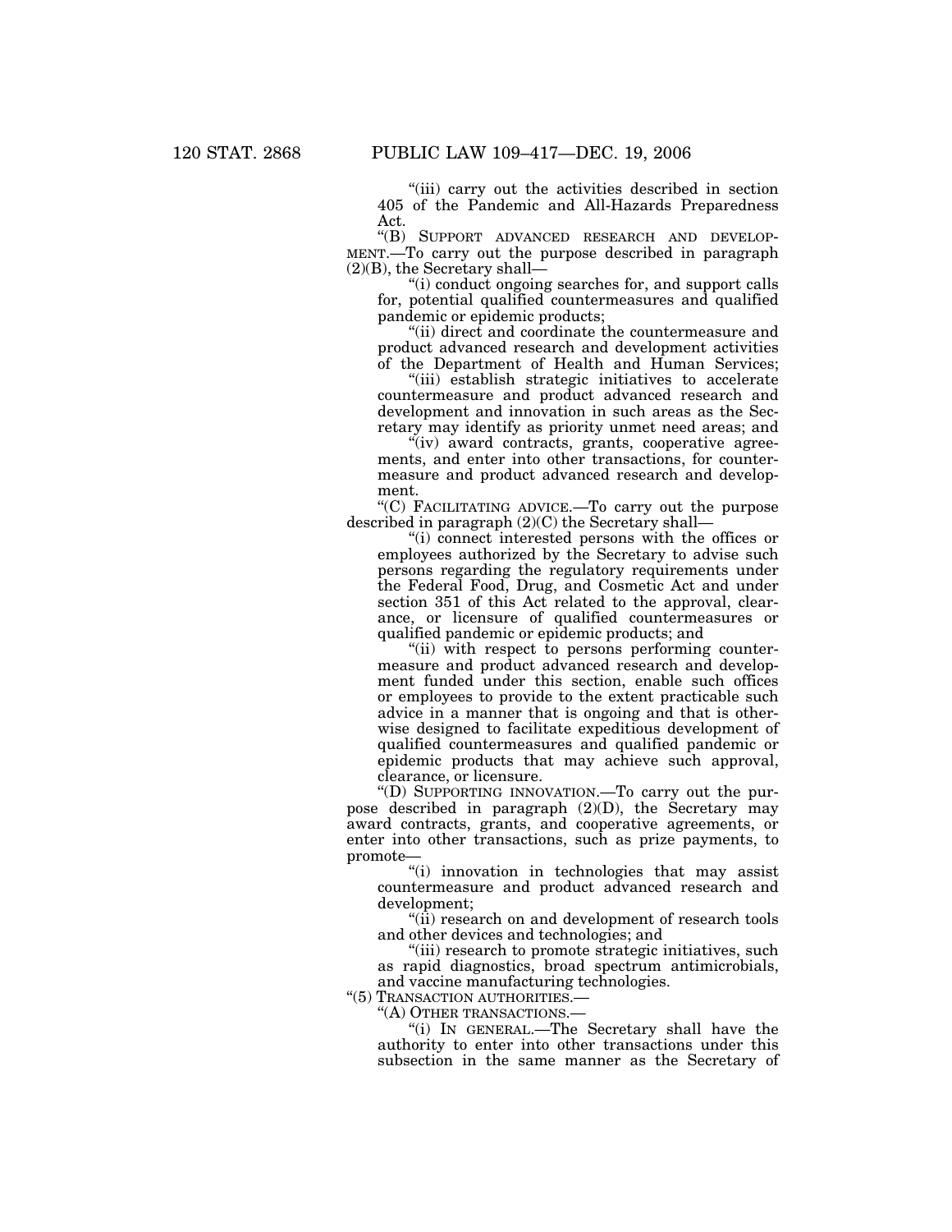"(iii) carry out the activities described in section 405 of the Pandemic and All-Hazards Preparedness Act.

"(B) SUPPORT ADVANCED RESEARCH AND DEVELOPMENT.—To carry out the purpose described in paragraph (2)(B), the Secretary shall—

"(i) conduct ongoing searches for, and support calls for, potential qualified countermeasures and qualified pandemic or epidemic products;

"(ii) direct and coordinate the countermeasure and product advanced research and development activities of the Department of Health and Human Services;

"(iii) establish strategic initiatives to accelerate countermeasure and product advanced research and development and innovation in such areas as the Secretary may identify as priority unmet need areas; and

"(iv) award contracts, grants, cooperative agreements, and enter into other transactions, for countermeasure and product advanced research and development.

"(C) FACILITATING ADVICE.—To carry out the purpose described in paragraph (2)(C) the Secretary shall—

"(i) connect interested persons with the offices or employees authorized by the Secretary to advise such persons regarding the regulatory requirements under the Federal Food, Drug, and Cosmetic Act and under section 351 of this Act related to the approval, clearance, or licensure of qualified countermeasures or qualified pandemic or epidemic products; and

"(ii) with respect to persons performing countermeasure and product advanced research and development funded under this section, enable such offices or employees to provide to the extent practicable such advice in a manner that is ongoing and that is otherwise designed to facilitate expeditious development of qualified countermeasures and qualified pandemic or epidemic products that may achieve such approval, clearance, or licensure.

"(D) SUPPORTING INNOVATION.—To carry out the purpose described in paragraph (2)(D), the Secretary may award contracts, grants, and cooperative agreements, or enter into other transactions, such as prize payments, to promote—

"(i) innovation in technologies that may assist countermeasure and product advanced research and development;

"(ii) research on and development of research tools and other devices and technologies; and

"(iii) research to promote strategic initiatives, such as rapid diagnostics, broad spectrum antimicrobials, and vaccine manufacturing technologies.

"(5) TRANSACTION AUTHORITIES.—

"(A) OTHER TRANSACTIONS.—

"(i) IN GENERAL.—The Secretary shall have the authority to enter into other transactions under this subsection in the same manner as the Secretary of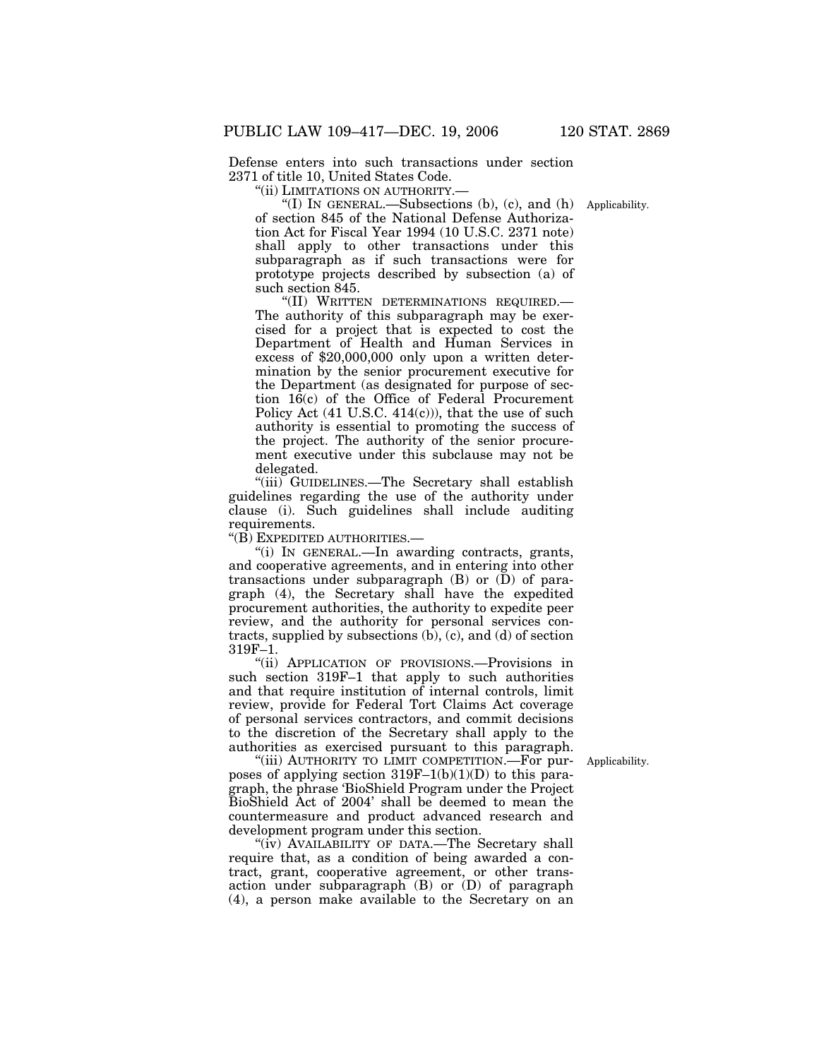Defense enters into such transactions under section 2371 of title 10, United States Code.

"(ii) LIMITATIONS ON AUTHORITY.—

"(I) IN GENERAL.—Subsections (b), (c), and (h) of section 845 of the National Defense Authorization Act for Fiscal Year 1994 (10 U.S.C. 2371 note) shall apply to other transactions under this subparagraph as if such transactions were for prototype projects described by subsection (a) of such section 845.

Applicability.

"(II) WRITTEN DETERMINATIONS REQUIRED.— The authority of this subparagraph may be exercised for a project that is expected to cost the Department of Health and Human Services in excess of $20,000,000 only upon a written determination by the senior procurement executive for the Department (as designated for purpose of section 16(c) of the Office of Federal Procurement Policy Act (41 U.S.C. 414(c))), that the use of such authority is essential to promoting the success of the project. The authority of the senior procurement executive under this subclause may not be delegated.

"(iii) GUIDELINES.—The Secretary shall establish guidelines regarding the use of the authority under clause (i). Such guidelines shall include auditing requirements.

"(B) EXPEDITED AUTHORITIES.—

"(i) IN GENERAL.—In awarding contracts, grants, and cooperative agreements, and in entering into other transactions under subparagraph (B) or (D) of paragraph (4), the Secretary shall have the expedited procurement authorities, the authority to expedite peer review, and the authority for personal services contracts, supplied by subsections (b), (c), and (d) of section 319F–1.

"(ii) APPLICATION OF PROVISIONS.—Provisions in such section 319F–1 that apply to such authorities and that require institution of internal controls, limit review, provide for Federal Tort Claims Act coverage of personal services contractors, and commit decisions to the discretion of the Secretary shall apply to the authorities as exercised pursuant to this paragraph.

"(iii) AUTHORITY TO LIMIT COMPETITION.—For purposes of applying section 319F–1(b)(1)(D) to this paragraph, the phrase 'BioShield Program under the Project BioShield Act of 2004' shall be deemed to mean the countermeasure and product advanced research and development program under this section.

Applicability.

"(iv) AVAILABILITY OF DATA.—The Secretary shall require that, as a condition of being awarded a contract, grant, cooperative agreement, or other transaction under subparagraph (B) or (D) of paragraph (4), a person make available to the Secretary on an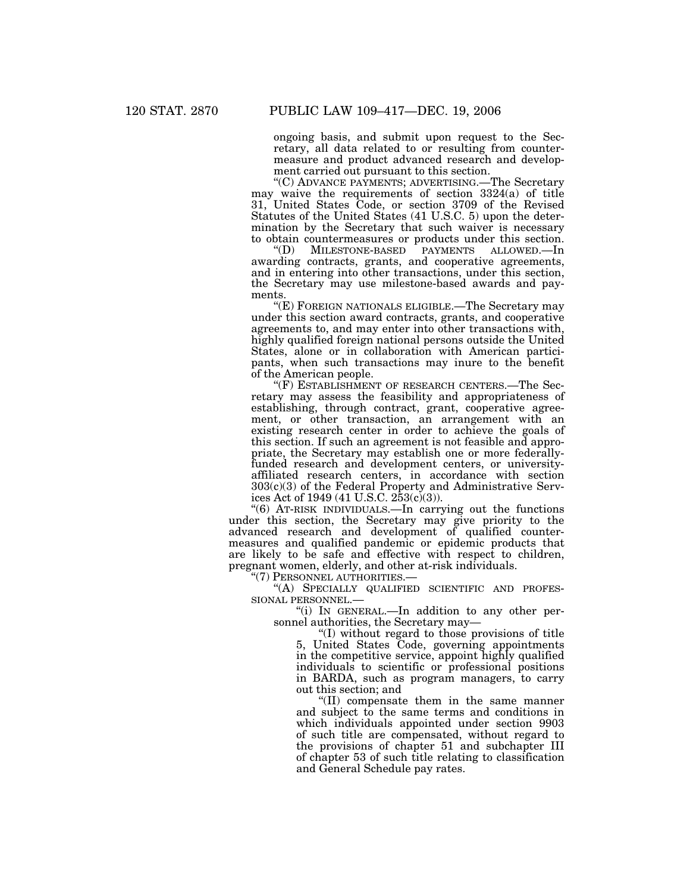ongoing basis, and submit upon request to the Secretary, all data related to or resulting from countermeasure and product advanced research and development carried out pursuant to this section.

"(C) ADVANCE PAYMENTS; ADVERTISING.—The Secretary may waive the requirements of section 3324(a) of title 31, United States Code, or section 3709 of the Revised Statutes of the United States (41 U.S.C. 5) upon the determination by the Secretary that such waiver is necessary to obtain countermeasures or products under this section.

"(D) MILESTONE-BASED PAYMENTS ALLOWED.—In awarding contracts, grants, and cooperative agreements, and in entering into other transactions, under this section, the Secretary may use milestone-based awards and payments.

"(E) FOREIGN NATIONALS ELIGIBLE.—The Secretary may under this section award contracts, grants, and cooperative agreements to, and may enter into other transactions with, highly qualified foreign national persons outside the United States, alone or in collaboration with American participants, when such transactions may inure to the benefit of the American people.

"(F) ESTABLISHMENT OF RESEARCH CENTERS.—The Secretary may assess the feasibility and appropriateness of establishing, through contract, grant, cooperative agreement, or other transaction, an arrangement with an existing research center in order to achieve the goals of this section. If such an agreement is not feasible and appropriate, the Secretary may establish one or more federally-funded research and development centers, or university-affiliated research centers, in accordance with section 303(c)(3) of the Federal Property and Administrative Services Act of 1949 (41 U.S.C. 253(c)(3)).

"(6) AT-RISK INDIVIDUALS.—In carrying out the functions under this section, the Secretary may give priority to the advanced research and development of qualified countermeasures and qualified pandemic or epidemic products that are likely to be safe and effective with respect to children, pregnant women, elderly, and other at-risk individuals.

"(7) PERSONNEL AUTHORITIES.—

"(A) SPECIALLY QUALIFIED SCIENTIFIC AND PROFESSIONAL PERSONNEL.—

"(i) IN GENERAL.—In addition to any other personnel authorities, the Secretary may—

"(I) without regard to those provisions of title 5, United States Code, governing appointments in the competitive service, appoint highly qualified individuals to scientific or professional positions in BARDA, such as program managers, to carry out this section; and

"(II) compensate them in the same manner and subject to the same terms and conditions in which individuals appointed under section 9903 of such title are compensated, without regard to the provisions of chapter 51 and subchapter III of chapter 53 of such title relating to classification and General Schedule pay rates.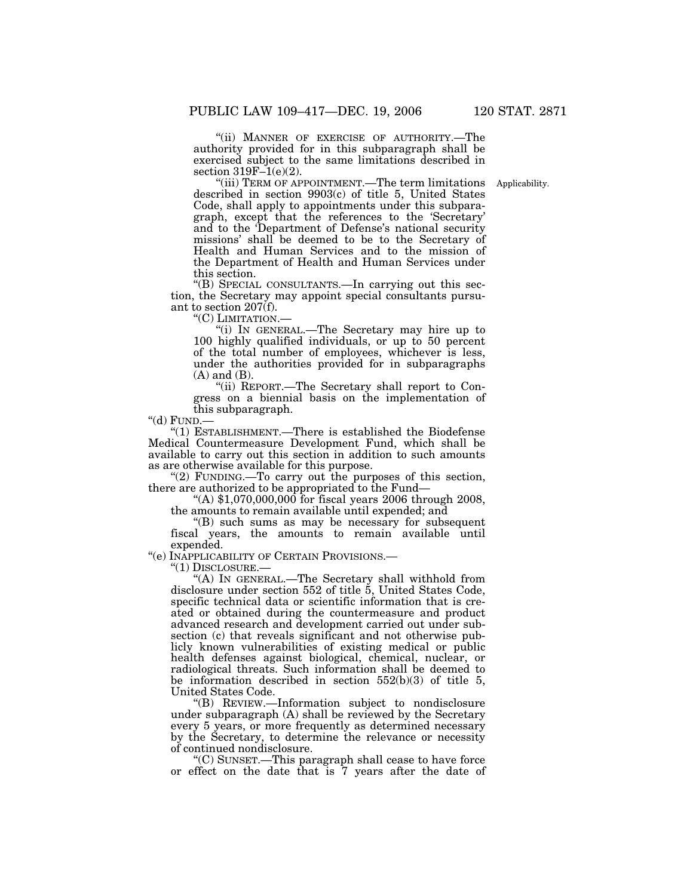“(ii) MANNER OF EXERCISE OF AUTHORITY.—The authority provided for in this subparagraph shall be exercised subject to the same limitations described in section 319F–1(e)(2).

“(iii) TERM OF APPOINTMENT.—The term limitations described in section 9903(c) of title 5, United States Code, shall apply to appointments under this subparagraph, except that the references to the ‘Secretary’ and to the ‘Department of Defense’s national security missions’ shall be deemed to be to the Secretary of Health and Human Services and to the mission of the Department of Health and Human Services under this section.

Applicability.

“(B) SPECIAL CONSULTANTS.—In carrying out this section, the Secretary may appoint special consultants pursuant to section 207(f).

“(C) LIMITATION.—

“(i) IN GENERAL.—The Secretary may hire up to 100 highly qualified individuals, or up to 50 percent of the total number of employees, whichever is less, under the authorities provided for in subparagraphs (A) and (B).

“(ii) REPORT.—The Secretary shall report to Congress on a biennial basis on the implementation of this subparagraph.

“(d) FUND.—

“(1) ESTABLISHMENT.—There is established the Biodefense Medical Countermeasure Development Fund, which shall be available to carry out this section in addition to such amounts as are otherwise available for this purpose.

“(2) FUNDING.—To carry out the purposes of this section, there are authorized to be appropriated to the Fund—

“(A) $1,070,000,000 for fiscal years 2006 through 2008, the amounts to remain available until expended; and

“(B) such sums as may be necessary for subsequent fiscal years, the amounts to remain available until expended.

“(e) INAPPLICABILITY OF CERTAIN PROVISIONS.—

“(1) DISCLOSURE.—

“(A) IN GENERAL.—The Secretary shall withhold from disclosure under section 552 of title 5, United States Code, specific technical data or scientific information that is created or obtained during the countermeasure and product advanced research and development carried out under subsection (c) that reveals significant and not otherwise publicly known vulnerabilities of existing medical or public health defenses against biological, chemical, nuclear, or radiological threats. Such information shall be deemed to be information described in section 552(b)(3) of title 5, United States Code.

“(B) REVIEW.—Information subject to nondisclosure under subparagraph (A) shall be reviewed by the Secretary every 5 years, or more frequently as determined necessary by the Secretary, to determine the relevance or necessity of continued nondisclosure.

“(C) SUNSET.—This paragraph shall cease to have force or effect on the date that is 7 years after the date of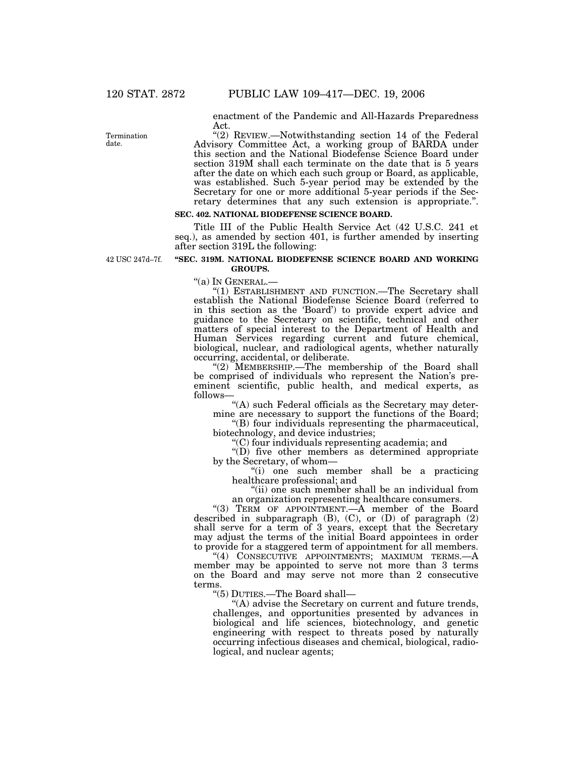enactment of the Pandemic and All-Hazards Preparedness Act.

Termination date.

"(2) REVIEW.—Notwithstanding section 14 of the Federal Advisory Committee Act, a working group of BARDA under this section and the National Biodefense Science Board under section 319M shall each terminate on the date that is 5 years after the date on which each such group or Board, as applicable, was established. Such 5-year period may be extended by the Secretary for one or more additional 5-year periods if the Secretary determines that any such extension is appropriate.".

**SEC. 402. NATIONAL BIODEFENSE SCIENCE BOARD.**

Title III of the Public Health Service Act (42 U.S.C. 241 et seq.), as amended by section 401, is further amended by inserting after section 319L the following:

42 USC 247d–7f.

**"SEC. 319M. NATIONAL BIODEFENSE SCIENCE BOARD AND WORKING GROUPS.**

"(a) IN GENERAL.—

"(1) ESTABLISHMENT AND FUNCTION.—The Secretary shall establish the National Biodefense Science Board (referred to in this section as the 'Board') to provide expert advice and guidance to the Secretary on scientific, technical and other matters of special interest to the Department of Health and Human Services regarding current and future chemical, biological, nuclear, and radiological agents, whether naturally occurring, accidental, or deliberate.

"(2) MEMBERSHIP.—The membership of the Board shall be comprised of individuals who represent the Nation's preeminent scientific, public health, and medical experts, as follows—

"(A) such Federal officials as the Secretary may determine are necessary to support the functions of the Board;

"(B) four individuals representing the pharmaceutical, biotechnology, and device industries;

"(C) four individuals representing academia; and

"(D) five other members as determined appropriate by the Secretary, of whom—

"(i) one such member shall be a practicing healthcare professional; and

"(ii) one such member shall be an individual from an organization representing healthcare consumers.

"(3) TERM OF APPOINTMENT.—A member of the Board described in subparagraph (B), (C), or (D) of paragraph (2) shall serve for a term of 3 years, except that the Secretary may adjust the terms of the initial Board appointees in order to provide for a staggered term of appointment for all members.

"(4) CONSECUTIVE APPOINTMENTS; MAXIMUM TERMS.—A member may be appointed to serve not more than 3 terms on the Board and may serve not more than 2 consecutive terms.

"(5) DUTIES.—The Board shall—

"(A) advise the Secretary on current and future trends, challenges, and opportunities presented by advances in biological and life sciences, biotechnology, and genetic engineering with respect to threats posed by naturally occurring infectious diseases and chemical, biological, radiological, and nuclear agents;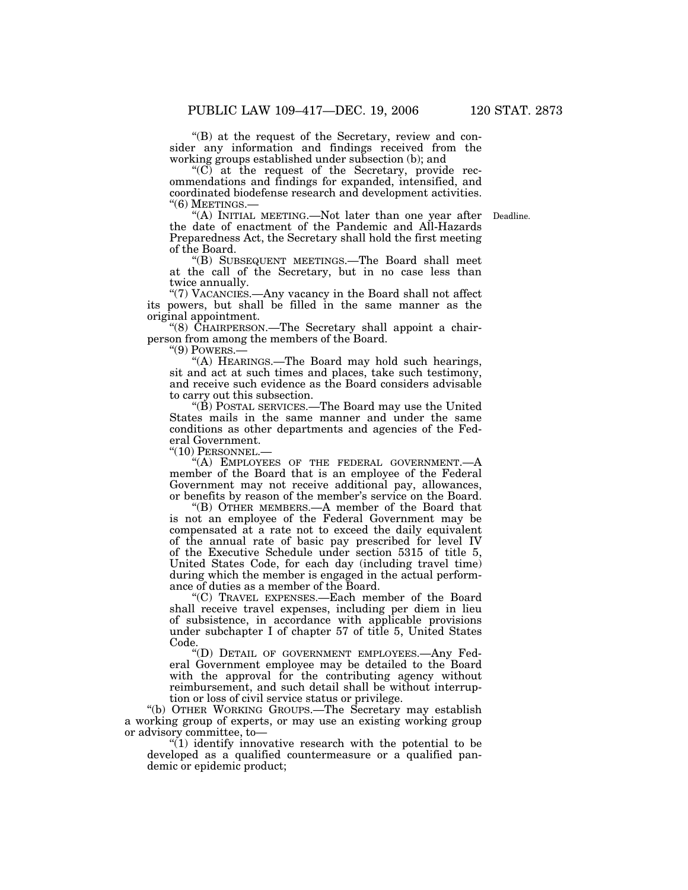"(B) at the request of the Secretary, review and consider any information and findings received from the working groups established under subsection (b); and

"(C) at the request of the Secretary, provide recommendations and findings for expanded, intensified, and coordinated biodefense research and development activities.

"(6) MEETINGS.—

"(A) INITIAL MEETING.—Not later than one year after the date of enactment of the Pandemic and All-Hazards Preparedness Act, the Secretary shall hold the first meeting of the Board.

Deadline.

"(B) SUBSEQUENT MEETINGS.—The Board shall meet at the call of the Secretary, but in no case less than twice annually.

"(7) VACANCIES.—Any vacancy in the Board shall not affect its powers, but shall be filled in the same manner as the original appointment.

"(8) CHAIRPERSON.—The Secretary shall appoint a chairperson from among the members of the Board.

"(9) POWERS.—

"(A) HEARINGS.—The Board may hold such hearings, sit and act at such times and places, take such testimony, and receive such evidence as the Board considers advisable to carry out this subsection.

"(B) POSTAL SERVICES.—The Board may use the United States mails in the same manner and under the same conditions as other departments and agencies of the Federal Government.

"(10) PERSONNEL.—

"(A) EMPLOYEES OF THE FEDERAL GOVERNMENT.—A member of the Board that is an employee of the Federal Government may not receive additional pay, allowances, or benefits by reason of the member's service on the Board.

"(B) OTHER MEMBERS.—A member of the Board that is not an employee of the Federal Government may be compensated at a rate not to exceed the daily equivalent of the annual rate of basic pay prescribed for level IV of the Executive Schedule under section 5315 of title 5, United States Code, for each day (including travel time) during which the member is engaged in the actual performance of duties as a member of the Board.

"(C) TRAVEL EXPENSES.—Each member of the Board shall receive travel expenses, including per diem in lieu of subsistence, in accordance with applicable provisions under subchapter I of chapter 57 of title 5, United States Code.

"(D) DETAIL OF GOVERNMENT EMPLOYEES.—Any Federal Government employee may be detailed to the Board with the approval for the contributing agency without reimbursement, and such detail shall be without interruption or loss of civil service status or privilege.

"(b) OTHER WORKING GROUPS.—The Secretary may establish a working group of experts, or may use an existing working group or advisory committee, to—

"(1) identify innovative research with the potential to be developed as a qualified countermeasure or a qualified pandemic or epidemic product;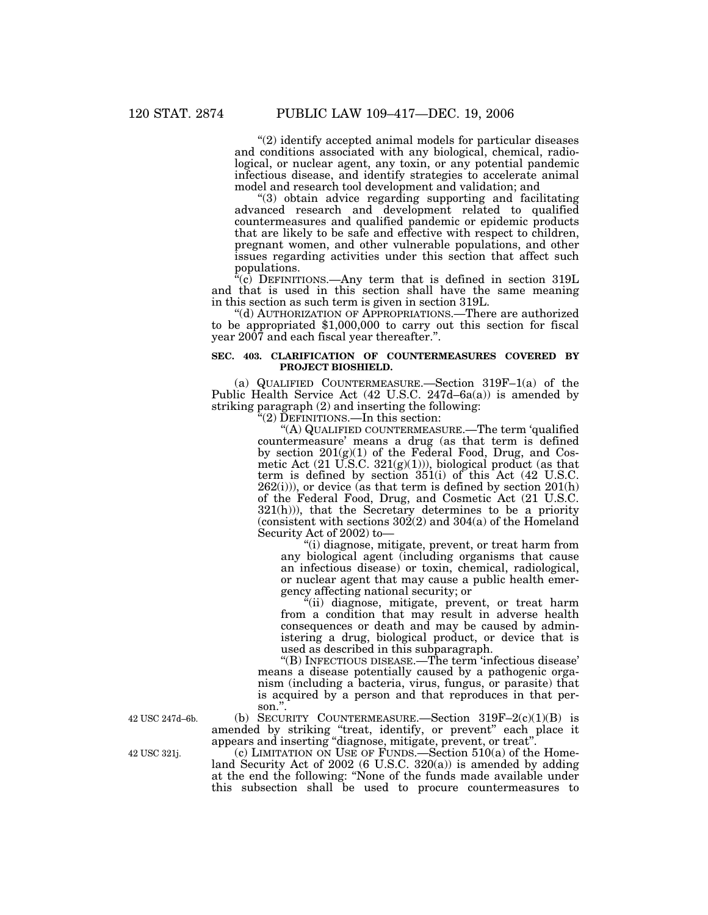"(2) identify accepted animal models for particular diseases and conditions associated with any biological, chemical, radiological, or nuclear agent, any toxin, or any potential pandemic infectious disease, and identify strategies to accelerate animal model and research tool development and validation; and

"(3) obtain advice regarding supporting and facilitating advanced research and development related to qualified countermeasures and qualified pandemic or epidemic products that are likely to be safe and effective with respect to children, pregnant women, and other vulnerable populations, and other issues regarding activities under this section that affect such populations.

"(c) DEFINITIONS.—Any term that is defined in section 319L and that is used in this section shall have the same meaning in this section as such term is given in section 319L.

"(d) AUTHORIZATION OF APPROPRIATIONS.—There are authorized to be appropriated $1,000,000 to carry out this section for fiscal year 2007 and each fiscal year thereafter.".

**SEC. 403. CLARIFICATION OF COUNTERMEASURES COVERED BY PROJECT BIOSHIELD.**

(a) QUALIFIED COUNTERMEASURE.—Section 319F–1(a) of the Public Health Service Act (42 U.S.C. 247d–6a(a)) is amended by striking paragraph (2) and inserting the following:

"(2) DEFINITIONS.—In this section:

"(A) QUALIFIED COUNTERMEASURE.—The term 'qualified countermeasure' means a drug (as that term is defined by section 201(g)(1) of the Federal Food, Drug, and Cosmetic Act (21 U.S.C. 321(g)(1))), biological product (as that term is defined by section 351(i) of this Act (42 U.S.C. 262(i))), or device (as that term is defined by section 201(h) of the Federal Food, Drug, and Cosmetic Act (21 U.S.C. 321(h))), that the Secretary determines to be a priority (consistent with sections 302(2) and 304(a) of the Homeland Security Act of 2002) to—

"(i) diagnose, mitigate, prevent, or treat harm from any biological agent (including organisms that cause an infectious disease) or toxin, chemical, radiological, or nuclear agent that may cause a public health emergency affecting national security; or

"(ii) diagnose, mitigate, prevent, or treat harm from a condition that may result in adverse health consequences or death and may be caused by administering a drug, biological product, or device that is used as described in this subparagraph.

"(B) INFECTIOUS DISEASE.—The term 'infectious disease' means a disease potentially caused by a pathogenic organism (including a bacteria, virus, fungus, or parasite) that is acquired by a person and that reproduces in that person.".

42 USC 247d–6b.

(b) SECURITY COUNTERMEASURE.—Section 319F–2(c)(1)(B) is amended by striking "treat, identify, or prevent" each place it appears and inserting "diagnose, mitigate, prevent, or treat".

42 USC 321j.

(c) LIMITATION ON USE OF FUNDS.—Section 510(a) of the Homeland Security Act of 2002 (6 U.S.C. 320(a)) is amended by adding at the end the following: "None of the funds made available under this subsection shall be used to procure countermeasures to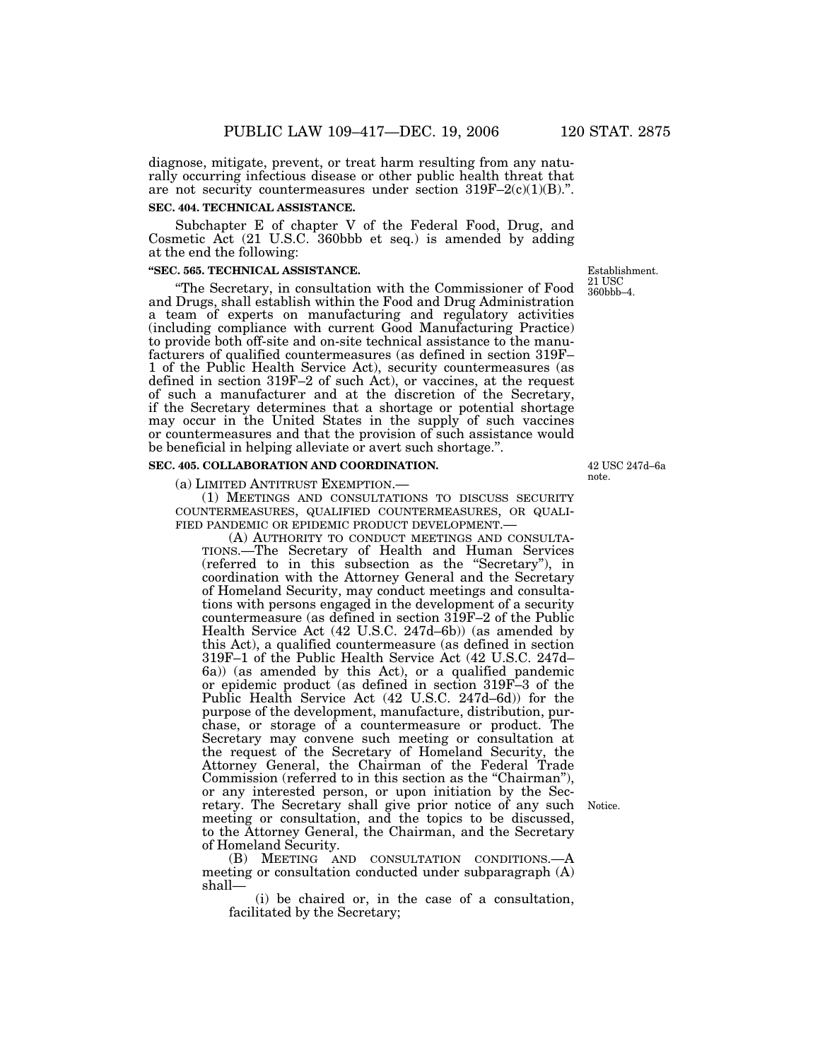diagnose, mitigate, prevent, or treat harm resulting from any naturally occurring infectious disease or other public health threat that are not security countermeasures under section 319F–2(c)(1)(B).".

**SEC. 404. TECHNICAL ASSISTANCE.**

Subchapter E of chapter V of the Federal Food, Drug, and Cosmetic Act (21 U.S.C. 360bbb et seq.) is amended by adding at the end the following:

**"SEC. 565. TECHNICAL ASSISTANCE.**

Establishment. 21 USC 360bbb–4.

"The Secretary, in consultation with the Commissioner of Food and Drugs, shall establish within the Food and Drug Administration a team of experts on manufacturing and regulatory activities (including compliance with current Good Manufacturing Practice) to provide both off-site and on-site technical assistance to the manufacturers of qualified countermeasures (as defined in section 319F–1 of the Public Health Service Act), security countermeasures (as defined in section 319F–2 of such Act), or vaccines, at the request of such a manufacturer and at the discretion of the Secretary, if the Secretary determines that a shortage or potential shortage may occur in the United States in the supply of such vaccines or countermeasures and that the provision of such assistance would be beneficial in helping alleviate or avert such shortage.".

**SEC. 405. COLLABORATION AND COORDINATION.**

42 USC 247d–6a note.

(a) LIMITED ANTITRUST EXEMPTION.—

(1) MEETINGS AND CONSULTATIONS TO DISCUSS SECURITY COUNTERMEASURES, QUALIFIED COUNTERMEASURES, OR QUALIFIED PANDEMIC OR EPIDEMIC PRODUCT DEVELOPMENT.—

(A) AUTHORITY TO CONDUCT MEETINGS AND CONSULTATIONS.—The Secretary of Health and Human Services (referred to in this subsection as the "Secretary"), in coordination with the Attorney General and the Secretary of Homeland Security, may conduct meetings and consultations with persons engaged in the development of a security countermeasure (as defined in section 319F–2 of the Public Health Service Act (42 U.S.C. 247d–6b)) (as amended by this Act), a qualified countermeasure (as defined in section 319F–1 of the Public Health Service Act (42 U.S.C. 247d–6a)) (as amended by this Act), or a qualified pandemic or epidemic product (as defined in section 319F–3 of the Public Health Service Act (42 U.S.C. 247d–6d)) for the purpose of the development, manufacture, distribution, purchase, or storage of a countermeasure or product. The Secretary may convene such meeting or consultation at the request of the Secretary of Homeland Security, the Attorney General, the Chairman of the Federal Trade Commission (referred to in this section as the "Chairman"), or any interested person, or upon initiation by the Secretary. The Secretary shall give prior notice of any such meeting or consultation, and the topics to be discussed, to the Attorney General, the Chairman, and the Secretary of Homeland Security.

Notice.

(B) MEETING AND CONSULTATION CONDITIONS.—A meeting or consultation conducted under subparagraph (A) shall—

(i) be chaired or, in the case of a consultation, facilitated by the Secretary;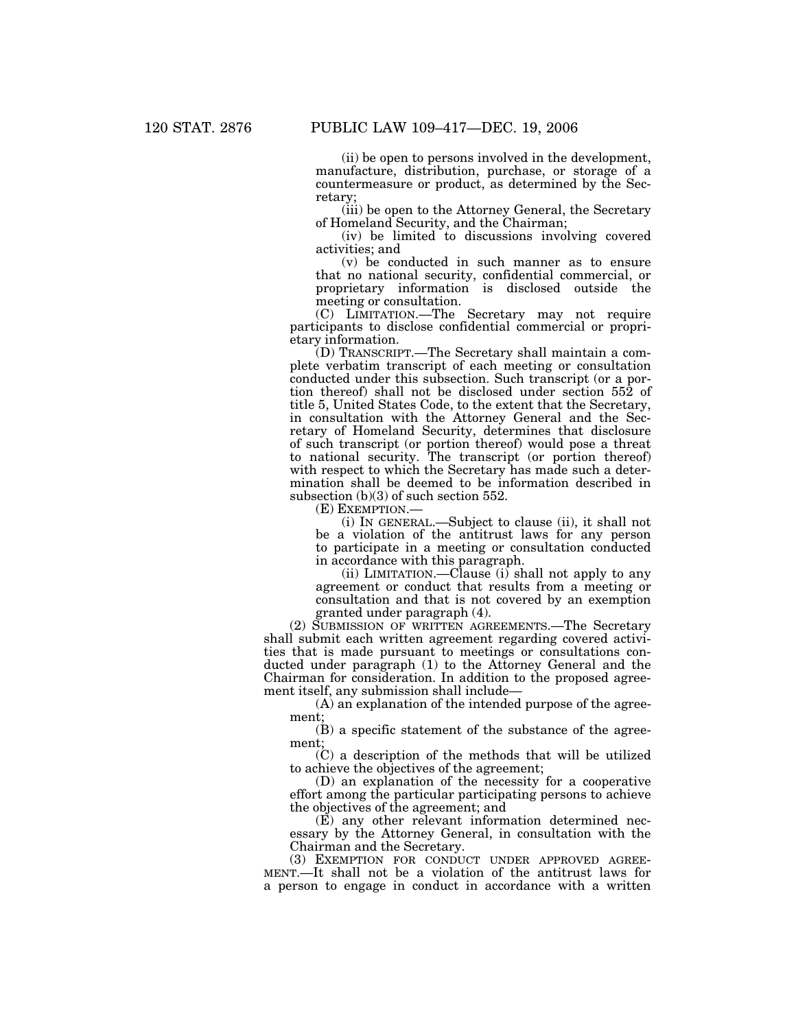(ii) be open to persons involved in the development, manufacture, distribution, purchase, or storage of a countermeasure or product, as determined by the Secretary;

(iii) be open to the Attorney General, the Secretary of Homeland Security, and the Chairman;

(iv) be limited to discussions involving covered activities; and

(v) be conducted in such manner as to ensure that no national security, confidential commercial, or proprietary information is disclosed outside the meeting or consultation.

(C) LIMITATION.—The Secretary may not require participants to disclose confidential commercial or proprietary information.

(D) TRANSCRIPT.—The Secretary shall maintain a complete verbatim transcript of each meeting or consultation conducted under this subsection. Such transcript (or a portion thereof) shall not be disclosed under section 552 of title 5, United States Code, to the extent that the Secretary, in consultation with the Attorney General and the Secretary of Homeland Security, determines that disclosure of such transcript (or portion thereof) would pose a threat to national security. The transcript (or portion thereof) with respect to which the Secretary has made such a determination shall be deemed to be information described in subsection (b)(3) of such section 552.

(E) EXEMPTION.—

(i) IN GENERAL.—Subject to clause (ii), it shall not be a violation of the antitrust laws for any person to participate in a meeting or consultation conducted in accordance with this paragraph.

(ii) LIMITATION.—Clause (i) shall not apply to any agreement or conduct that results from a meeting or consultation and that is not covered by an exemption granted under paragraph (4).

(2) SUBMISSION OF WRITTEN AGREEMENTS.—The Secretary shall submit each written agreement regarding covered activities that is made pursuant to meetings or consultations conducted under paragraph (1) to the Attorney General and the Chairman for consideration. In addition to the proposed agreement itself, any submission shall include—

(A) an explanation of the intended purpose of the agreement;

(B) a specific statement of the substance of the agreement;

(C) a description of the methods that will be utilized to achieve the objectives of the agreement;

(D) an explanation of the necessity for a cooperative effort among the particular participating persons to achieve the objectives of the agreement; and

(E) any other relevant information determined necessary by the Attorney General, in consultation with the Chairman and the Secretary.

(3) EXEMPTION FOR CONDUCT UNDER APPROVED AGREEMENT.—It shall not be a violation of the antitrust laws for a person to engage in conduct in accordance with a written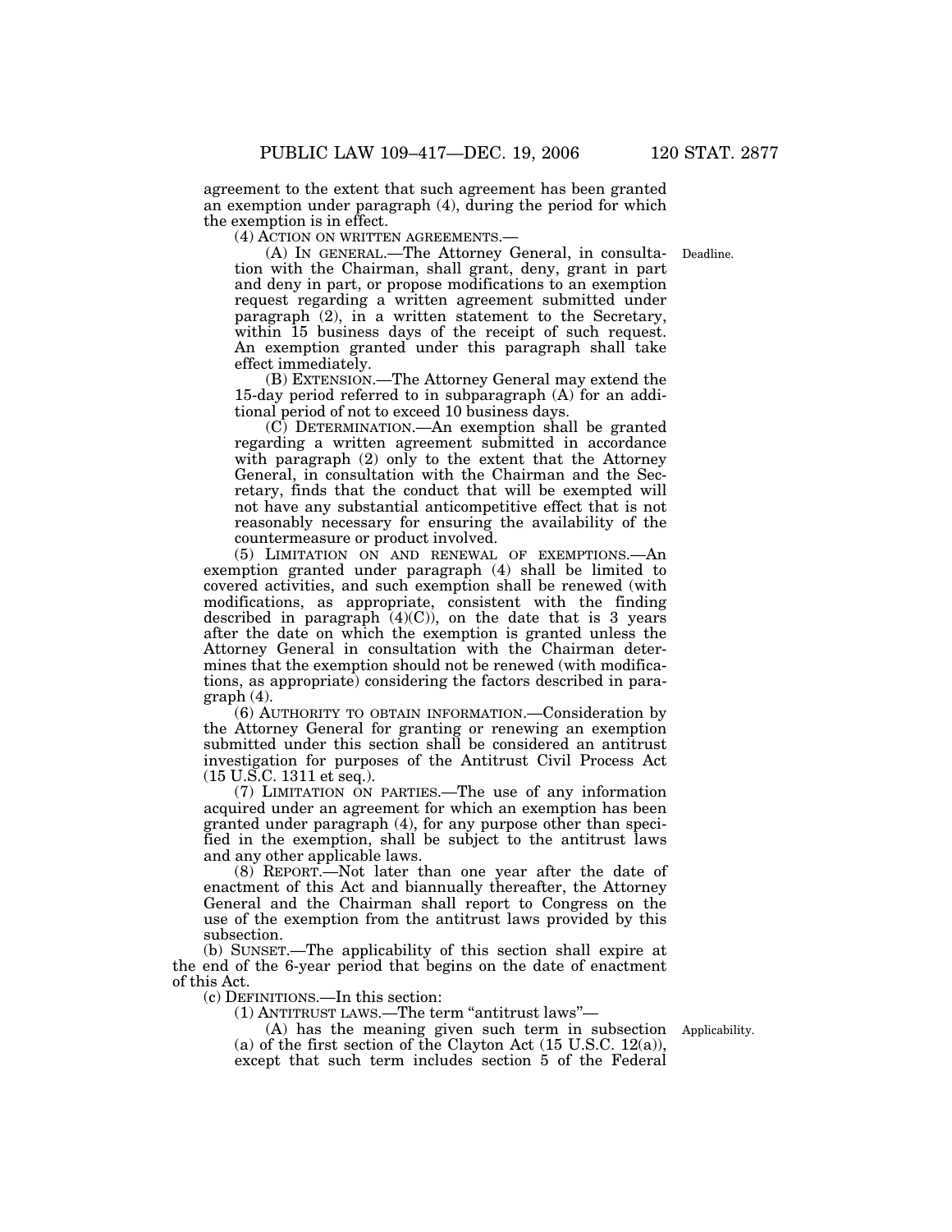agreement to the extent that such agreement has been granted an exemption under paragraph (4), during the period for which the exemption is in effect.

(4) ACTION ON WRITTEN AGREEMENTS.—

(A) IN GENERAL.—The Attorney General, in consultation with the Chairman, shall grant, deny, grant in part and deny in part, or propose modifications to an exemption request regarding a written agreement submitted under paragraph (2), in a written statement to the Secretary, within 15 business days of the receipt of such request. An exemption granted under this paragraph shall take effect immediately.

Deadline.

(B) EXTENSION.—The Attorney General may extend the 15-day period referred to in subparagraph (A) for an additional period of not to exceed 10 business days.

(C) DETERMINATION.—An exemption shall be granted regarding a written agreement submitted in accordance with paragraph (2) only to the extent that the Attorney General, in consultation with the Chairman and the Secretary, finds that the conduct that will be exempted will not have any substantial anticompetitive effect that is not reasonably necessary for ensuring the availability of the countermeasure or product involved.

(5) LIMITATION ON AND RENEWAL OF EXEMPTIONS.—An exemption granted under paragraph (4) shall be limited to covered activities, and such exemption shall be renewed (with modifications, as appropriate, consistent with the finding described in paragraph (4)(C)), on the date that is 3 years after the date on which the exemption is granted unless the Attorney General in consultation with the Chairman determines that the exemption should not be renewed (with modifications, as appropriate) considering the factors described in paragraph (4).

(6) AUTHORITY TO OBTAIN INFORMATION.—Consideration by the Attorney General for granting or renewing an exemption submitted under this section shall be considered an antitrust investigation for purposes of the Antitrust Civil Process Act (15 U.S.C. 1311 et seq.).

(7) LIMITATION ON PARTIES.—The use of any information acquired under an agreement for which an exemption has been granted under paragraph (4), for any purpose other than specified in the exemption, shall be subject to the antitrust laws and any other applicable laws.

(8) REPORT.—Not later than one year after the date of enactment of this Act and biannually thereafter, the Attorney General and the Chairman shall report to Congress on the use of the exemption from the antitrust laws provided by this subsection.

(b) SUNSET.—The applicability of this section shall expire at the end of the 6-year period that begins on the date of enactment of this Act.

(c) DEFINITIONS.—In this section:

(1) ANTITRUST LAWS.—The term "antitrust laws"—

Applicability.

(A) has the meaning given such term in subsection (a) of the first section of the Clayton Act (15 U.S.C. 12(a)), except that such term includes section 5 of the Federal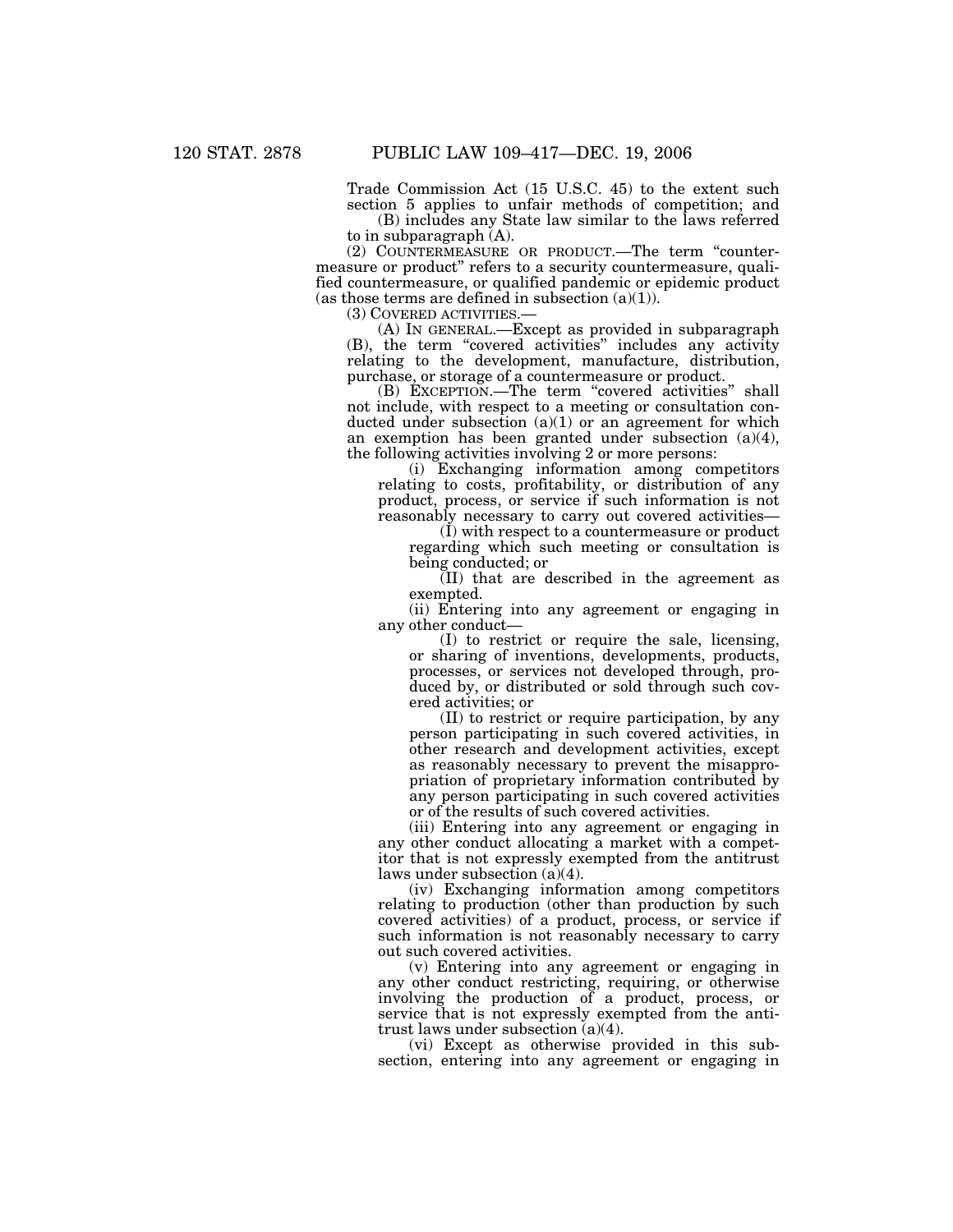Trade Commission Act (15 U.S.C. 45) to the extent such section 5 applies to unfair methods of competition; and

(B) includes any State law similar to the laws referred to in subparagraph (A).

(2) COUNTERMEASURE OR PRODUCT.—The term "countermeasure or product" refers to a security countermeasure, qualified countermeasure, or qualified pandemic or epidemic product (as those terms are defined in subsection (a)(1)).

(3) COVERED ACTIVITIES.—

(A) IN GENERAL.—Except as provided in subparagraph (B), the term "covered activities" includes any activity relating to the development, manufacture, distribution, purchase, or storage of a countermeasure or product.

(B) EXCEPTION.—The term "covered activities" shall not include, with respect to a meeting or consultation conducted under subsection (a)(1) or an agreement for which an exemption has been granted under subsection (a)(4), the following activities involving 2 or more persons:

(i) Exchanging information among competitors relating to costs, profitability, or distribution of any product, process, or service if such information is not reasonably necessary to carry out covered activities—

(I) with respect to a countermeasure or product regarding which such meeting or consultation is being conducted; or

(II) that are described in the agreement as exempted.

(ii) Entering into any agreement or engaging in any other conduct—

(I) to restrict or require the sale, licensing, or sharing of inventions, developments, products, processes, or services not developed through, produced by, or distributed or sold through such covered activities; or

(II) to restrict or require participation, by any person participating in such covered activities, in other research and development activities, except as reasonably necessary to prevent the misappropriation of proprietary information contributed by any person participating in such covered activities or of the results of such covered activities.

(iii) Entering into any agreement or engaging in any other conduct allocating a market with a competitor that is not expressly exempted from the antitrust laws under subsection (a)(4).

(iv) Exchanging information among competitors relating to production (other than production by such covered activities) of a product, process, or service if such information is not reasonably necessary to carry out such covered activities.

(v) Entering into any agreement or engaging in any other conduct restricting, requiring, or otherwise involving the production of a product, process, or service that is not expressly exempted from the antitrust laws under subsection (a)(4).

(vi) Except as otherwise provided in this subsection, entering into any agreement or engaging in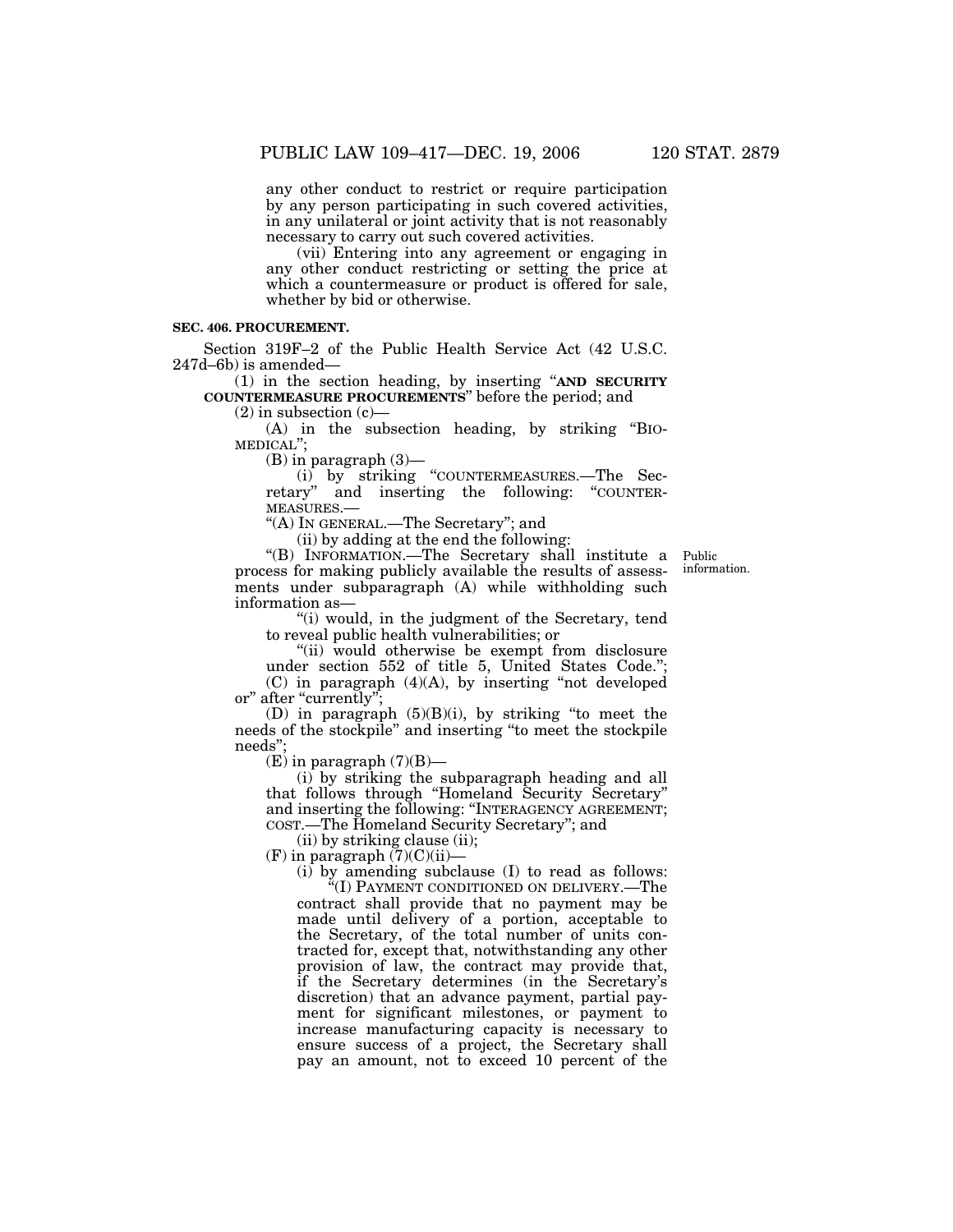any other conduct to restrict or require participation by any person participating in such covered activities, in any unilateral or joint activity that is not reasonably necessary to carry out such covered activities.

(vii) Entering into any agreement or engaging in any other conduct restricting or setting the price at which a countermeasure or product is offered for sale, whether by bid or otherwise.

**SEC. 406. PROCUREMENT.**

Section 319F–2 of the Public Health Service Act (42 U.S.C. 247d–6b) is amended—

(1) in the section heading, by inserting "**AND SECURITY COUNTERMEASURE PROCUREMENTS**" before the period; and

(2) in subsection (c)—

(A) in the subsection heading, by striking "BIOMEDICAL";

(B) in paragraph (3)—

(i) by striking "COUNTERMEASURES.—The Secretary" and inserting the following: "COUNTERMEASURES.—

"(A) IN GENERAL.—The Secretary"; and

(ii) by adding at the end the following:

"(B) INFORMATION.—The Secretary shall institute a process for making publicly available the results of assessments under subparagraph (A) while withholding such information as—

Public information.

"(i) would, in the judgment of the Secretary, tend to reveal public health vulnerabilities; or

"(ii) would otherwise be exempt from disclosure under section 552 of title 5, United States Code.";

(C) in paragraph (4)(A), by inserting "not developed or" after "currently";

(D) in paragraph (5)(B)(i), by striking "to meet the needs of the stockpile" and inserting "to meet the stockpile needs";

(E) in paragraph (7)(B)—

(i) by striking the subparagraph heading and all that follows through "Homeland Security Secretary" and inserting the following: "INTERAGENCY AGREEMENT; COST.—The Homeland Security Secretary"; and

(ii) by striking clause (ii);

(F) in paragraph (7)(C)(ii)—

(i) by amending subclause (I) to read as follows:

"(I) PAYMENT CONDITIONED ON DELIVERY.—The contract shall provide that no payment may be made until delivery of a portion, acceptable to the Secretary, of the total number of units contracted for, except that, notwithstanding any other provision of law, the contract may provide that, if the Secretary determines (in the Secretary's discretion) that an advance payment, partial payment for significant milestones, or payment to increase manufacturing capacity is necessary to ensure success of a project, the Secretary shall pay an amount, not to exceed 10 percent of the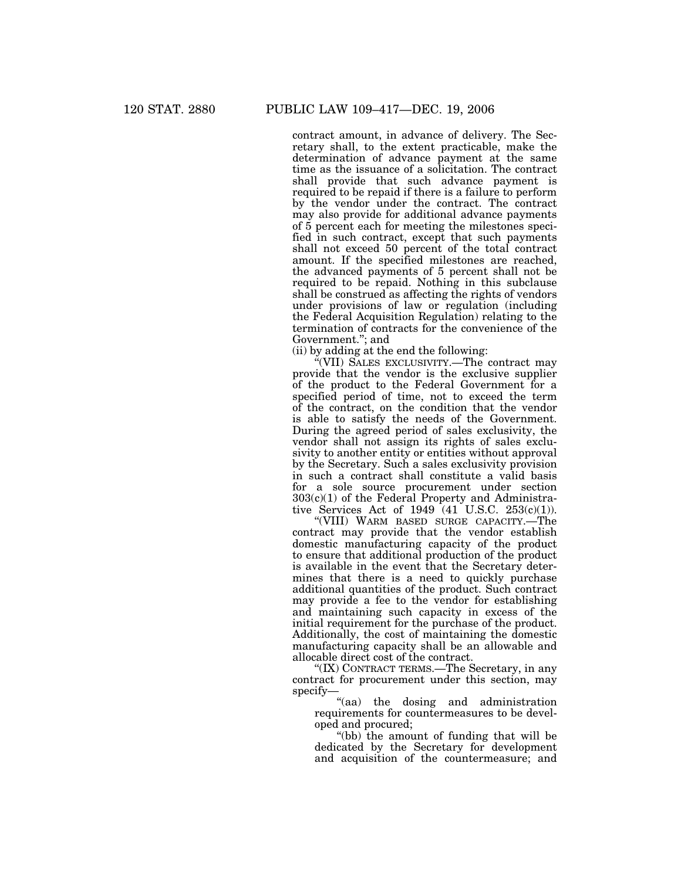contract amount, in advance of delivery. The Secretary shall, to the extent practicable, make the determination of advance payment at the same time as the issuance of a solicitation. The contract shall provide that such advance payment is required to be repaid if there is a failure to perform by the vendor under the contract. The contract may also provide for additional advance payments of 5 percent each for meeting the milestones specified in such contract, except that such payments shall not exceed 50 percent of the total contract amount. If the specified milestones are reached, the advanced payments of 5 percent shall not be required to be repaid. Nothing in this subclause shall be construed as affecting the rights of vendors under provisions of law or regulation (including the Federal Acquisition Regulation) relating to the termination of contracts for the convenience of the Government.''; and

(ii) by adding at the end the following:

''(VII) SALES EXCLUSIVITY.—The contract may provide that the vendor is the exclusive supplier of the product to the Federal Government for a specified period of time, not to exceed the term of the contract, on the condition that the vendor is able to satisfy the needs of the Government. During the agreed period of sales exclusivity, the vendor shall not assign its rights of sales exclusivity to another entity or entities without approval by the Secretary. Such a sales exclusivity provision in such a contract shall constitute a valid basis for a sole source procurement under section 303(c)(1) of the Federal Property and Administrative Services Act of 1949 (41 U.S.C. 253(c)(1)).

''(VIII) WARM BASED SURGE CAPACITY.—The contract may provide that the vendor establish domestic manufacturing capacity of the product to ensure that additional production of the product is available in the event that the Secretary determines that there is a need to quickly purchase additional quantities of the product. Such contract may provide a fee to the vendor for establishing and maintaining such capacity in excess of the initial requirement for the purchase of the product. Additionally, the cost of maintaining the domestic manufacturing capacity shall be an allowable and allocable direct cost of the contract.

''(IX) CONTRACT TERMS.—The Secretary, in any contract for procurement under this section, may specify—

''(aa) the dosing and administration requirements for countermeasures to be developed and procured;

''(bb) the amount of funding that will be dedicated by the Secretary for development and acquisition of the countermeasure; and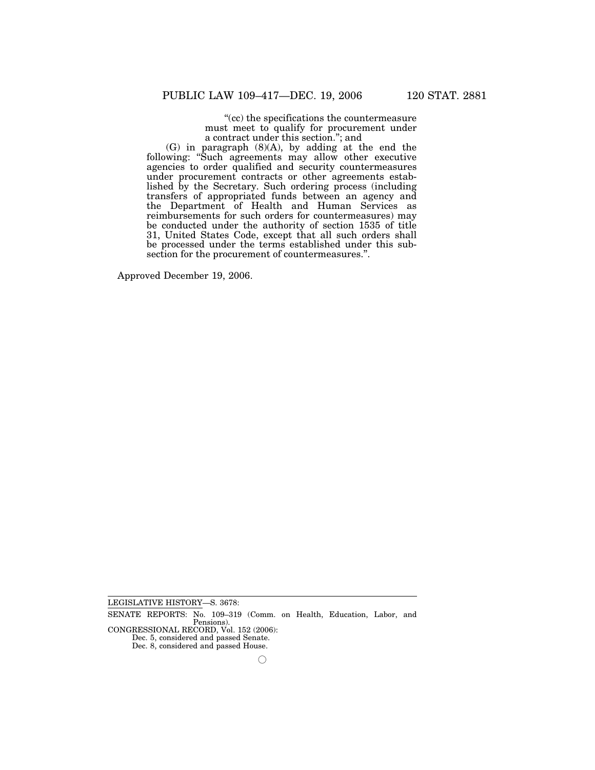"(cc) the specifications the countermeasure must meet to qualify for procurement under a contract under this section."; and

(G) in paragraph (8)(A), by adding at the end the following: "Such agreements may allow other executive agencies to order qualified and security countermeasures under procurement contracts or other agreements established by the Secretary. Such ordering process (including transfers of appropriated funds between an agency and the Department of Health and Human Services as reimbursements for such orders for countermeasures) may be conducted under the authority of section 1535 of title 31, United States Code, except that all such orders shall be processed under the terms established under this subsection for the procurement of countermeasures.".

Approved December 19, 2006.

---

LEGISLATIVE HISTORY—S. 3678:

SENATE REPORTS: No. 109–319 (Comm. on Health, Education, Labor, and Pensions).

CONGRESSIONAL RECORD, Vol. 152 (2006):

Dec. 5, considered and passed Senate.

Dec. 8, considered and passed House.